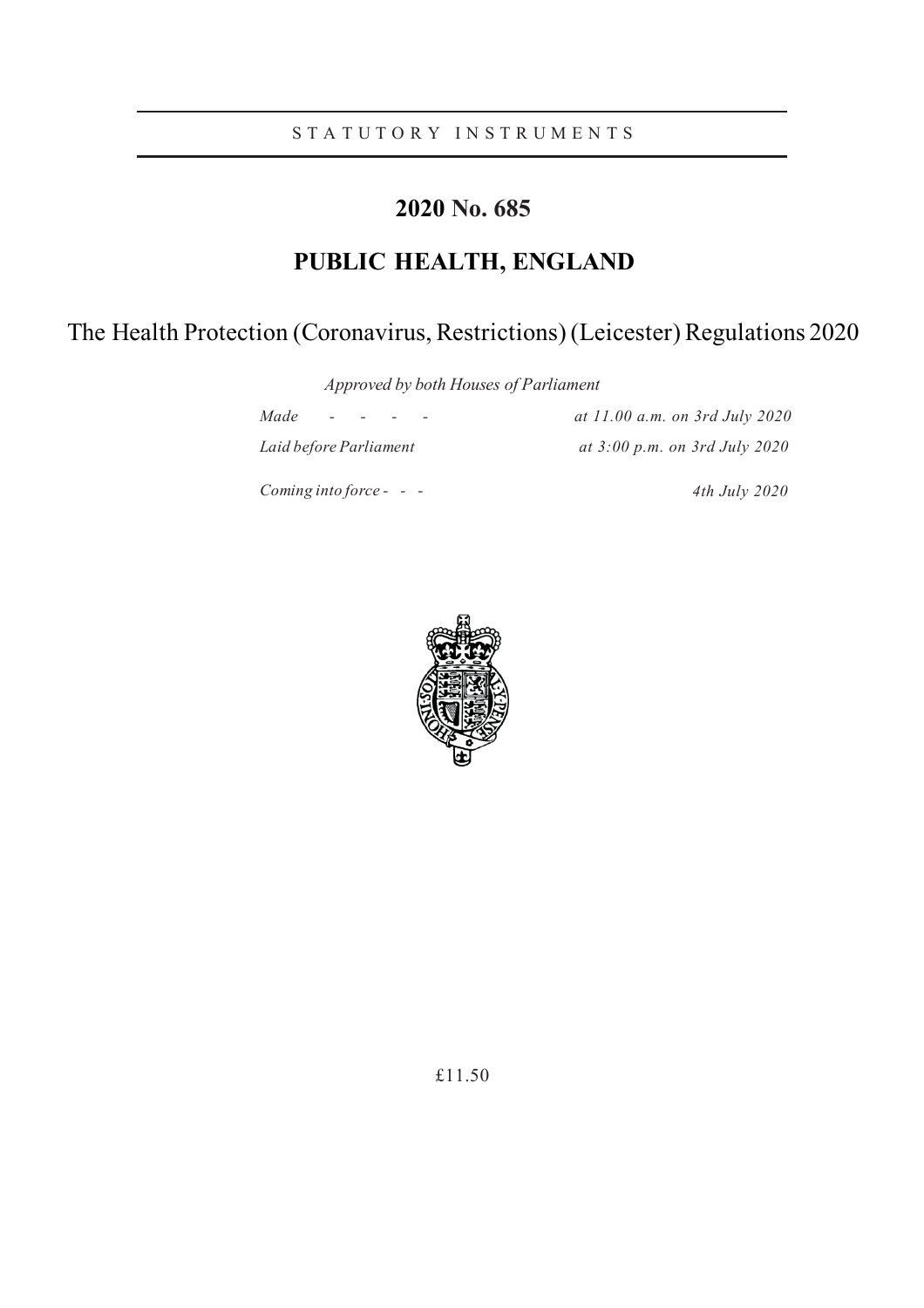STATUTORY INSTRUMENTS

# 2020 No. 685

# PUBLIC HEALTH, ENGLAND

## The Health Protection (Coronavirus, Restrictions) (Leicester) Regulations 2020

*Approved by both Houses of Parliament*

| | |
|---|---|
| *Made - - - -* | *at 11.00 a.m. on 3rd July 2020* |
| *Laid before Parliament* | *at 3:00 p.m. on 3rd July 2020* |
| *Coming into force - - -* | *4th July 2020* |

£11.50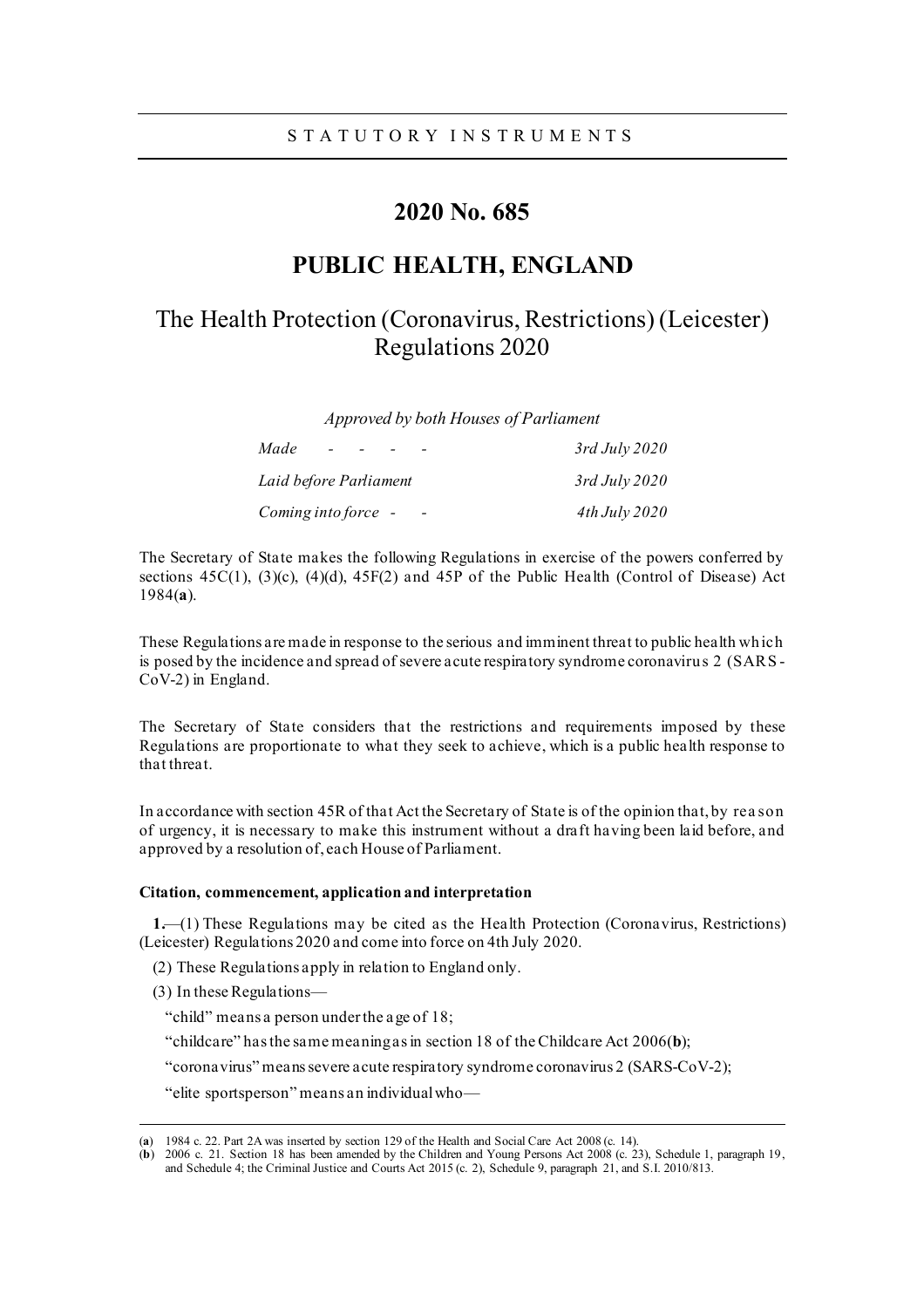STATUTORY INSTRUMENTS

# 2020 No. 685

# PUBLIC HEALTH, ENGLAND

## The Health Protection (Coronavirus, Restrictions) (Leicester) Regulations 2020

*Approved by both Houses of Parliament*

| | |
|---|---|
| *Made - - - -* | *3rd July 2020* |
| *Laid before Parliament* | *3rd July 2020* |
| *Coming into force - -* | *4th July 2020* |

The Secretary of State makes the following Regulations in exercise of the powers conferred by sections 45C(1), (3)(c), (4)(d), 45F(2) and 45P of the Public Health (Control of Disease) Act 1984(**a**).

These Regulations are made in response to the serious and imminent threat to public health which is posed by the incidence and spread of severe acute respiratory syndrome coronavirus 2 (SARS-CoV-2) in England.

The Secretary of State considers that the restrictions and requirements imposed by these Regulations are proportionate to what they seek to achieve, which is a public health response to that threat.

In accordance with section 45R of that Act the Secretary of State is of the opinion that, by reason of urgency, it is necessary to make this instrument without a draft having been laid before, and approved by a resolution of, each House of Parliament.

**Citation, commencement, application and interpretation**

**1.**—(1) These Regulations may be cited as the Health Protection (Coronavirus, Restrictions) (Leicester) Regulations 2020 and come into force on 4th July 2020.

(2) These Regulations apply in relation to England only.

(3) In these Regulations—

"child" means a person under the age of 18;

"childcare" has the same meaning as in section 18 of the Childcare Act 2006(**b**);

"coronavirus" means severe acute respiratory syndrome coronavirus 2 (SARS-CoV-2);

"elite sportsperson" means an individual who—

---

(**a**) 1984 c. 22. Part 2A was inserted by section 129 of the Health and Social Care Act 2008 (c. 14).

(**b**) 2006 c. 21. Section 18 has been amended by the Children and Young Persons Act 2008 (c. 23), Schedule 1, paragraph 19, and Schedule 4; the Criminal Justice and Courts Act 2015 (c. 2), Schedule 9, paragraph 21, and S.I. 2010/813.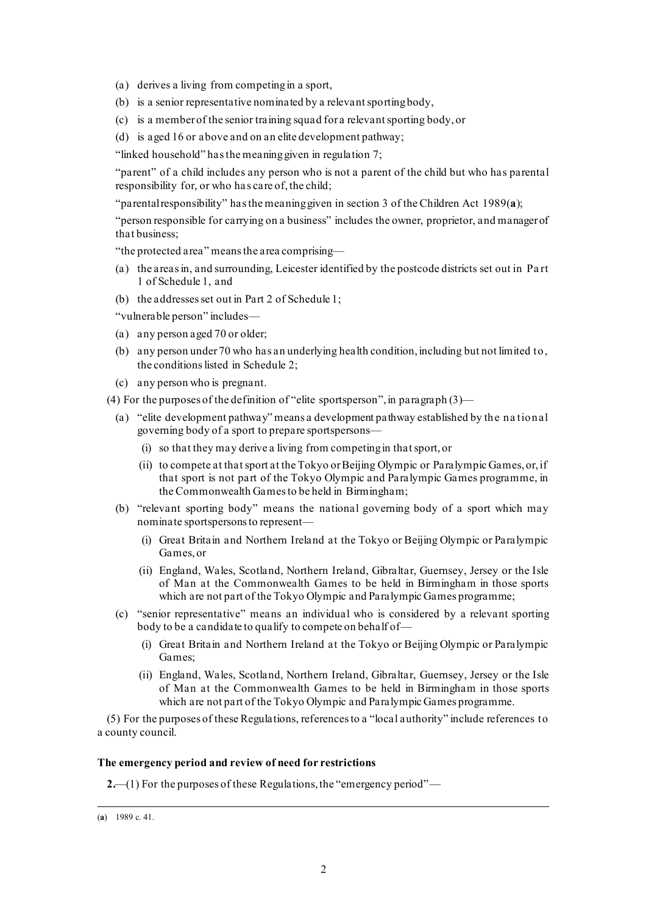(a) derives a living from competing in a sport,

(b) is a senior representative nominated by a relevant sporting body,

(c) is a member of the senior training squad for a relevant sporting body, or

(d) is aged 16 or above and on an elite development pathway;

"linked household" has the meaning given in regulation 7;

"parent" of a child includes any person who is not a parent of the child but who has parental responsibility for, or who has care of, the child;

"parental responsibility" has the meaning given in section 3 of the Children Act 1989(**a**);

"person responsible for carrying on a business" includes the owner, proprietor, and manager of that business;

"the protected area" means the area comprising—

(a) the areas in, and surrounding, Leicester identified by the postcode districts set out in Part 1 of Schedule 1, and

(b) the addresses set out in Part 2 of Schedule 1;

"vulnerable person" includes—

(a) any person aged 70 or older;

(b) any person under 70 who has an underlying health condition, including but not limited to, the conditions listed in Schedule 2;

(c) any person who is pregnant.

(4) For the purposes of the definition of "elite sportsperson", in paragraph (3)—

(a) "elite development pathway" means a development pathway established by the national governing body of a sport to prepare sportspersons—

(i) so that they may derive a living from competing in that sport, or

(ii) to compete at that sport at the Tokyo or Beijing Olympic or Paralympic Games, or, if that sport is not part of the Tokyo Olympic and Paralympic Games programme, in the Commonwealth Games to be held in Birmingham;

(b) "relevant sporting body" means the national governing body of a sport which may nominate sportspersons to represent—

(i) Great Britain and Northern Ireland at the Tokyo or Beijing Olympic or Paralympic Games, or

(ii) England, Wales, Scotland, Northern Ireland, Gibraltar, Guernsey, Jersey or the Isle of Man at the Commonwealth Games to be held in Birmingham in those sports which are not part of the Tokyo Olympic and Paralympic Games programme;

(c) "senior representative" means an individual who is considered by a relevant sporting body to be a candidate to qualify to compete on behalf of—

(i) Great Britain and Northern Ireland at the Tokyo or Beijing Olympic or Paralympic Games;

(ii) England, Wales, Scotland, Northern Ireland, Gibraltar, Guernsey, Jersey or the Isle of Man at the Commonwealth Games to be held in Birmingham in those sports which are not part of the Tokyo Olympic and Paralympic Games programme.

(5) For the purposes of these Regulations, references to a "local authority" include references to a county council.

**The emergency period and review of need for restrictions**

**2.**—(1) For the purposes of these Regulations, the "emergency period"—

(**a**) 1989 c. 41.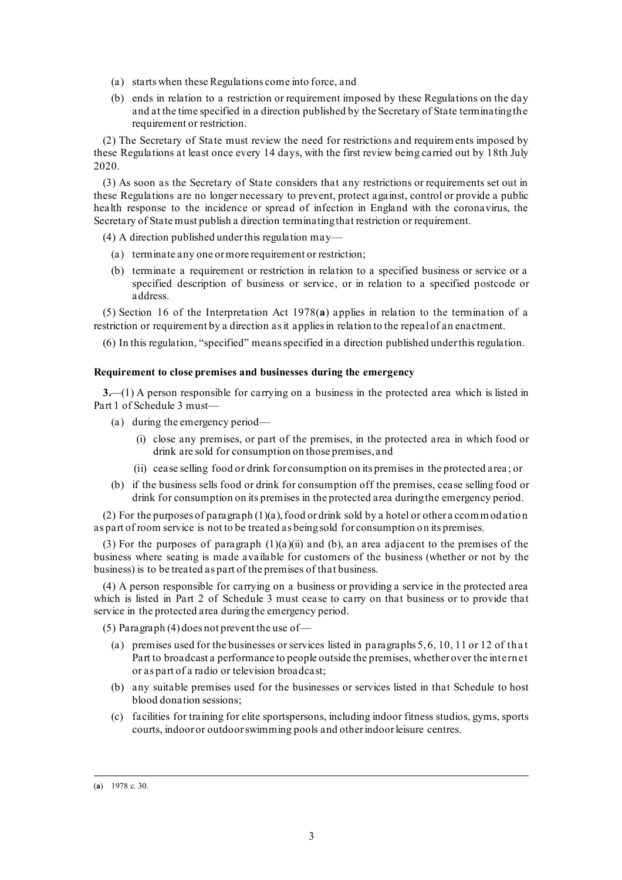(a) starts when these Regulations come into force, and

(b) ends in relation to a restriction or requirement imposed by these Regulations on the day and at the time specified in a direction published by the Secretary of State terminating the requirement or restriction.

(2) The Secretary of State must review the need for restrictions and requirements imposed by these Regulations at least once every 14 days, with the first review being carried out by 18th July 2020.

(3) As soon as the Secretary of State considers that any restrictions or requirements set out in these Regulations are no longer necessary to prevent, protect against, control or provide a public health response to the incidence or spread of infection in England with the coronavirus, the Secretary of State must publish a direction terminating that restriction or requirement.

(4) A direction published under this regulation may—

(a) terminate any one or more requirement or restriction;

(b) terminate a requirement or restriction in relation to a specified business or service or a specified description of business or service, or in relation to a specified postcode or address.

(5) Section 16 of the Interpretation Act 1978(**a**) applies in relation to the termination of a restriction or requirement by a direction as it applies in relation to the repeal of an enactment.

(6) In this regulation, "specified" means specified in a direction published under this regulation.

**Requirement to close premises and businesses during the emergency**

**3.**—(1) A person responsible for carrying on a business in the protected area which is listed in Part 1 of Schedule 3 must—

(a) during the emergency period—

(i) close any premises, or part of the premises, in the protected area in which food or drink are sold for consumption on those premises, and

(ii) cease selling food or drink for consumption on its premises in the protected area; or

(b) if the business sells food or drink for consumption off the premises, cease selling food or drink for consumption on its premises in the protected area during the emergency period.

(2) For the purposes of paragraph (1)(a), food or drink sold by a hotel or other accommodation as part of room service is not to be treated as being sold for consumption on its premises.

(3) For the purposes of paragraph (1)(a)(ii) and (b), an area adjacent to the premises of the business where seating is made available for customers of the business (whether or not by the business) is to be treated as part of the premises of that business.

(4) A person responsible for carrying on a business or providing a service in the protected area which is listed in Part 2 of Schedule 3 must cease to carry on that business or to provide that service in the protected area during the emergency period.

(5) Paragraph (4) does not prevent the use of—

(a) premises used for the businesses or services listed in paragraphs 5, 6, 10, 11 or 12 of that Part to broadcast a performance to people outside the premises, whether over the internet or as part of a radio or television broadcast;

(b) any suitable premises used for the businesses or services listed in that Schedule to host blood donation sessions;

(c) facilities for training for elite sportspersons, including indoor fitness studios, gyms, sports courts, indoor or outdoor swimming pools and other indoor leisure centres.

---

(**a**) 1978 c. 30.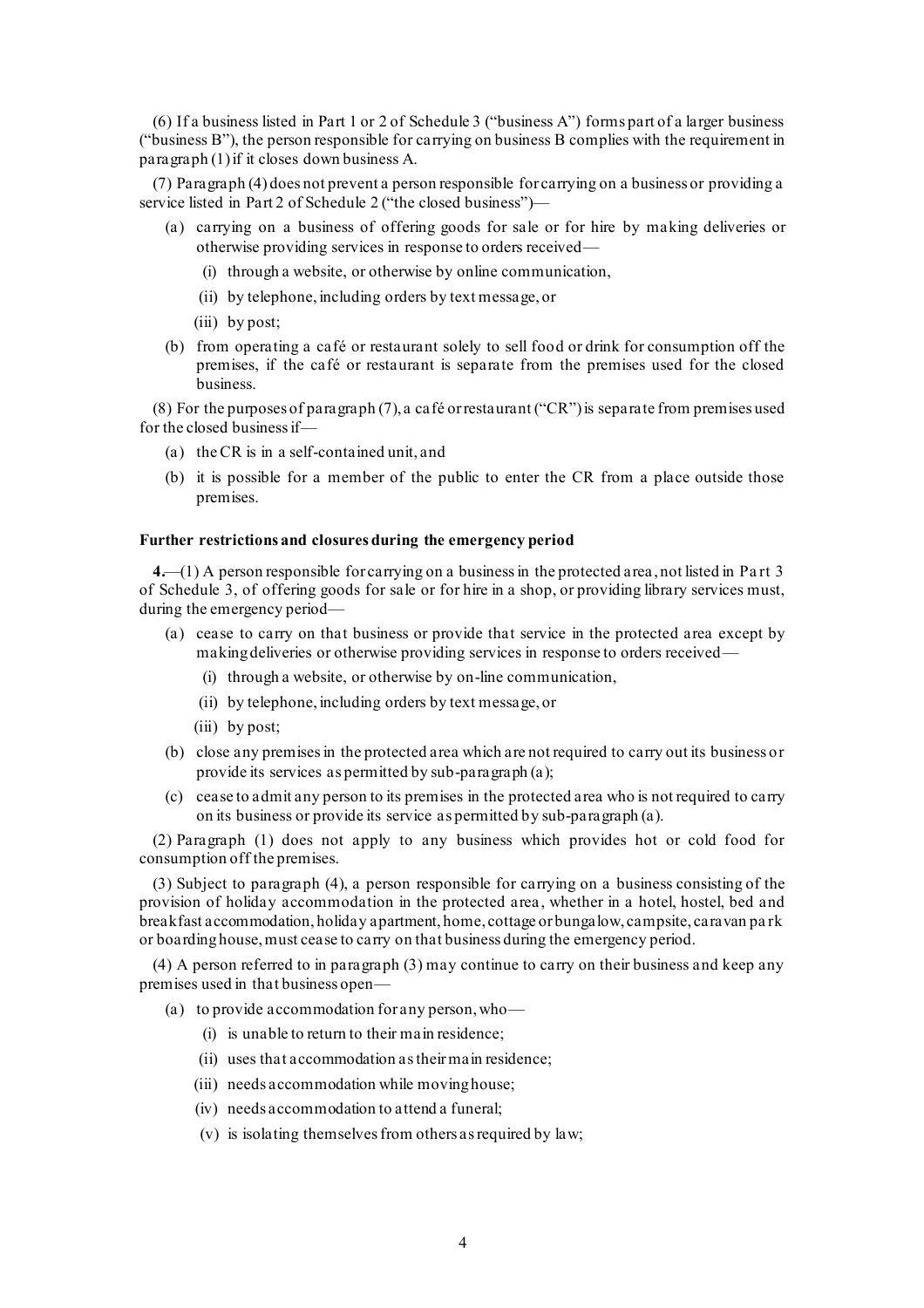(6) If a business listed in Part 1 or 2 of Schedule 3 ("business A") forms part of a larger business ("business B"), the person responsible for carrying on business B complies with the requirement in paragraph (1) if it closes down business A.

(7) Paragraph (4) does not prevent a person responsible for carrying on a business or providing a service listed in Part 2 of Schedule 2 ("the closed business")—

- (a) carrying on a business of offering goods for sale or for hire by making deliveries or otherwise providing services in response to orders received—
  - (i) through a website, or otherwise by online communication,
  - (ii) by telephone, including orders by text message, or
  - (iii) by post;
- (b) from operating a café or restaurant solely to sell food or drink for consumption off the premises, if the café or restaurant is separate from the premises used for the closed business.

(8) For the purposes of paragraph (7), a café or restaurant ("CR") is separate from premises used for the closed business if—

- (a) the CR is in a self-contained unit, and
- (b) it is possible for a member of the public to enter the CR from a place outside those premises.

**Further restrictions and closures during the emergency period**

**4.**—(1) A person responsible for carrying on a business in the protected area, not listed in Part 3 of Schedule 3, of offering goods for sale or for hire in a shop, or providing library services must, during the emergency period—

- (a) cease to carry on that business or provide that service in the protected area except by making deliveries or otherwise providing services in response to orders received—
  - (i) through a website, or otherwise by on-line communication,
  - (ii) by telephone, including orders by text message, or
  - (iii) by post;
- (b) close any premises in the protected area which are not required to carry out its business or provide its services as permitted by sub-paragraph (a);
- (c) cease to admit any person to its premises in the protected area who is not required to carry on its business or provide its service as permitted by sub-paragraph (a).

(2) Paragraph (1) does not apply to any business which provides hot or cold food for consumption off the premises.

(3) Subject to paragraph (4), a person responsible for carrying on a business consisting of the provision of holiday accommodation in the protected area, whether in a hotel, hostel, bed and breakfast accommodation, holiday apartment, home, cottage or bungalow, campsite, caravan park or boarding house, must cease to carry on that business during the emergency period.

(4) A person referred to in paragraph (3) may continue to carry on their business and keep any premises used in that business open—

- (a) to provide accommodation for any person, who—
  - (i) is unable to return to their main residence;
  - (ii) uses that accommodation as their main residence;
  - (iii) needs accommodation while moving house;
  - (iv) needs accommodation to attend a funeral;
  - (v) is isolating themselves from others as required by law;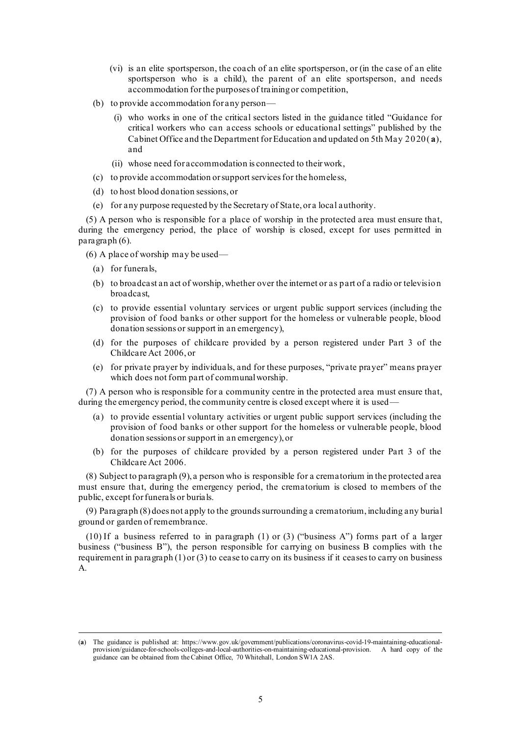(vi) is an elite sportsperson, the coach of an elite sportsperson, or (in the case of an elite sportsperson who is a child), the parent of an elite sportsperson, and needs accommodation for the purposes of training or competition,

(b) to provide accommodation for any person—

(i) who works in one of the critical sectors listed in the guidance titled "Guidance for critical workers who can access schools or educational settings" published by the Cabinet Office and the Department for Education and updated on 5th May 2020(a), and

(ii) whose need for accommodation is connected to their work,

(c) to provide accommodation or support services for the homeless,

(d) to host blood donation sessions, or

(e) for any purpose requested by the Secretary of State, or a local authority.

(5) A person who is responsible for a place of worship in the protected area must ensure that, during the emergency period, the place of worship is closed, except for uses permitted in paragraph (6).

(6) A place of worship may be used—

(a) for funerals,

(b) to broadcast an act of worship, whether over the internet or as part of a radio or television broadcast,

(c) to provide essential voluntary services or urgent public support services (including the provision of food banks or other support for the homeless or vulnerable people, blood donation sessions or support in an emergency),

(d) for the purposes of childcare provided by a person registered under Part 3 of the Childcare Act 2006, or

(e) for private prayer by individuals, and for these purposes, "private prayer" means prayer which does not form part of communal worship.

(7) A person who is responsible for a community centre in the protected area must ensure that, during the emergency period, the community centre is closed except where it is used—

(a) to provide essential voluntary activities or urgent public support services (including the provision of food banks or other support for the homeless or vulnerable people, blood donation sessions or support in an emergency), or

(b) for the purposes of childcare provided by a person registered under Part 3 of the Childcare Act 2006.

(8) Subject to paragraph (9), a person who is responsible for a crematorium in the protected area must ensure that, during the emergency period, the crematorium is closed to members of the public, except for funerals or burials.

(9) Paragraph (8) does not apply to the grounds surrounding a crematorium, including any burial ground or garden of remembrance.

(10) If a business referred to in paragraph (1) or (3) ("business A") forms part of a larger business ("business B"), the person responsible for carrying on business B complies with the requirement in paragraph (1) or (3) to cease to carry on its business if it ceases to carry on business A.

---

(a) The guidance is published at: https://www.gov.uk/government/publications/coronavirus-covid-19-maintaining-educational-provision/guidance-for-schools-colleges-and-local-authorities-on-maintaining-educational-provision. A hard copy of the guidance can be obtained from the Cabinet Office, 70 Whitehall, London SW1A 2AS.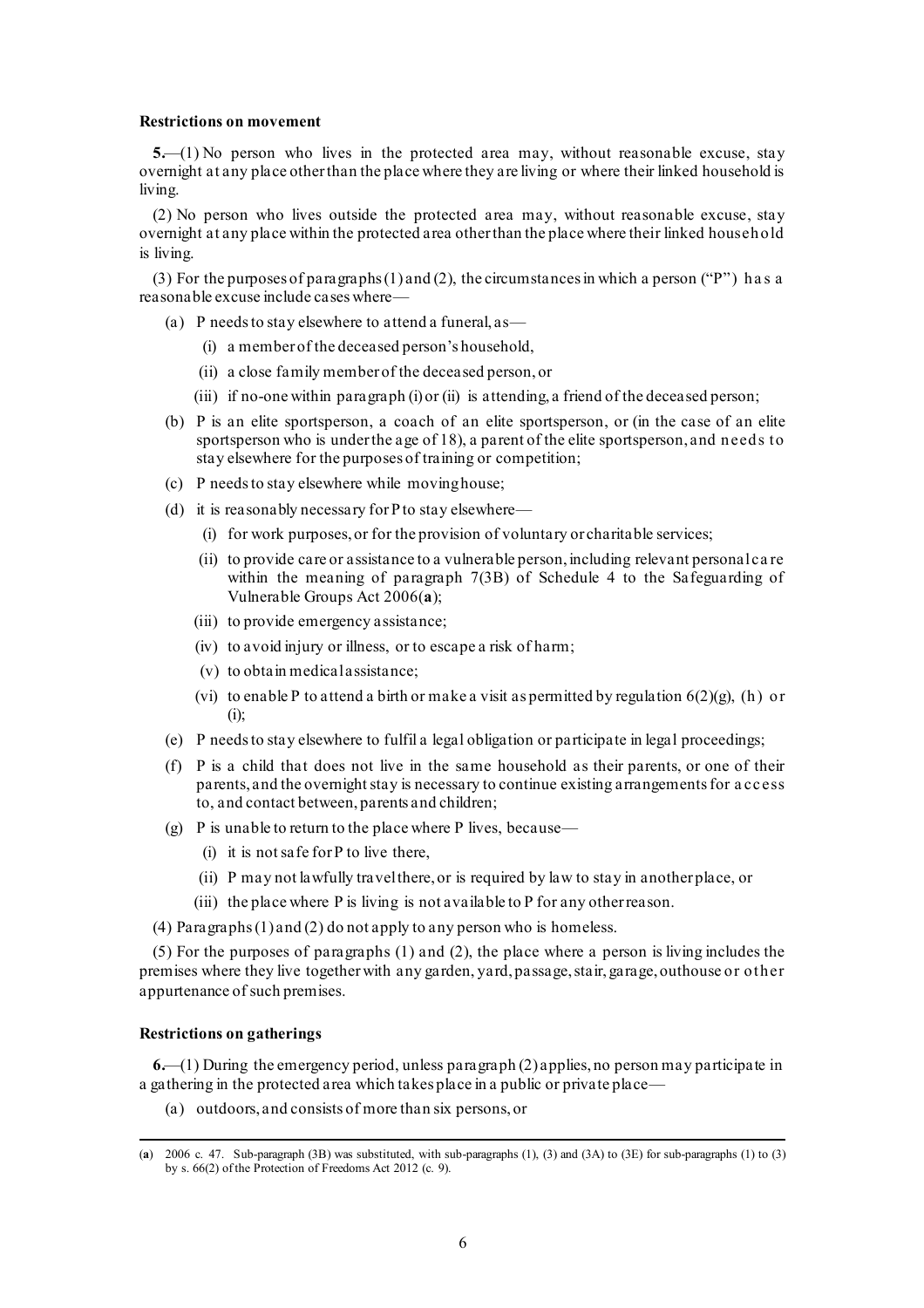**Restrictions on movement**

**5.**—(1) No person who lives in the protected area may, without reasonable excuse, stay overnight at any place other than the place where they are living or where their linked household is living.

(2) No person who lives outside the protected area may, without reasonable excuse, stay overnight at any place within the protected area other than the place where their linked household is living.

(3) For the purposes of paragraphs (1) and (2), the circumstances in which a person ("P") has a reasonable excuse include cases where—

- (a) P needs to stay elsewhere to attend a funeral, as—
  - (i) a member of the deceased person's household,
  - (ii) a close family member of the deceased person, or
  - (iii) if no-one within paragraph (i) or (ii) is attending, a friend of the deceased person;
- (b) P is an elite sportsperson, a coach of an elite sportsperson, or (in the case of an elite sportsperson who is under the age of 18), a parent of the elite sportsperson, and needs to stay elsewhere for the purposes of training or competition;
- (c) P needs to stay elsewhere while moving house;
- (d) it is reasonably necessary for P to stay elsewhere—
  - (i) for work purposes, or for the provision of voluntary or charitable services;
  - (ii) to provide care or assistance to a vulnerable person, including relevant personal care within the meaning of paragraph 7(3B) of Schedule 4 to the Safeguarding of Vulnerable Groups Act 2006(**a**);
  - (iii) to provide emergency assistance;
  - (iv) to avoid injury or illness, or to escape a risk of harm;
  - (v) to obtain medical assistance;
  - (vi) to enable P to attend a birth or make a visit as permitted by regulation 6(2)(g), (h) or (i);
- (e) P needs to stay elsewhere to fulfil a legal obligation or participate in legal proceedings;
- (f) P is a child that does not live in the same household as their parents, or one of their parents, and the overnight stay is necessary to continue existing arrangements for access to, and contact between, parents and children;
- (g) P is unable to return to the place where P lives, because—
  - (i) it is not safe for P to live there,
  - (ii) P may not lawfully travel there, or is required by law to stay in another place, or
  - (iii) the place where P is living is not available to P for any other reason.

(4) Paragraphs (1) and (2) do not apply to any person who is homeless.

(5) For the purposes of paragraphs (1) and (2), the place where a person is living includes the premises where they live together with any garden, yard, passage, stair, garage, outhouse or other appurtenance of such premises.

**Restrictions on gatherings**

**6.**—(1) During the emergency period, unless paragraph (2) applies, no person may participate in a gathering in the protected area which takes place in a public or private place—

- (a) outdoors, and consists of more than six persons, or

---

(**a**) 2006 c. 47. Sub-paragraph (3B) was substituted, with sub-paragraphs (1), (3) and (3A) to (3E) for sub-paragraphs (1) to (3) by s. 66(2) of the Protection of Freedoms Act 2012 (c. 9).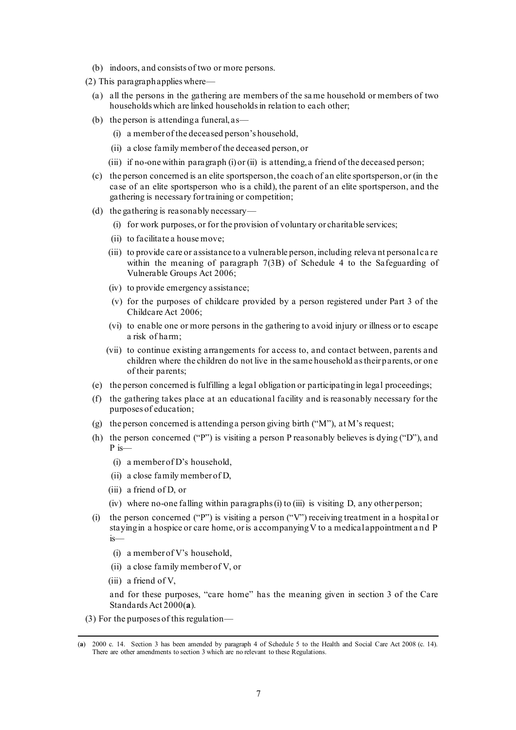(b) indoors, and consists of two or more persons.

(2) This paragraph applies where—

(a) all the persons in the gathering are members of the same household or members of two households which are linked households in relation to each other;

(b) the person is attending a funeral, as—

(i) a member of the deceased person's household,

(ii) a close family member of the deceased person, or

(iii) if no-one within paragraph (i) or (ii) is attending, a friend of the deceased person;

(c) the person concerned is an elite sportsperson, the coach of an elite sportsperson, or (in the case of an elite sportsperson who is a child), the parent of an elite sportsperson, and the gathering is necessary for training or competition;

(d) the gathering is reasonably necessary—

(i) for work purposes, or for the provision of voluntary or charitable services;

(ii) to facilitate a house move;

(iii) to provide care or assistance to a vulnerable person, including relevant personal care within the meaning of paragraph 7(3B) of Schedule 4 to the Safeguarding of Vulnerable Groups Act 2006;

(iv) to provide emergency assistance;

(v) for the purposes of childcare provided by a person registered under Part 3 of the Childcare Act 2006;

(vi) to enable one or more persons in the gathering to avoid injury or illness or to escape a risk of harm;

(vii) to continue existing arrangements for access to, and contact between, parents and children where the children do not live in the same household as their parents, or one of their parents;

(e) the person concerned is fulfilling a legal obligation or participating in legal proceedings;

(f) the gathering takes place at an educational facility and is reasonably necessary for the purposes of education;

(g) the person concerned is attending a person giving birth ("M"), at M's request;

(h) the person concerned ("P") is visiting a person P reasonably believes is dying ("D"), and P is—

(i) a member of D's household,

(ii) a close family member of D,

(iii) a friend of D, or

(iv) where no-one falling within paragraphs (i) to (iii) is visiting D, any other person;

(i) the person concerned ("P") is visiting a person ("V") receiving treatment in a hospital or staying in a hospice or care home, or is accompanying V to a medical appointment and P is—

(i) a member of V's household,

(ii) a close family member of V, or

(iii) a friend of V,

and for these purposes, "care home" has the meaning given in section 3 of the Care Standards Act 2000(**a**).

(3) For the purposes of this regulation—

---

(**a**) 2000 c. 14. Section 3 has been amended by paragraph 4 of Schedule 5 to the Health and Social Care Act 2008 (c. 14). There are other amendments to section 3 which are no relevant to these Regulations.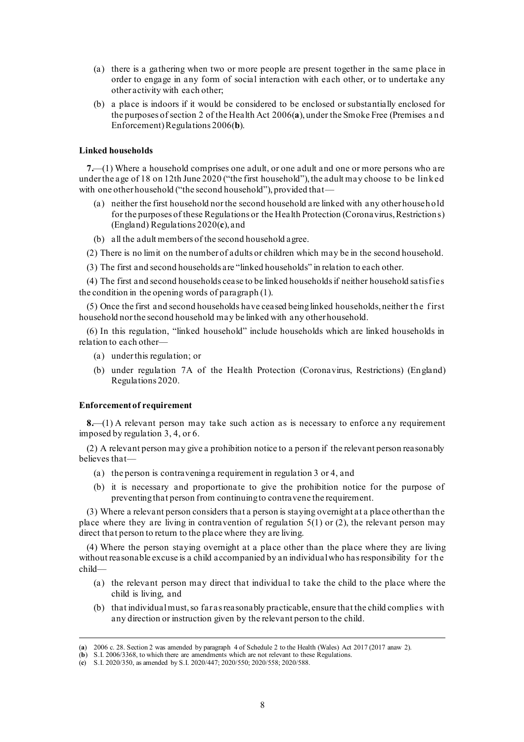(a) there is a gathering when two or more people are present together in the same place in order to engage in any form of social interaction with each other, or to undertake any other activity with each other;

(b) a place is indoors if it would be considered to be enclosed or substantially enclosed for the purposes of section 2 of the Health Act 2006(**a**), under the Smoke Free (Premises and Enforcement) Regulations 2006(**b**).

**Linked households**

**7.**—(1) Where a household comprises one adult, or one adult and one or more persons who are under the age of 18 on 12th June 2020 ("the first household"), the adult may choose to be linked with one other household ("the second household"), provided that—

(a) neither the first household nor the second household are linked with any other household for the purposes of these Regulations or the Health Protection (Coronavirus, Restrictions) (England) Regulations 2020(**c**), and

(b) all the adult members of the second household agree.

(2) There is no limit on the number of adults or children which may be in the second household.

(3) The first and second households are "linked households" in relation to each other.

(4) The first and second households cease to be linked households if neither household satisfies the condition in the opening words of paragraph (1).

(5) Once the first and second households have ceased being linked households, neither the first household nor the second household may be linked with any other household.

(6) In this regulation, "linked household" include households which are linked households in relation to each other—

(a) under this regulation; or

(b) under regulation 7A of the Health Protection (Coronavirus, Restrictions) (England) Regulations 2020.

**Enforcement of requirement**

**8.**—(1) A relevant person may take such action as is necessary to enforce any requirement imposed by regulation 3, 4, or 6.

(2) A relevant person may give a prohibition notice to a person if the relevant person reasonably believes that—

(a) the person is contravening a requirement in regulation 3 or 4, and

(b) it is necessary and proportionate to give the prohibition notice for the purpose of preventing that person from continuing to contravene the requirement.

(3) Where a relevant person considers that a person is staying overnight at a place other than the place where they are living in contravention of regulation 5(1) or (2), the relevant person may direct that person to return to the place where they are living.

(4) Where the person staying overnight at a place other than the place where they are living without reasonable excuse is a child accompanied by an individual who has responsibility for the child—

(a) the relevant person may direct that individual to take the child to the place where the child is living, and

(b) that individual must, so far as reasonably practicable, ensure that the child complies with any direction or instruction given by the relevant person to the child.

---

(**a**) 2006 c. 28. Section 2 was amended by paragraph 4 of Schedule 2 to the Health (Wales) Act 2017 (2017 anaw 2).
(**b**) S.I. 2006/3368, to which there are amendments which are not relevant to these Regulations.
(**c**) S.I. 2020/350, as amended by S.I. 2020/447; 2020/550; 2020/558; 2020/588.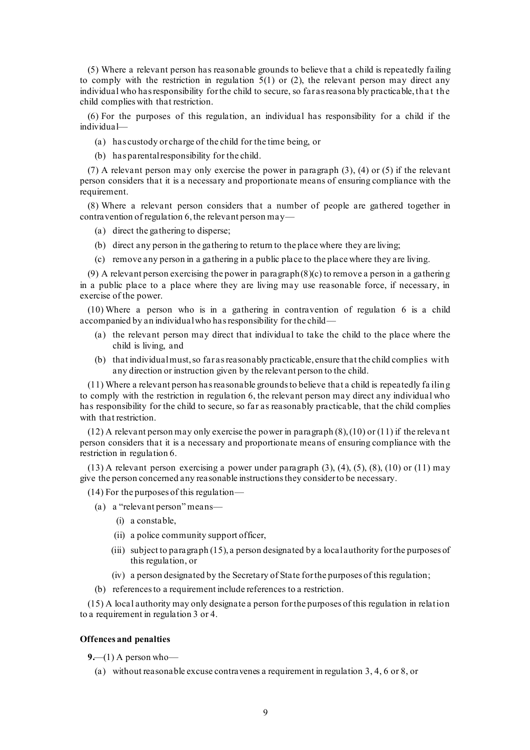(5) Where a relevant person has reasonable grounds to believe that a child is repeatedly failing to comply with the restriction in regulation 5(1) or (2), the relevant person may direct any individual who has responsibility for the child to secure, so far as reasonably practicable, that the child complies with that restriction.

(6) For the purposes of this regulation, an individual has responsibility for a child if the individual—

- (a) has custody or charge of the child for the time being, or
- (b) has parental responsibility for the child.

(7) A relevant person may only exercise the power in paragraph (3), (4) or (5) if the relevant person considers that it is a necessary and proportionate means of ensuring compliance with the requirement.

(8) Where a relevant person considers that a number of people are gathered together in contravention of regulation 6, the relevant person may—

- (a) direct the gathering to disperse;
- (b) direct any person in the gathering to return to the place where they are living;
- (c) remove any person in a gathering in a public place to the place where they are living.

(9) A relevant person exercising the power in paragraph (8)(c) to remove a person in a gathering in a public place to a place where they are living may use reasonable force, if necessary, in exercise of the power.

(10) Where a person who is in a gathering in contravention of regulation 6 is a child accompanied by an individual who has responsibility for the child—

- (a) the relevant person may direct that individual to take the child to the place where the child is living, and
- (b) that individual must, so far as reasonably practicable, ensure that the child complies with any direction or instruction given by the relevant person to the child.

(11) Where a relevant person has reasonable grounds to believe that a child is repeatedly failing to comply with the restriction in regulation 6, the relevant person may direct any individual who has responsibility for the child to secure, so far as reasonably practicable, that the child complies with that restriction.

(12) A relevant person may only exercise the power in paragraph (8), (10) or (11) if the relevant person considers that it is a necessary and proportionate means of ensuring compliance with the restriction in regulation 6.

(13) A relevant person exercising a power under paragraph (3), (4), (5), (8), (10) or (11) may give the person concerned any reasonable instructions they consider to be necessary.

(14) For the purposes of this regulation—

- (a) a "relevant person" means—
  - (i) a constable,
  - (ii) a police community support officer,
  - (iii) subject to paragraph (15), a person designated by a local authority for the purposes of this regulation, or
  - (iv) a person designated by the Secretary of State for the purposes of this regulation;
- (b) references to a requirement include references to a restriction.

(15) A local authority may only designate a person for the purposes of this regulation in relation to a requirement in regulation 3 or 4.

**Offences and penalties**

**9.**—(1) A person who—

- (a) without reasonable excuse contravenes a requirement in regulation 3, 4, 6 or 8, or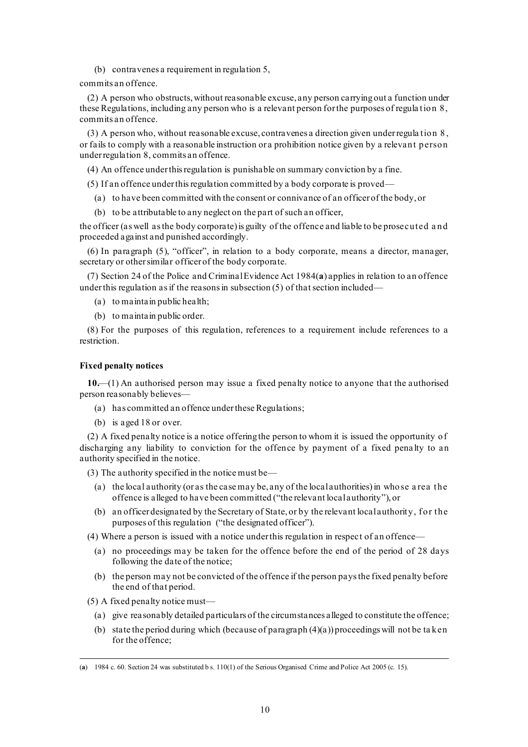(b) contravenes a requirement in regulation 5,

commits an offence.

(2) A person who obstructs, without reasonable excuse, any person carrying out a function under these Regulations, including any person who is a relevant person for the purposes of regulation 8, commits an offence.

(3) A person who, without reasonable excuse, contravenes a direction given under regulation 8, or fails to comply with a reasonable instruction or a prohibition notice given by a relevant person under regulation 8, commits an offence.

(4) An offence under this regulation is punishable on summary conviction by a fine.

(5) If an offence under this regulation committed by a body corporate is proved—

(a) to have been committed with the consent or connivance of an officer of the body, or

(b) to be attributable to any neglect on the part of such an officer,

the officer (as well as the body corporate) is guilty of the offence and liable to be prosecuted and proceeded against and punished accordingly.

(6) In paragraph (5), "officer", in relation to a body corporate, means a director, manager, secretary or other similar officer of the body corporate.

(7) Section 24 of the Police and Criminal Evidence Act 1984(**a**) applies in relation to an offence under this regulation as if the reasons in subsection (5) of that section included—

(a) to maintain public health;

(b) to maintain public order.

(8) For the purposes of this regulation, references to a requirement include references to a restriction.

**Fixed penalty notices**

**10.**—(1) An authorised person may issue a fixed penalty notice to anyone that the authorised person reasonably believes—

(a) has committed an offence under these Regulations;

(b) is aged 18 or over.

(2) A fixed penalty notice is a notice offering the person to whom it is issued the opportunity of discharging any liability to conviction for the offence by payment of a fixed penalty to an authority specified in the notice.

(3) The authority specified in the notice must be—

(a) the local authority (or as the case may be, any of the local authorities) in whose area the offence is alleged to have been committed ("the relevant local authority"), or

(b) an officer designated by the Secretary of State, or by the relevant local authority, for the purposes of this regulation ("the designated officer").

(4) Where a person is issued with a notice under this regulation in respect of an offence—

(a) no proceedings may be taken for the offence before the end of the period of 28 days following the date of the notice;

(b) the person may not be convicted of the offence if the person pays the fixed penalty before the end of that period.

(5) A fixed penalty notice must—

(a) give reasonably detailed particulars of the circumstances alleged to constitute the offence;

(b) state the period during which (because of paragraph (4)(a)) proceedings will not be taken for the offence;

---

(**a**) 1984 c. 60. Section 24 was substituted b s. 110(1) of the Serious Organised Crime and Police Act 2005 (c. 15).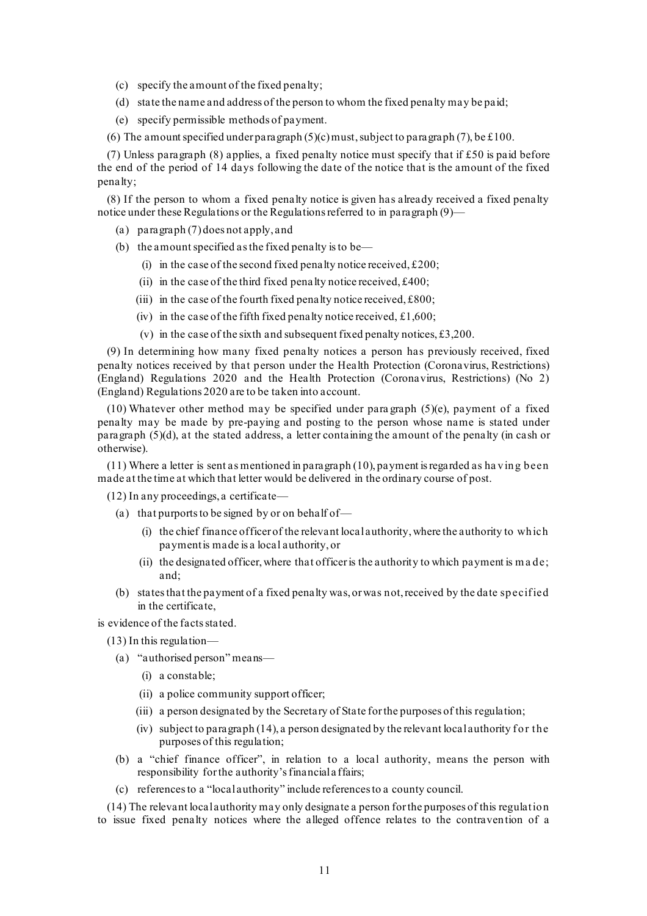(c) specify the amount of the fixed penalty;

(d) state the name and address of the person to whom the fixed penalty may be paid;

(e) specify permissible methods of payment.

(6) The amount specified under paragraph (5)(c) must, subject to paragraph (7), be £100.

(7) Unless paragraph (8) applies, a fixed penalty notice must specify that if £50 is paid before the end of the period of 14 days following the date of the notice that is the amount of the fixed penalty;

(8) If the person to whom a fixed penalty notice is given has already received a fixed penalty notice under these Regulations or the Regulations referred to in paragraph (9)—

(a) paragraph (7) does not apply, and

(b) the amount specified as the fixed penalty is to be—

(i) in the case of the second fixed penalty notice received, £200;

(ii) in the case of the third fixed penalty notice received, £400;

(iii) in the case of the fourth fixed penalty notice received, £800;

(iv) in the case of the fifth fixed penalty notice received, £1,600;

(v) in the case of the sixth and subsequent fixed penalty notices, £3,200.

(9) In determining how many fixed penalty notices a person has previously received, fixed penalty notices received by that person under the Health Protection (Coronavirus, Restrictions) (England) Regulations 2020 and the Health Protection (Coronavirus, Restrictions) (No 2) (England) Regulations 2020 are to be taken into account.

(10) Whatever other method may be specified under paragraph (5)(e), payment of a fixed penalty may be made by pre-paying and posting to the person whose name is stated under paragraph (5)(d), at the stated address, a letter containing the amount of the penalty (in cash or otherwise).

(11) Where a letter is sent as mentioned in paragraph (10), payment is regarded as having been made at the time at which that letter would be delivered in the ordinary course of post.

(12) In any proceedings, a certificate—

(a) that purports to be signed by or on behalf of—

(i) the chief finance officer of the relevant local authority, where the authority to which payment is made is a local authority, or

(ii) the designated officer, where that officer is the authority to which payment is made; and;

(b) states that the payment of a fixed penalty was, or was not, received by the date specified in the certificate,

is evidence of the facts stated.

(13) In this regulation—

(a) "authorised person" means—

(i) a constable;

(ii) a police community support officer;

(iii) a person designated by the Secretary of State for the purposes of this regulation;

(iv) subject to paragraph (14), a person designated by the relevant local authority for the purposes of this regulation;

(b) a "chief finance officer", in relation to a local authority, means the person with responsibility for the authority's financial affairs;

(c) references to a "local authority" include references to a county council.

(14) The relevant local authority may only designate a person for the purposes of this regulation to issue fixed penalty notices where the alleged offence relates to the contravention of a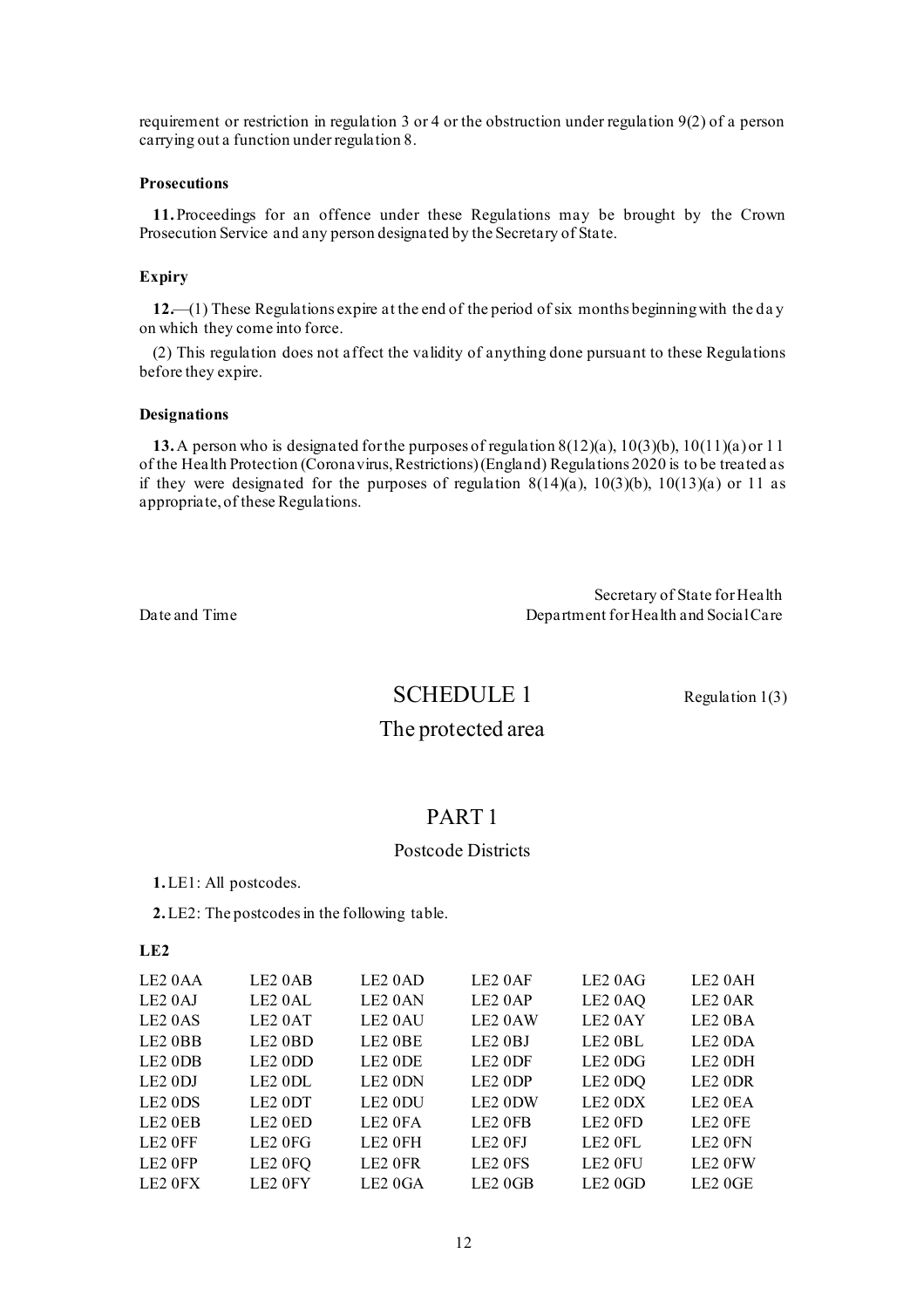requirement or restriction in regulation 3 or 4 or the obstruction under regulation 9(2) of a person carrying out a function under regulation 8.

### Prosecutions

**11.** Proceedings for an offence under these Regulations may be brought by the Crown Prosecution Service and any person designated by the Secretary of State.

### Expiry

**12.**—(1) These Regulations expire at the end of the period of six months beginning with the day on which they come into force.

(2) This regulation does not affect the validity of anything done pursuant to these Regulations before they expire.

### Designations

**13.** A person who is designated for the purposes of regulation 8(12)(a), 10(3)(b), 10(11)(a) or 11 of the Health Protection (Coronavirus, Restrictions) (England) Regulations 2020 is to be treated as if they were designated for the purposes of regulation 8(14)(a), 10(3)(b), 10(13)(a) or 11 as appropriate, of these Regulations.

Secretary of State for Health
Department for Health and Social Care

Date and Time

# SCHEDULE 1

Regulation 1(3)

## The protected area

## PART 1

### Postcode Districts

**1.** LE1: All postcodes.

**2.** LE2: The postcodes in the following table.

**LE2**

| | | | | | |
|---|---|---|---|---|---|
| LE2 0AA | LE2 0AB | LE2 0AD | LE2 0AF | LE2 0AG | LE2 0AH |
| LE2 0AJ | LE2 0AL | LE2 0AN | LE2 0AP | LE2 0AQ | LE2 0AR |
| LE2 0AS | LE2 0AT | LE2 0AU | LE2 0AW | LE2 0AY | LE2 0BA |
| LE2 0BB | LE2 0BD | LE2 0BE | LE2 0BJ | LE2 0BL | LE2 0DA |
| LE2 0DB | LE2 0DD | LE2 0DE | LE2 0DF | LE2 0DG | LE2 0DH |
| LE2 0DJ | LE2 0DL | LE2 0DN | LE2 0DP | LE2 0DQ | LE2 0DR |
| LE2 0DS | LE2 0DT | LE2 0DU | LE2 0DW | LE2 0DX | LE2 0EA |
| LE2 0EB | LE2 0ED | LE2 0FA | LE2 0FB | LE2 0FD | LE2 0FE |
| LE2 0FF | LE2 0FG | LE2 0FH | LE2 0FJ | LE2 0FL | LE2 0FN |
| LE2 0FP | LE2 0FQ | LE2 0FR | LE2 0FS | LE2 0FU | LE2 0FW |
| LE2 0FX | LE2 0FY | LE2 0GA | LE2 0GB | LE2 0GD | LE2 0GE |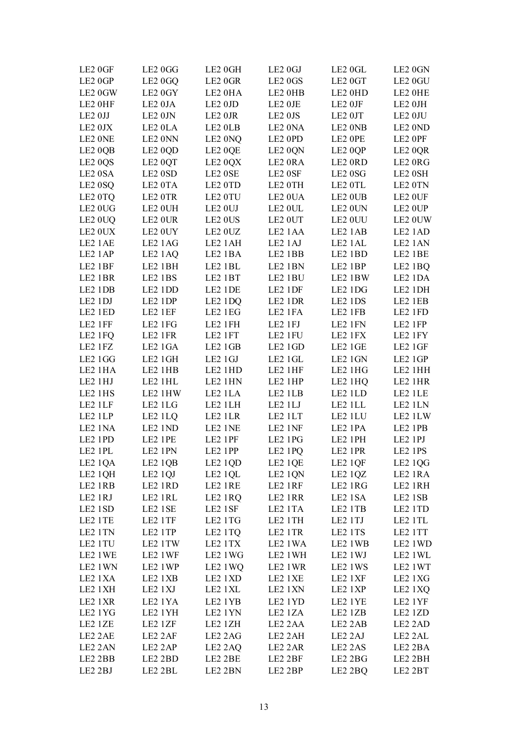| | | | | | |
|---|---|---|---|---|---|
| LE2 0GF | LE2 0GG | LE2 0GH | LE2 0GJ | LE2 0GL | LE2 0GN |
| LE2 0GP | LE2 0GQ | LE2 0GR | LE2 0GS | LE2 0GT | LE2 0GU |
| LE2 0GW | LE2 0GY | LE2 0HA | LE2 0HB | LE2 0HD | LE2 0HE |
| LE2 0HF | LE2 0JA | LE2 0JD | LE2 0JE | LE2 0JF | LE2 0JH |
| LE2 0JJ | LE2 0JN | LE2 0JR | LE2 0JS | LE2 0JT | LE2 0JU |
| LE2 0JX | LE2 0LA | LE2 0LB | LE2 0NA | LE2 0NB | LE2 0ND |
| LE2 0NE | LE2 0NN | LE2 0NQ | LE2 0PD | LE2 0PE | LE2 0PF |
| LE2 0QB | LE2 0QD | LE2 0QE | LE2 0QN | LE2 0QP | LE2 0QR |
| LE2 0QS | LE2 0QT | LE2 0QX | LE2 0RA | LE2 0RD | LE2 0RG |
| LE2 0SA | LE2 0SD | LE2 0SE | LE2 0SF | LE2 0SG | LE2 0SH |
| LE2 0SQ | LE2 0TA | LE2 0TD | LE2 0TH | LE2 0TL | LE2 0TN |
| LE2 0TQ | LE2 0TR | LE2 0TU | LE2 0UA | LE2 0UB | LE2 0UF |
| LE2 0UG | LE2 0UH | LE2 0UJ | LE2 0UL | LE2 0UN | LE2 0UP |
| LE2 0UQ | LE2 0UR | LE2 0US | LE2 0UT | LE2 0UU | LE2 0UW |
| LE2 0UX | LE2 0UY | LE2 0UZ | LE2 1AA | LE2 1AB | LE2 1AD |
| LE2 1AE | LE2 1AG | LE2 1AH | LE2 1AJ | LE2 1AL | LE2 1AN |
| LE2 1AP | LE2 1AQ | LE2 1BA | LE2 1BB | LE2 1BD | LE2 1BE |
| LE2 1BF | LE2 1BH | LE2 1BL | LE2 1BN | LE2 1BP | LE2 1BQ |
| LE2 1BR | LE2 1BS | LE2 1BT | LE2 1BU | LE2 1BW | LE2 1DA |
| LE2 1DB | LE2 1DD | LE2 1DE | LE2 1DF | LE2 1DG | LE2 1DH |
| LE2 1DJ | LE2 1DP | LE2 1DQ | LE2 1DR | LE2 1DS | LE2 1EB |
| LE2 1ED | LE2 1EF | LE2 1EG | LE2 1FA | LE2 1FB | LE2 1FD |
| LE2 1FF | LE2 1FG | LE2 1FH | LE2 1FJ | LE2 1FN | LE2 1FP |
| LE2 1FQ | LE2 1FR | LE2 1FT | LE2 1FU | LE2 1FX | LE2 1FY |
| LE2 1FZ | LE2 1GA | LE2 1GB | LE2 1GD | LE2 1GE | LE2 1GF |
| LE2 1GG | LE2 1GH | LE2 1GJ | LE2 1GL | LE2 1GN | LE2 1GP |
| LE2 1HA | LE2 1HB | LE2 1HD | LE2 1HF | LE2 1HG | LE2 1HH |
| LE2 1HJ | LE2 1HL | LE2 1HN | LE2 1HP | LE2 1HQ | LE2 1HR |
| LE2 1HS | LE2 1HW | LE2 1LA | LE2 1LB | LE2 1LD | LE2 1LE |
| LE2 1LF | LE2 1LG | LE2 1LH | LE2 1LJ | LE2 1LL | LE2 1LN |
| LE2 1LP | LE2 1LQ | LE2 1LR | LE2 1LT | LE2 1LU | LE2 1LW |
| LE2 1NA | LE2 1ND | LE2 1NE | LE2 1NF | LE2 1PA | LE2 1PB |
| LE2 1PD | LE2 1PE | LE2 1PF | LE2 1PG | LE2 1PH | LE2 1PJ |
| LE2 1PL | LE2 1PN | LE2 1PP | LE2 1PQ | LE2 1PR | LE2 1PS |
| LE2 1QA | LE2 1QB | LE2 1QD | LE2 1QE | LE2 1QF | LE2 1QG |
| LE2 1QH | LE2 1QJ | LE2 1QL | LE2 1QN | LE2 1QZ | LE2 1RA |
| LE2 1RB | LE2 1RD | LE2 1RE | LE2 1RF | LE2 1RG | LE2 1RH |
| LE2 1RJ | LE2 1RL | LE2 1RQ | LE2 1RR | LE2 1SA | LE2 1SB |
| LE2 1SD | LE2 1SE | LE2 1SF | LE2 1TA | LE2 1TB | LE2 1TD |
| LE2 1TE | LE2 1TF | LE2 1TG | LE2 1TH | LE2 1TJ | LE2 1TL |
| LE2 1TN | LE2 1TP | LE2 1TQ | LE2 1TR | LE2 1TS | LE2 1TT |
| LE2 1TU | LE2 1TW | LE2 1TX | LE2 1WA | LE2 1WB | LE2 1WD |
| LE2 1WE | LE2 1WF | LE2 1WG | LE2 1WH | LE2 1WJ | LE2 1WL |
| LE2 1WN | LE2 1WP | LE2 1WQ | LE2 1WR | LE2 1WS | LE2 1WT |
| LE2 1XA | LE2 1XB | LE2 1XD | LE2 1XE | LE2 1XF | LE2 1XG |
| LE2 1XH | LE2 1XJ | LE2 1XL | LE2 1XN | LE2 1XP | LE2 1XQ |
| LE2 1XR | LE2 1YA | LE2 1YB | LE2 1YD | LE2 1YE | LE2 1YF |
| LE2 1YG | LE2 1YH | LE2 1YN | LE2 1ZA | LE2 1ZB | LE2 1ZD |
| LE2 1ZE | LE2 1ZF | LE2 1ZH | LE2 2AA | LE2 2AB | LE2 2AD |
| LE2 2AE | LE2 2AF | LE2 2AG | LE2 2AH | LE2 2AJ | LE2 2AL |
| LE2 2AN | LE2 2AP | LE2 2AQ | LE2 2AR | LE2 2AS | LE2 2BA |
| LE2 2BB | LE2 2BD | LE2 2BE | LE2 2BF | LE2 2BG | LE2 2BH |
| LE2 2BJ | LE2 2BL | LE2 2BN | LE2 2BP | LE2 2BQ | LE2 2BT |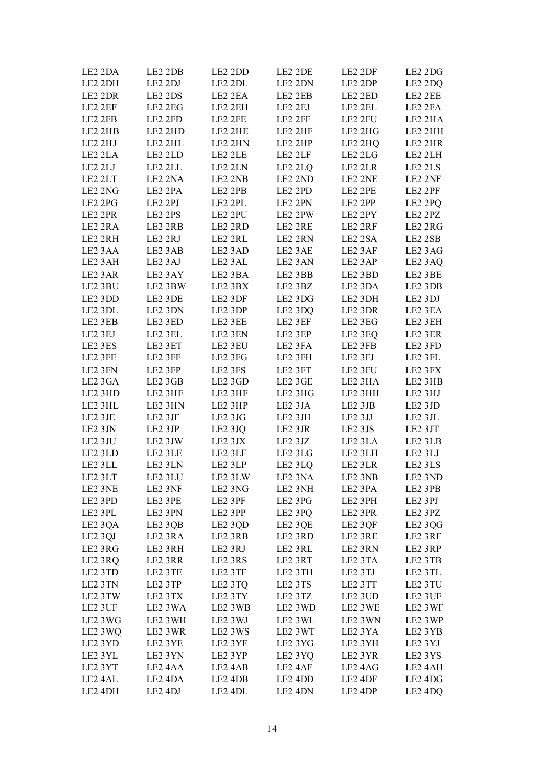| | | | | | |
|---|---|---|---|---|---|
| LE2 2DA | LE2 2DB | LE2 2DD | LE2 2DE | LE2 2DF | LE2 2DG |
| LE2 2DH | LE2 2DJ | LE2 2DL | LE2 2DN | LE2 2DP | LE2 2DQ |
| LE2 2DR | LE2 2DS | LE2 2EA | LE2 2EB | LE2 2ED | LE2 2EE |
| LE2 2EF | LE2 2EG | LE2 2EH | LE2 2EJ | LE2 2EL | LE2 2FA |
| LE2 2FB | LE2 2FD | LE2 2FE | LE2 2FF | LE2 2FU | LE2 2HA |
| LE2 2HB | LE2 2HD | LE2 2HE | LE2 2HF | LE2 2HG | LE2 2HH |
| LE2 2HJ | LE2 2HL | LE2 2HN | LE2 2HP | LE2 2HQ | LE2 2HR |
| LE2 2LA | LE2 2LD | LE2 2LE | LE2 2LF | LE2 2LG | LE2 2LH |
| LE2 2LJ | LE2 2LL | LE2 2LN | LE2 2LQ | LE2 2LR | LE2 2LS |
| LE2 2LT | LE2 2NA | LE2 2NB | LE2 2ND | LE2 2NE | LE2 2NF |
| LE2 2NG | LE2 2PA | LE2 2PB | LE2 2PD | LE2 2PE | LE2 2PF |
| LE2 2PG | LE2 2PJ | LE2 2PL | LE2 2PN | LE2 2PP | LE2 2PQ |
| LE2 2PR | LE2 2PS | LE2 2PU | LE2 2PW | LE2 2PY | LE2 2PZ |
| LE2 2RA | LE2 2RB | LE2 2RD | LE2 2RE | LE2 2RF | LE2 2RG |
| LE2 2RH | LE2 2RJ | LE2 2RL | LE2 2RN | LE2 2SA | LE2 2SB |
| LE2 3AA | LE2 3AB | LE2 3AD | LE2 3AE | LE2 3AF | LE2 3AG |
| LE2 3AH | LE2 3AJ | LE2 3AL | LE2 3AN | LE2 3AP | LE2 3AQ |
| LE2 3AR | LE2 3AY | LE2 3BA | LE2 3BB | LE2 3BD | LE2 3BE |
| LE2 3BU | LE2 3BW | LE2 3BX | LE2 3BZ | LE2 3DA | LE2 3DB |
| LE2 3DD | LE2 3DE | LE2 3DF | LE2 3DG | LE2 3DH | LE2 3DJ |
| LE2 3DL | LE2 3DN | LE2 3DP | LE2 3DQ | LE2 3DR | LE2 3EA |
| LE2 3EB | LE2 3ED | LE2 3EE | LE2 3EF | LE2 3EG | LE2 3EH |
| LE2 3EJ | LE2 3EL | LE2 3EN | LE2 3EP | LE2 3EQ | LE2 3ER |
| LE2 3ES | LE2 3ET | LE2 3EU | LE2 3FA | LE2 3FB | LE2 3FD |
| LE2 3FE | LE2 3FF | LE2 3FG | LE2 3FH | LE2 3FJ | LE2 3FL |
| LE2 3FN | LE2 3FP | LE2 3FS | LE2 3FT | LE2 3FU | LE2 3FX |
| LE2 3GA | LE2 3GB | LE2 3GD | LE2 3GE | LE2 3HA | LE2 3HB |
| LE2 3HD | LE2 3HE | LE2 3HF | LE2 3HG | LE2 3HH | LE2 3HJ |
| LE2 3HL | LE2 3HN | LE2 3HP | LE2 3JA | LE2 3JB | LE2 3JD |
| LE2 3JE | LE2 3JF | LE2 3JG | LE2 3JH | LE2 3JJ | LE2 3JL |
| LE2 3JN | LE2 3JP | LE2 3JQ | LE2 3JR | LE2 3JS | LE2 3JT |
| LE2 3JU | LE2 3JW | LE2 3JX | LE2 3JZ | LE2 3LA | LE2 3LB |
| LE2 3LD | LE2 3LE | LE2 3LF | LE2 3LG | LE2 3LH | LE2 3LJ |
| LE2 3LL | LE2 3LN | LE2 3LP | LE2 3LQ | LE2 3LR | LE2 3LS |
| LE2 3LT | LE2 3LU | LE2 3LW | LE2 3NA | LE2 3NB | LE2 3ND |
| LE2 3NE | LE2 3NF | LE2 3NG | LE2 3NH | LE2 3PA | LE2 3PB |
| LE2 3PD | LE2 3PE | LE2 3PF | LE2 3PG | LE2 3PH | LE2 3PJ |
| LE2 3PL | LE2 3PN | LE2 3PP | LE2 3PQ | LE2 3PR | LE2 3PZ |
| LE2 3QA | LE2 3QB | LE2 3QD | LE2 3QE | LE2 3QF | LE2 3QG |
| LE2 3QJ | LE2 3RA | LE2 3RB | LE2 3RD | LE2 3RE | LE2 3RF |
| LE2 3RG | LE2 3RH | LE2 3RJ | LE2 3RL | LE2 3RN | LE2 3RP |
| LE2 3RQ | LE2 3RR | LE2 3RS | LE2 3RT | LE2 3TA | LE2 3TB |
| LE2 3TD | LE2 3TE | LE2 3TF | LE2 3TH | LE2 3TJ | LE2 3TL |
| LE2 3TN | LE2 3TP | LE2 3TQ | LE2 3TS | LE2 3TT | LE2 3TU |
| LE2 3TW | LE2 3TX | LE2 3TY | LE2 3TZ | LE2 3UD | LE2 3UE |
| LE2 3UF | LE2 3WA | LE2 3WB | LE2 3WD | LE2 3WE | LE2 3WF |
| LE2 3WG | LE2 3WH | LE2 3WJ | LE2 3WL | LE2 3WN | LE2 3WP |
| LE2 3WQ | LE2 3WR | LE2 3WS | LE2 3WT | LE2 3YA | LE2 3YB |
| LE2 3YD | LE2 3YE | LE2 3YF | LE2 3YG | LE2 3YH | LE2 3YJ |
| LE2 3YL | LE2 3YN | LE2 3YP | LE2 3YQ | LE2 3YR | LE2 3YS |
| LE2 3YT | LE2 4AA | LE2 4AB | LE2 4AF | LE2 4AG | LE2 4AH |
| LE2 4AL | LE2 4DA | LE2 4DB | LE2 4DD | LE2 4DF | LE2 4DG |
| LE2 4DH | LE2 4DJ | LE2 4DL | LE2 4DN | LE2 4DP | LE2 4DQ |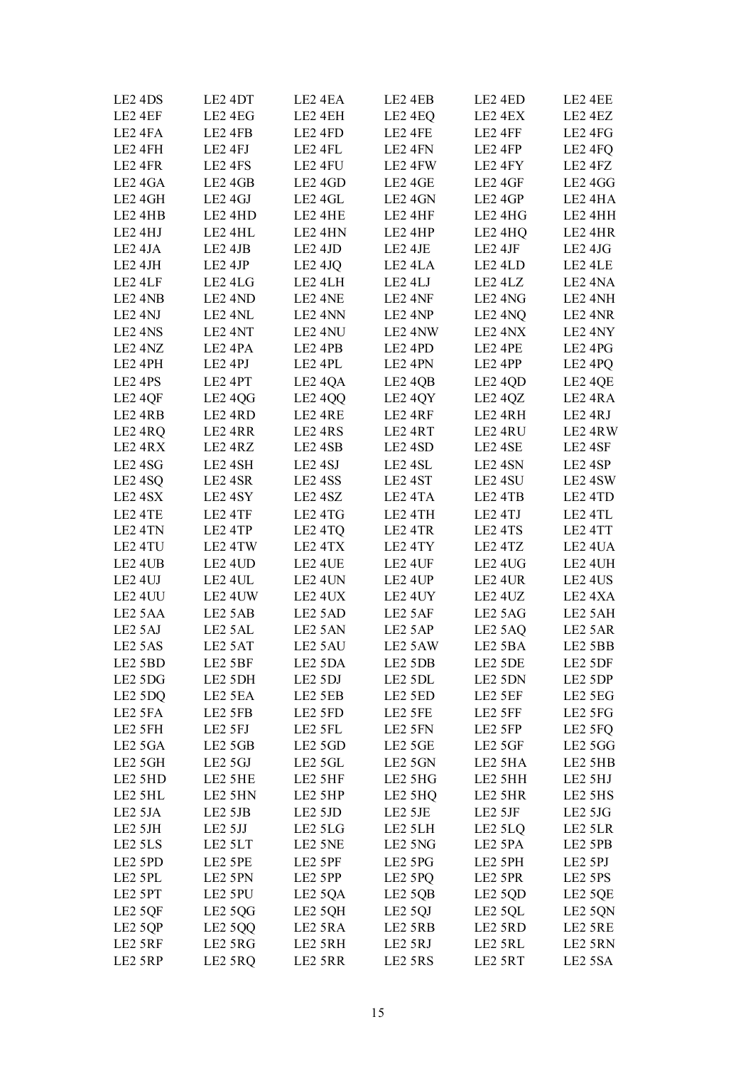| LE2 4DS | LE2 4DT | LE2 4EA | LE2 4EB | LE2 4ED | LE2 4EE |
|---|---|---|---|---|---|
| LE2 4EF | LE2 4EG | LE2 4EH | LE2 4EQ | LE2 4EX | LE2 4EZ |
| LE2 4FA | LE2 4FB | LE2 4FD | LE2 4FE | LE2 4FF | LE2 4FG |
| LE2 4FH | LE2 4FJ | LE2 4FL | LE2 4FN | LE2 4FP | LE2 4FQ |
| LE2 4FR | LE2 4FS | LE2 4FU | LE2 4FW | LE2 4FY | LE2 4FZ |
| LE2 4GA | LE2 4GB | LE2 4GD | LE2 4GE | LE2 4GF | LE2 4GG |
| LE2 4GH | LE2 4GJ | LE2 4GL | LE2 4GN | LE2 4GP | LE2 4HA |
| LE2 4HB | LE2 4HD | LE2 4HE | LE2 4HF | LE2 4HG | LE2 4HH |
| LE2 4HJ | LE2 4HL | LE2 4HN | LE2 4HP | LE2 4HQ | LE2 4HR |
| LE2 4JA | LE2 4JB | LE2 4JD | LE2 4JE | LE2 4JF | LE2 4JG |
| LE2 4JH | LE2 4JP | LE2 4JQ | LE2 4LA | LE2 4LD | LE2 4LE |
| LE2 4LF | LE2 4LG | LE2 4LH | LE2 4LJ | LE2 4LZ | LE2 4NA |
| LE2 4NB | LE2 4ND | LE2 4NE | LE2 4NF | LE2 4NG | LE2 4NH |
| LE2 4NJ | LE2 4NL | LE2 4NN | LE2 4NP | LE2 4NQ | LE2 4NR |
| LE2 4NS | LE2 4NT | LE2 4NU | LE2 4NW | LE2 4NX | LE2 4NY |
| LE2 4NZ | LE2 4PA | LE2 4PB | LE2 4PD | LE2 4PE | LE2 4PG |
| LE2 4PH | LE2 4PJ | LE2 4PL | LE2 4PN | LE2 4PP | LE2 4PQ |
| LE2 4PS | LE2 4PT | LE2 4QA | LE2 4QB | LE2 4QD | LE2 4QE |
| LE2 4QF | LE2 4QG | LE2 4QQ | LE2 4QY | LE2 4QZ | LE2 4RA |
| LE2 4RB | LE2 4RD | LE2 4RE | LE2 4RF | LE2 4RH | LE2 4RJ |
| LE2 4RQ | LE2 4RR | LE2 4RS | LE2 4RT | LE2 4RU | LE2 4RW |
| LE2 4RX | LE2 4RZ | LE2 4SB | LE2 4SD | LE2 4SE | LE2 4SF |
| LE2 4SG | LE2 4SH | LE2 4SJ | LE2 4SL | LE2 4SN | LE2 4SP |
| LE2 4SQ | LE2 4SR | LE2 4SS | LE2 4ST | LE2 4SU | LE2 4SW |
| LE2 4SX | LE2 4SY | LE2 4SZ | LE2 4TA | LE2 4TB | LE2 4TD |
| LE2 4TE | LE2 4TF | LE2 4TG | LE2 4TH | LE2 4TJ | LE2 4TL |
| LE2 4TN | LE2 4TP | LE2 4TQ | LE2 4TR | LE2 4TS | LE2 4TT |
| LE2 4TU | LE2 4TW | LE2 4TX | LE2 4TY | LE2 4TZ | LE2 4UA |
| LE2 4UB | LE2 4UD | LE2 4UE | LE2 4UF | LE2 4UG | LE2 4UH |
| LE2 4UJ | LE2 4UL | LE2 4UN | LE2 4UP | LE2 4UR | LE2 4US |
| LE2 4UU | LE2 4UW | LE2 4UX | LE2 4UY | LE2 4UZ | LE2 4XA |
| LE2 5AA | LE2 5AB | LE2 5AD | LE2 5AF | LE2 5AG | LE2 5AH |
| LE2 5AJ | LE2 5AL | LE2 5AN | LE2 5AP | LE2 5AQ | LE2 5AR |
| LE2 5AS | LE2 5AT | LE2 5AU | LE2 5AW | LE2 5BA | LE2 5BB |
| LE2 5BD | LE2 5BF | LE2 5DA | LE2 5DB | LE2 5DE | LE2 5DF |
| LE2 5DG | LE2 5DH | LE2 5DJ | LE2 5DL | LE2 5DN | LE2 5DP |
| LE2 5DQ | LE2 5EA | LE2 5EB | LE2 5ED | LE2 5EF | LE2 5EG |
| LE2 5FA | LE2 5FB | LE2 5FD | LE2 5FE | LE2 5FF | LE2 5FG |
| LE2 5FH | LE2 5FJ | LE2 5FL | LE2 5FN | LE2 5FP | LE2 5FQ |
| LE2 5GA | LE2 5GB | LE2 5GD | LE2 5GE | LE2 5GF | LE2 5GG |
| LE2 5GH | LE2 5GJ | LE2 5GL | LE2 5GN | LE2 5HA | LE2 5HB |
| LE2 5HD | LE2 5HE | LE2 5HF | LE2 5HG | LE2 5HH | LE2 5HJ |
| LE2 5HL | LE2 5HN | LE2 5HP | LE2 5HQ | LE2 5HR | LE2 5HS |
| LE2 5JA | LE2 5JB | LE2 5JD | LE2 5JE | LE2 5JF | LE2 5JG |
| LE2 5JH | LE2 5JJ | LE2 5LG | LE2 5LH | LE2 5LQ | LE2 5LR |
| LE2 5LS | LE2 5LT | LE2 5NE | LE2 5NG | LE2 5PA | LE2 5PB |
| LE2 5PD | LE2 5PE | LE2 5PF | LE2 5PG | LE2 5PH | LE2 5PJ |
| LE2 5PL | LE2 5PN | LE2 5PP | LE2 5PQ | LE2 5PR | LE2 5PS |
| LE2 5PT | LE2 5PU | LE2 5QA | LE2 5QB | LE2 5QD | LE2 5QE |
| LE2 5QF | LE2 5QG | LE2 5QH | LE2 5QJ | LE2 5QL | LE2 5QN |
| LE2 5QP | LE2 5QQ | LE2 5RA | LE2 5RB | LE2 5RD | LE2 5RE |
| LE2 5RF | LE2 5RG | LE2 5RH | LE2 5RJ | LE2 5RL | LE2 5RN |
| LE2 5RP | LE2 5RQ | LE2 5RR | LE2 5RS | LE2 5RT | LE2 5SA |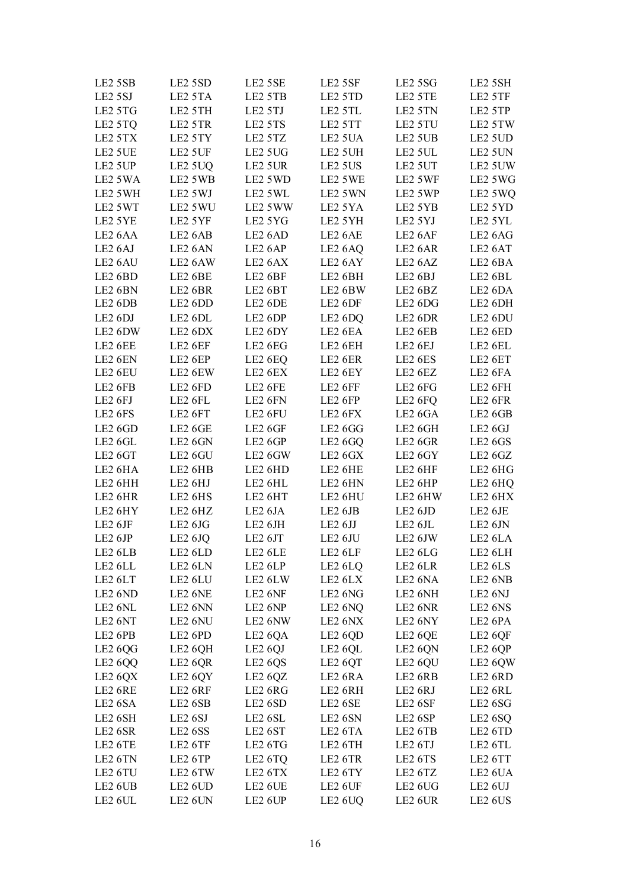| | | | | | |
|---|---|---|---|---|---|
| LE2 5SB | LE2 5SD | LE2 5SE | LE2 5SF | LE2 5SG | LE2 5SH |
| LE2 5SJ | LE2 5TA | LE2 5TB | LE2 5TD | LE2 5TE | LE2 5TF |
| LE2 5TG | LE2 5TH | LE2 5TJ | LE2 5TL | LE2 5TN | LE2 5TP |
| LE2 5TQ | LE2 5TR | LE2 5TS | LE2 5TT | LE2 5TU | LE2 5TW |
| LE2 5TX | LE2 5TY | LE2 5TZ | LE2 5UA | LE2 5UB | LE2 5UD |
| LE2 5UE | LE2 5UF | LE2 5UG | LE2 5UH | LE2 5UL | LE2 5UN |
| LE2 5UP | LE2 5UQ | LE2 5UR | LE2 5US | LE2 5UT | LE2 5UW |
| LE2 5WA | LE2 5WB | LE2 5WD | LE2 5WE | LE2 5WF | LE2 5WG |
| LE2 5WH | LE2 5WJ | LE2 5WL | LE2 5WN | LE2 5WP | LE2 5WQ |
| LE2 5WT | LE2 5WU | LE2 5WW | LE2 5YA | LE2 5YB | LE2 5YD |
| LE2 5YE | LE2 5YF | LE2 5YG | LE2 5YH | LE2 5YJ | LE2 5YL |
| LE2 6AA | LE2 6AB | LE2 6AD | LE2 6AE | LE2 6AF | LE2 6AG |
| LE2 6AJ | LE2 6AN | LE2 6AP | LE2 6AQ | LE2 6AR | LE2 6AT |
| LE2 6AU | LE2 6AW | LE2 6AX | LE2 6AY | LE2 6AZ | LE2 6BA |
| LE2 6BD | LE2 6BE | LE2 6BF | LE2 6BH | LE2 6BJ | LE2 6BL |
| LE2 6BN | LE2 6BR | LE2 6BT | LE2 6BW | LE2 6BZ | LE2 6DA |
| LE2 6DB | LE2 6DD | LE2 6DE | LE2 6DF | LE2 6DG | LE2 6DH |
| LE2 6DJ | LE2 6DL | LE2 6DP | LE2 6DQ | LE2 6DR | LE2 6DU |
| LE2 6DW | LE2 6DX | LE2 6DY | LE2 6EA | LE2 6EB | LE2 6ED |
| LE2 6EE | LE2 6EF | LE2 6EG | LE2 6EH | LE2 6EJ | LE2 6EL |
| LE2 6EN | LE2 6EP | LE2 6EQ | LE2 6ER | LE2 6ES | LE2 6ET |
| LE2 6EU | LE2 6EW | LE2 6EX | LE2 6EY | LE2 6EZ | LE2 6FA |
| LE2 6FB | LE2 6FD | LE2 6FE | LE2 6FF | LE2 6FG | LE2 6FH |
| LE2 6FJ | LE2 6FL | LE2 6FN | LE2 6FP | LE2 6FQ | LE2 6FR |
| LE2 6FS | LE2 6FT | LE2 6FU | LE2 6FX | LE2 6GA | LE2 6GB |
| LE2 6GD | LE2 6GE | LE2 6GF | LE2 6GG | LE2 6GH | LE2 6GJ |
| LE2 6GL | LE2 6GN | LE2 6GP | LE2 6GQ | LE2 6GR | LE2 6GS |
| LE2 6GT | LE2 6GU | LE2 6GW | LE2 6GX | LE2 6GY | LE2 6GZ |
| LE2 6HA | LE2 6HB | LE2 6HD | LE2 6HE | LE2 6HF | LE2 6HG |
| LE2 6HH | LE2 6HJ | LE2 6HL | LE2 6HN | LE2 6HP | LE2 6HQ |
| LE2 6HR | LE2 6HS | LE2 6HT | LE2 6HU | LE2 6HW | LE2 6HX |
| LE2 6HY | LE2 6HZ | LE2 6JA | LE2 6JB | LE2 6JD | LE2 6JE |
| LE2 6JF | LE2 6JG | LE2 6JH | LE2 6JJ | LE2 6JL | LE2 6JN |
| LE2 6JP | LE2 6JQ | LE2 6JT | LE2 6JU | LE2 6JW | LE2 6LA |
| LE2 6LB | LE2 6LD | LE2 6LE | LE2 6LF | LE2 6LG | LE2 6LH |
| LE2 6LL | LE2 6LN | LE2 6LP | LE2 6LQ | LE2 6LR | LE2 6LS |
| LE2 6LT | LE2 6LU | LE2 6LW | LE2 6LX | LE2 6NA | LE2 6NB |
| LE2 6ND | LE2 6NE | LE2 6NF | LE2 6NG | LE2 6NH | LE2 6NJ |
| LE2 6NL | LE2 6NN | LE2 6NP | LE2 6NQ | LE2 6NR | LE2 6NS |
| LE2 6NT | LE2 6NU | LE2 6NW | LE2 6NX | LE2 6NY | LE2 6PA |
| LE2 6PB | LE2 6PD | LE2 6QA | LE2 6QD | LE2 6QE | LE2 6QF |
| LE2 6QG | LE2 6QH | LE2 6QJ | LE2 6QL | LE2 6QN | LE2 6QP |
| LE2 6QQ | LE2 6QR | LE2 6QS | LE2 6QT | LE2 6QU | LE2 6QW |
| LE2 6QX | LE2 6QY | LE2 6QZ | LE2 6RA | LE2 6RB | LE2 6RD |
| LE2 6RE | LE2 6RF | LE2 6RG | LE2 6RH | LE2 6RJ | LE2 6RL |
| LE2 6SA | LE2 6SB | LE2 6SD | LE2 6SE | LE2 6SF | LE2 6SG |
| LE2 6SH | LE2 6SJ | LE2 6SL | LE2 6SN | LE2 6SP | LE2 6SQ |
| LE2 6SR | LE2 6SS | LE2 6ST | LE2 6TA | LE2 6TB | LE2 6TD |
| LE2 6TE | LE2 6TF | LE2 6TG | LE2 6TH | LE2 6TJ | LE2 6TL |
| LE2 6TN | LE2 6TP | LE2 6TQ | LE2 6TR | LE2 6TS | LE2 6TT |
| LE2 6TU | LE2 6TW | LE2 6TX | LE2 6TY | LE2 6TZ | LE2 6UA |
| LE2 6UB | LE2 6UD | LE2 6UE | LE2 6UF | LE2 6UG | LE2 6UJ |
| LE2 6UL | LE2 6UN | LE2 6UP | LE2 6UQ | LE2 6UR | LE2 6US |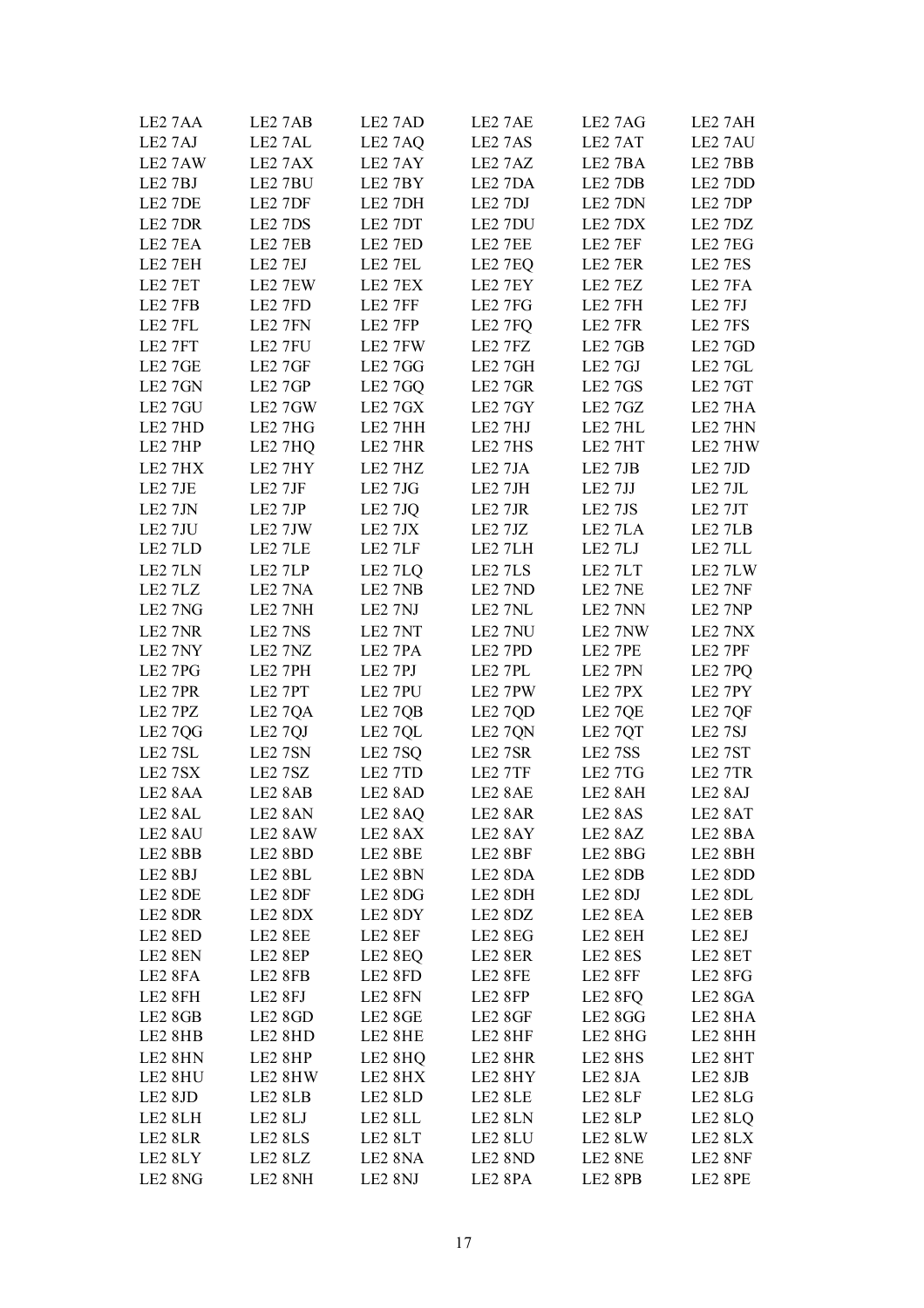| LE2 7AA | LE2 7AB | LE2 7AD | LE2 7AE | LE2 7AG | LE2 7AH |
|---|---|---|---|---|---|
| LE2 7AJ | LE2 7AL | LE2 7AQ | LE2 7AS | LE2 7AT | LE2 7AU |
| LE2 7AW | LE2 7AX | LE2 7AY | LE2 7AZ | LE2 7BA | LE2 7BB |
| LE2 7BJ | LE2 7BU | LE2 7BY | LE2 7DA | LE2 7DB | LE2 7DD |
| LE2 7DE | LE2 7DF | LE2 7DH | LE2 7DJ | LE2 7DN | LE2 7DP |
| LE2 7DR | LE2 7DS | LE2 7DT | LE2 7DU | LE2 7DX | LE2 7DZ |
| LE2 7EA | LE2 7EB | LE2 7ED | LE2 7EE | LE2 7EF | LE2 7EG |
| LE2 7EH | LE2 7EJ | LE2 7EL | LE2 7EQ | LE2 7ER | LE2 7ES |
| LE2 7ET | LE2 7EW | LE2 7EX | LE2 7EY | LE2 7EZ | LE2 7FA |
| LE2 7FB | LE2 7FD | LE2 7FF | LE2 7FG | LE2 7FH | LE2 7FJ |
| LE2 7FL | LE2 7FN | LE2 7FP | LE2 7FQ | LE2 7FR | LE2 7FS |
| LE2 7FT | LE2 7FU | LE2 7FW | LE2 7FZ | LE2 7GB | LE2 7GD |
| LE2 7GE | LE2 7GF | LE2 7GG | LE2 7GH | LE2 7GJ | LE2 7GL |
| LE2 7GN | LE2 7GP | LE2 7GQ | LE2 7GR | LE2 7GS | LE2 7GT |
| LE2 7GU | LE2 7GW | LE2 7GX | LE2 7GY | LE2 7GZ | LE2 7HA |
| LE2 7HD | LE2 7HG | LE2 7HH | LE2 7HJ | LE2 7HL | LE2 7HN |
| LE2 7HP | LE2 7HQ | LE2 7HR | LE2 7HS | LE2 7HT | LE2 7HW |
| LE2 7HX | LE2 7HY | LE2 7HZ | LE2 7JA | LE2 7JB | LE2 7JD |
| LE2 7JE | LE2 7JF | LE2 7JG | LE2 7JH | LE2 7JJ | LE2 7JL |
| LE2 7JN | LE2 7JP | LE2 7JQ | LE2 7JR | LE2 7JS | LE2 7JT |
| LE2 7JU | LE2 7JW | LE2 7JX | LE2 7JZ | LE2 7LA | LE2 7LB |
| LE2 7LD | LE2 7LE | LE2 7LF | LE2 7LH | LE2 7LJ | LE2 7LL |
| LE2 7LN | LE2 7LP | LE2 7LQ | LE2 7LS | LE2 7LT | LE2 7LW |
| LE2 7LZ | LE2 7NA | LE2 7NB | LE2 7ND | LE2 7NE | LE2 7NF |
| LE2 7NG | LE2 7NH | LE2 7NJ | LE2 7NL | LE2 7NN | LE2 7NP |
| LE2 7NR | LE2 7NS | LE2 7NT | LE2 7NU | LE2 7NW | LE2 7NX |
| LE2 7NY | LE2 7NZ | LE2 7PA | LE2 7PD | LE2 7PE | LE2 7PF |
| LE2 7PG | LE2 7PH | LE2 7PJ | LE2 7PL | LE2 7PN | LE2 7PQ |
| LE2 7PR | LE2 7PT | LE2 7PU | LE2 7PW | LE2 7PX | LE2 7PY |
| LE2 7PZ | LE2 7QA | LE2 7QB | LE2 7QD | LE2 7QE | LE2 7QF |
| LE2 7QG | LE2 7QJ | LE2 7QL | LE2 7QN | LE2 7QT | LE2 7SJ |
| LE2 7SL | LE2 7SN | LE2 7SQ | LE2 7SR | LE2 7SS | LE2 7ST |
| LE2 7SX | LE2 7SZ | LE2 7TD | LE2 7TF | LE2 7TG | LE2 7TR |
| LE2 8AA | LE2 8AB | LE2 8AD | LE2 8AE | LE2 8AH | LE2 8AJ |
| LE2 8AL | LE2 8AN | LE2 8AQ | LE2 8AR | LE2 8AS | LE2 8AT |
| LE2 8AU | LE2 8AW | LE2 8AX | LE2 8AY | LE2 8AZ | LE2 8BA |
| LE2 8BB | LE2 8BD | LE2 8BE | LE2 8BF | LE2 8BG | LE2 8BH |
| LE2 8BJ | LE2 8BL | LE2 8BN | LE2 8DA | LE2 8DB | LE2 8DD |
| LE2 8DE | LE2 8DF | LE2 8DG | LE2 8DH | LE2 8DJ | LE2 8DL |
| LE2 8DR | LE2 8DX | LE2 8DY | LE2 8DZ | LE2 8EA | LE2 8EB |
| LE2 8ED | LE2 8EE | LE2 8EF | LE2 8EG | LE2 8EH | LE2 8EJ |
| LE2 8EN | LE2 8EP | LE2 8EQ | LE2 8ER | LE2 8ES | LE2 8ET |
| LE2 8FA | LE2 8FB | LE2 8FD | LE2 8FE | LE2 8FF | LE2 8FG |
| LE2 8FH | LE2 8FJ | LE2 8FN | LE2 8FP | LE2 8FQ | LE2 8GA |
| LE2 8GB | LE2 8GD | LE2 8GE | LE2 8GF | LE2 8GG | LE2 8HA |
| LE2 8HB | LE2 8HD | LE2 8HE | LE2 8HF | LE2 8HG | LE2 8HH |
| LE2 8HN | LE2 8HP | LE2 8HQ | LE2 8HR | LE2 8HS | LE2 8HT |
| LE2 8HU | LE2 8HW | LE2 8HX | LE2 8HY | LE2 8JA | LE2 8JB |
| LE2 8JD | LE2 8LB | LE2 8LD | LE2 8LE | LE2 8LF | LE2 8LG |
| LE2 8LH | LE2 8LJ | LE2 8LL | LE2 8LN | LE2 8LP | LE2 8LQ |
| LE2 8LR | LE2 8LS | LE2 8LT | LE2 8LU | LE2 8LW | LE2 8LX |
| LE2 8LY | LE2 8LZ | LE2 8NA | LE2 8ND | LE2 8NE | LE2 8NF |
| LE2 8NG | LE2 8NH | LE2 8NJ | LE2 8PA | LE2 8PB | LE2 8PE |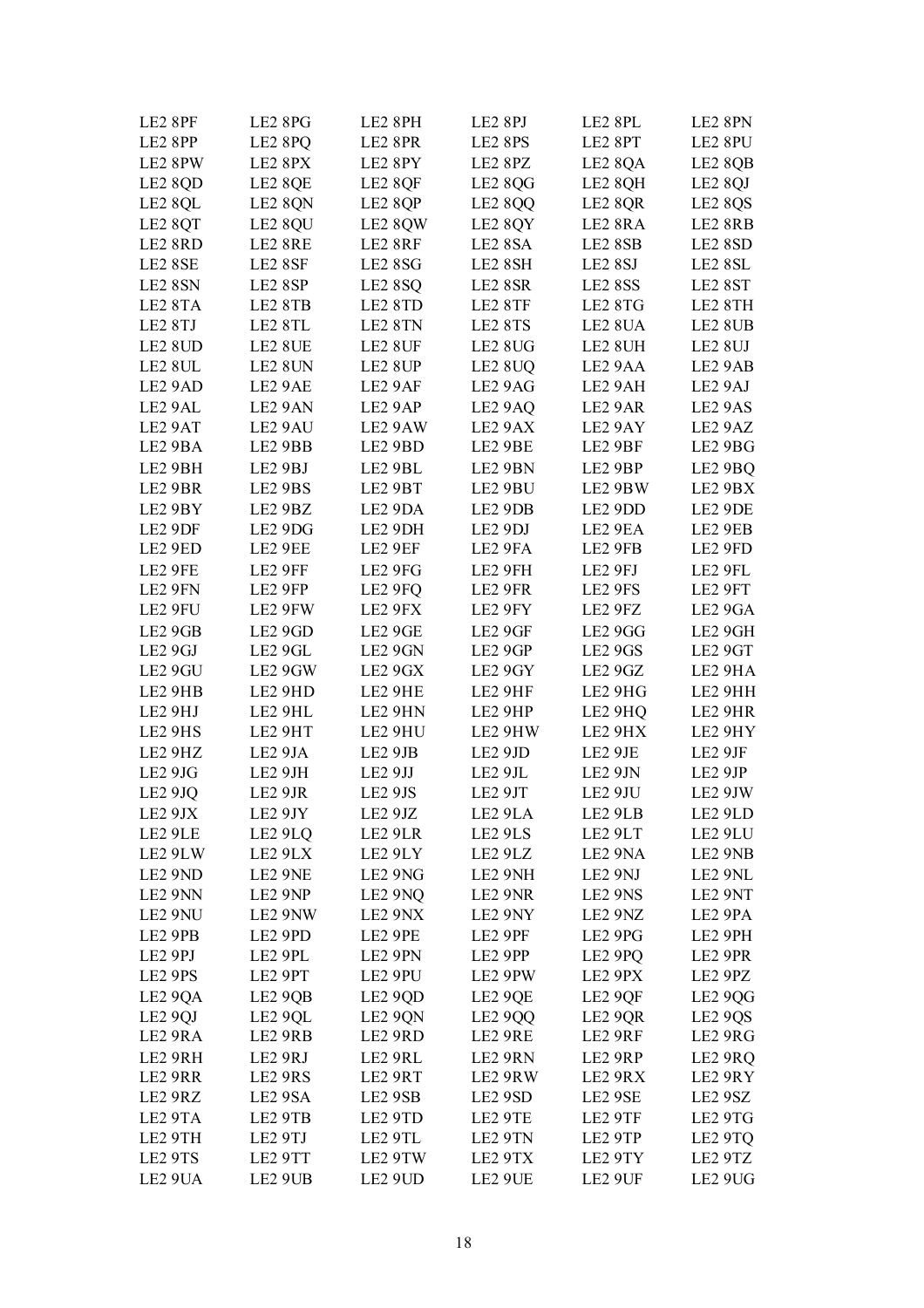| LE2 8PF | LE2 8PG | LE2 8PH | LE2 8PJ | LE2 8PL | LE2 8PN |
|---|---|---|---|---|---|
| LE2 8PP | LE2 8PQ | LE2 8PR | LE2 8PS | LE2 8PT | LE2 8PU |
| LE2 8PW | LE2 8PX | LE2 8PY | LE2 8PZ | LE2 8QA | LE2 8QB |
| LE2 8QD | LE2 8QE | LE2 8QF | LE2 8QG | LE2 8QH | LE2 8QJ |
| LE2 8QL | LE2 8QN | LE2 8QP | LE2 8QQ | LE2 8QR | LE2 8QS |
| LE2 8QT | LE2 8QU | LE2 8QW | LE2 8QY | LE2 8RA | LE2 8RB |
| LE2 8RD | LE2 8RE | LE2 8RF | LE2 8SA | LE2 8SB | LE2 8SD |
| LE2 8SE | LE2 8SF | LE2 8SG | LE2 8SH | LE2 8SJ | LE2 8SL |
| LE2 8SN | LE2 8SP | LE2 8SQ | LE2 8SR | LE2 8SS | LE2 8ST |
| LE2 8TA | LE2 8TB | LE2 8TD | LE2 8TF | LE2 8TG | LE2 8TH |
| LE2 8TJ | LE2 8TL | LE2 8TN | LE2 8TS | LE2 8UA | LE2 8UB |
| LE2 8UD | LE2 8UE | LE2 8UF | LE2 8UG | LE2 8UH | LE2 8UJ |
| LE2 8UL | LE2 8UN | LE2 8UP | LE2 8UQ | LE2 9AA | LE2 9AB |
| LE2 9AD | LE2 9AE | LE2 9AF | LE2 9AG | LE2 9AH | LE2 9AJ |
| LE2 9AL | LE2 9AN | LE2 9AP | LE2 9AQ | LE2 9AR | LE2 9AS |
| LE2 9AT | LE2 9AU | LE2 9AW | LE2 9AX | LE2 9AY | LE2 9AZ |
| LE2 9BA | LE2 9BB | LE2 9BD | LE2 9BE | LE2 9BF | LE2 9BG |
| LE2 9BH | LE2 9BJ | LE2 9BL | LE2 9BN | LE2 9BP | LE2 9BQ |
| LE2 9BR | LE2 9BS | LE2 9BT | LE2 9BU | LE2 9BW | LE2 9BX |
| LE2 9BY | LE2 9BZ | LE2 9DA | LE2 9DB | LE2 9DD | LE2 9DE |
| LE2 9DF | LE2 9DG | LE2 9DH | LE2 9DJ | LE2 9EA | LE2 9EB |
| LE2 9ED | LE2 9EE | LE2 9EF | LE2 9FA | LE2 9FB | LE2 9FD |
| LE2 9FE | LE2 9FF | LE2 9FG | LE2 9FH | LE2 9FJ | LE2 9FL |
| LE2 9FN | LE2 9FP | LE2 9FQ | LE2 9FR | LE2 9FS | LE2 9FT |
| LE2 9FU | LE2 9FW | LE2 9FX | LE2 9FY | LE2 9FZ | LE2 9GA |
| LE2 9GB | LE2 9GD | LE2 9GE | LE2 9GF | LE2 9GG | LE2 9GH |
| LE2 9GJ | LE2 9GL | LE2 9GN | LE2 9GP | LE2 9GS | LE2 9GT |
| LE2 9GU | LE2 9GW | LE2 9GX | LE2 9GY | LE2 9GZ | LE2 9HA |
| LE2 9HB | LE2 9HD | LE2 9HE | LE2 9HF | LE2 9HG | LE2 9HH |
| LE2 9HJ | LE2 9HL | LE2 9HN | LE2 9HP | LE2 9HQ | LE2 9HR |
| LE2 9HS | LE2 9HT | LE2 9HU | LE2 9HW | LE2 9HX | LE2 9HY |
| LE2 9HZ | LE2 9JA | LE2 9JB | LE2 9JD | LE2 9JE | LE2 9JF |
| LE2 9JG | LE2 9JH | LE2 9JJ | LE2 9JL | LE2 9JN | LE2 9JP |
| LE2 9JQ | LE2 9JR | LE2 9JS | LE2 9JT | LE2 9JU | LE2 9JW |
| LE2 9JX | LE2 9JY | LE2 9JZ | LE2 9LA | LE2 9LB | LE2 9LD |
| LE2 9LE | LE2 9LQ | LE2 9LR | LE2 9LS | LE2 9LT | LE2 9LU |
| LE2 9LW | LE2 9LX | LE2 9LY | LE2 9LZ | LE2 9NA | LE2 9NB |
| LE2 9ND | LE2 9NE | LE2 9NG | LE2 9NH | LE2 9NJ | LE2 9NL |
| LE2 9NN | LE2 9NP | LE2 9NQ | LE2 9NR | LE2 9NS | LE2 9NT |
| LE2 9NU | LE2 9NW | LE2 9NX | LE2 9NY | LE2 9NZ | LE2 9PA |
| LE2 9PB | LE2 9PD | LE2 9PE | LE2 9PF | LE2 9PG | LE2 9PH |
| LE2 9PJ | LE2 9PL | LE2 9PN | LE2 9PP | LE2 9PQ | LE2 9PR |
| LE2 9PS | LE2 9PT | LE2 9PU | LE2 9PW | LE2 9PX | LE2 9PZ |
| LE2 9QA | LE2 9QB | LE2 9QD | LE2 9QE | LE2 9QF | LE2 9QG |
| LE2 9QJ | LE2 9QL | LE2 9QN | LE2 9QQ | LE2 9QR | LE2 9QS |
| LE2 9RA | LE2 9RB | LE2 9RD | LE2 9RE | LE2 9RF | LE2 9RG |
| LE2 9RH | LE2 9RJ | LE2 9RL | LE2 9RN | LE2 9RP | LE2 9RQ |
| LE2 9RR | LE2 9RS | LE2 9RT | LE2 9RW | LE2 9RX | LE2 9RY |
| LE2 9RZ | LE2 9SA | LE2 9SB | LE2 9SD | LE2 9SE | LE2 9SZ |
| LE2 9TA | LE2 9TB | LE2 9TD | LE2 9TE | LE2 9TF | LE2 9TG |
| LE2 9TH | LE2 9TJ | LE2 9TL | LE2 9TN | LE2 9TP | LE2 9TQ |
| LE2 9TS | LE2 9TT | LE2 9TW | LE2 9TX | LE2 9TY | LE2 9TZ |
| LE2 9UA | LE2 9UB | LE2 9UD | LE2 9UE | LE2 9UF | LE2 9UG |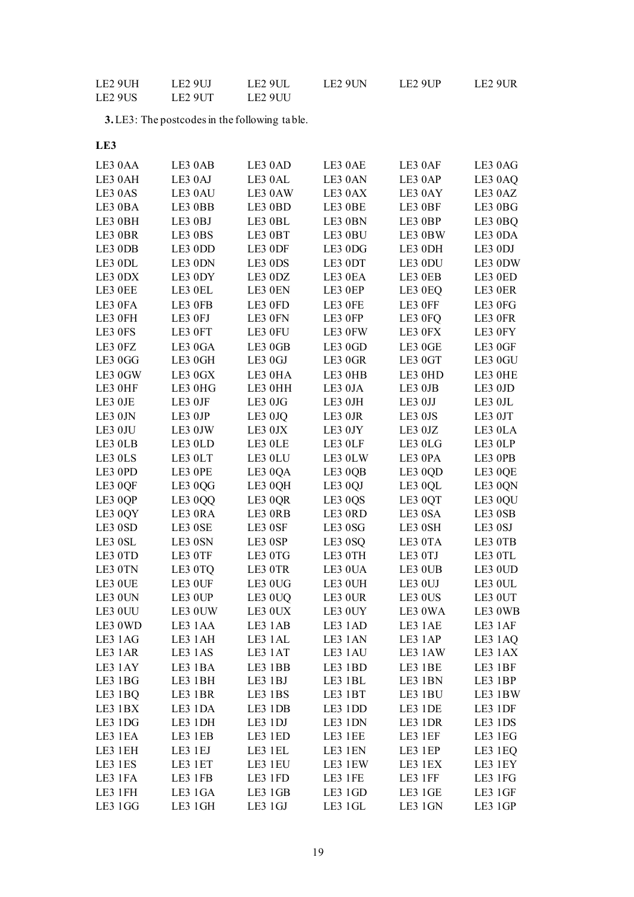| | | | | | |
|---|---|---|---|---|---|
| LE2 9UH | LE2 9UJ | LE2 9UL | LE2 9UN | LE2 9UP | LE2 9UR |
| LE2 9US | LE2 9UT | LE2 9UU | | | |

**3.** LE3: The postcodes in the following table.

**LE3**

| | | | | | |
|---|---|---|---|---|---|
| LE3 0AA | LE3 0AB | LE3 0AD | LE3 0AE | LE3 0AF | LE3 0AG |
| LE3 0AH | LE3 0AJ | LE3 0AL | LE3 0AN | LE3 0AP | LE3 0AQ |
| LE3 0AS | LE3 0AU | LE3 0AW | LE3 0AX | LE3 0AY | LE3 0AZ |
| LE3 0BA | LE3 0BB | LE3 0BD | LE3 0BE | LE3 0BF | LE3 0BG |
| LE3 0BH | LE3 0BJ | LE3 0BL | LE3 0BN | LE3 0BP | LE3 0BQ |
| LE3 0BR | LE3 0BS | LE3 0BT | LE3 0BU | LE3 0BW | LE3 0DA |
| LE3 0DB | LE3 0DD | LE3 0DF | LE3 0DG | LE3 0DH | LE3 0DJ |
| LE3 0DL | LE3 0DN | LE3 0DS | LE3 0DT | LE3 0DU | LE3 0DW |
| LE3 0DX | LE3 0DY | LE3 0DZ | LE3 0EA | LE3 0EB | LE3 0ED |
| LE3 0EE | LE3 0EL | LE3 0EN | LE3 0EP | LE3 0EQ | LE3 0ER |
| LE3 0FA | LE3 0FB | LE3 0FD | LE3 0FE | LE3 0FF | LE3 0FG |
| LE3 0FH | LE3 0FJ | LE3 0FN | LE3 0FP | LE3 0FQ | LE3 0FR |
| LE3 0FS | LE3 0FT | LE3 0FU | LE3 0FW | LE3 0FX | LE3 0FY |
| LE3 0FZ | LE3 0GA | LE3 0GB | LE3 0GD | LE3 0GE | LE3 0GF |
| LE3 0GG | LE3 0GH | LE3 0GJ | LE3 0GR | LE3 0GT | LE3 0GU |
| LE3 0GW | LE3 0GX | LE3 0HA | LE3 0HB | LE3 0HD | LE3 0HE |
| LE3 0HF | LE3 0HG | LE3 0HH | LE3 0JA | LE3 0JB | LE3 0JD |
| LE3 0JE | LE3 0JF | LE3 0JG | LE3 0JH | LE3 0JJ | LE3 0JL |
| LE3 0JN | LE3 0JP | LE3 0JQ | LE3 0JR | LE3 0JS | LE3 0JT |
| LE3 0JU | LE3 0JW | LE3 0JX | LE3 0JY | LE3 0JZ | LE3 0LA |
| LE3 0LB | LE3 0LD | LE3 0LE | LE3 0LF | LE3 0LG | LE3 0LP |
| LE3 0LS | LE3 0LT | LE3 0LU | LE3 0LW | LE3 0PA | LE3 0PB |
| LE3 0PD | LE3 0PE | LE3 0QA | LE3 0QB | LE3 0QD | LE3 0QE |
| LE3 0QF | LE3 0QG | LE3 0QH | LE3 0QJ | LE3 0QL | LE3 0QN |
| LE3 0QP | LE3 0QQ | LE3 0QR | LE3 0QS | LE3 0QT | LE3 0QU |
| LE3 0QY | LE3 0RA | LE3 0RB | LE3 0RD | LE3 0SA | LE3 0SB |
| LE3 0SD | LE3 0SE | LE3 0SF | LE3 0SG | LE3 0SH | LE3 0SJ |
| LE3 0SL | LE3 0SN | LE3 0SP | LE3 0SQ | LE3 0TA | LE3 0TB |
| LE3 0TD | LE3 0TF | LE3 0TG | LE3 0TH | LE3 0TJ | LE3 0TL |
| LE3 0TN | LE3 0TQ | LE3 0TR | LE3 0UA | LE3 0UB | LE3 0UD |
| LE3 0UE | LE3 0UF | LE3 0UG | LE3 0UH | LE3 0UJ | LE3 0UL |
| LE3 0UN | LE3 0UP | LE3 0UQ | LE3 0UR | LE3 0US | LE3 0UT |
| LE3 0UU | LE3 0UW | LE3 0UX | LE3 0UY | LE3 0WA | LE3 0WB |
| LE3 0WD | LE3 1AA | LE3 1AB | LE3 1AD | LE3 1AE | LE3 1AF |
| LE3 1AG | LE3 1AH | LE3 1AL | LE3 1AN | LE3 1AP | LE3 1AQ |
| LE3 1AR | LE3 1AS | LE3 1AT | LE3 1AU | LE3 1AW | LE3 1AX |
| LE3 1AY | LE3 1BA | LE3 1BB | LE3 1BD | LE3 1BE | LE3 1BF |
| LE3 1BG | LE3 1BH | LE3 1BJ | LE3 1BL | LE3 1BN | LE3 1BP |
| LE3 1BQ | LE3 1BR | LE3 1BS | LE3 1BT | LE3 1BU | LE3 1BW |
| LE3 1BX | LE3 1DA | LE3 1DB | LE3 1DD | LE3 1DE | LE3 1DF |
| LE3 1DG | LE3 1DH | LE3 1DJ | LE3 1DN | LE3 1DR | LE3 1DS |
| LE3 1EA | LE3 1EB | LE3 1ED | LE3 1EE | LE3 1EF | LE3 1EG |
| LE3 1EH | LE3 1EJ | LE3 1EL | LE3 1EN | LE3 1EP | LE3 1EQ |
| LE3 1ES | LE3 1ET | LE3 1EU | LE3 1EW | LE3 1EX | LE3 1EY |
| LE3 1FA | LE3 1FB | LE3 1FD | LE3 1FE | LE3 1FF | LE3 1FG |
| LE3 1FH | LE3 1GA | LE3 1GB | LE3 1GD | LE3 1GE | LE3 1GF |
| LE3 1GG | LE3 1GH | LE3 1GJ | LE3 1GL | LE3 1GN | LE3 1GP |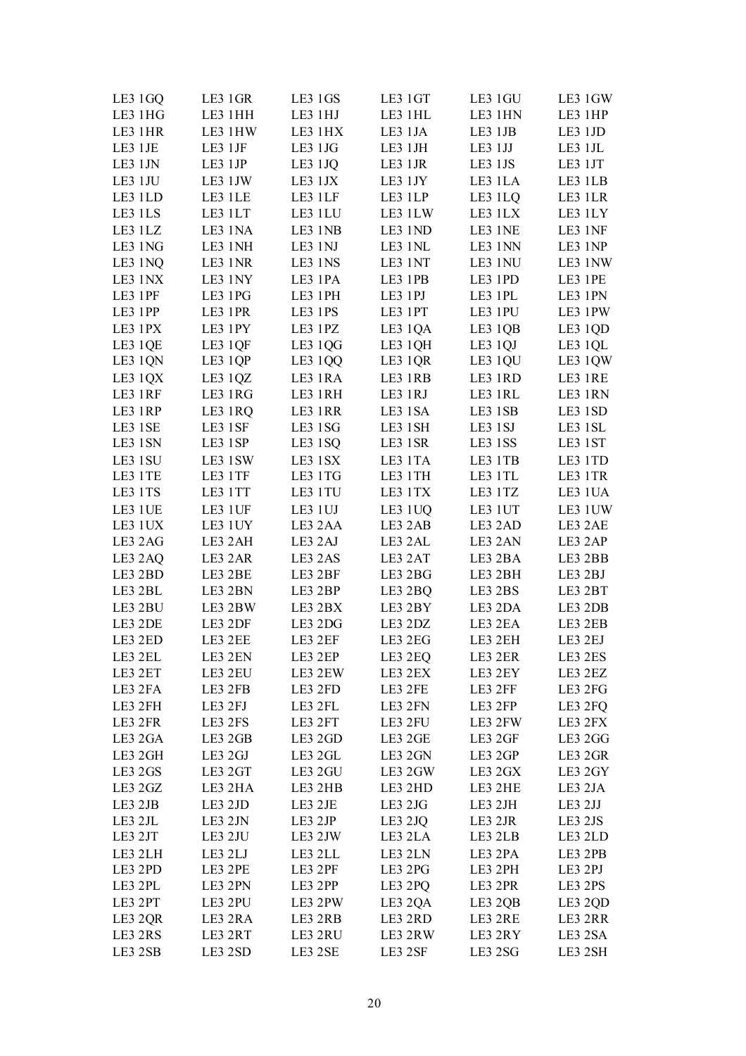| | | | | | |
|---|---|---|---|---|---|
| LE3 1GQ | LE3 1GR | LE3 1GS | LE3 1GT | LE3 1GU | LE3 1GW |
| LE3 1HG | LE3 1HH | LE3 1HJ | LE3 1HL | LE3 1HN | LE3 1HP |
| LE3 1HR | LE3 1HW | LE3 1HX | LE3 1JA | LE3 1JB | LE3 1JD |
| LE3 1JE | LE3 1JF | LE3 1JG | LE3 1JH | LE3 1JJ | LE3 1JL |
| LE3 1JN | LE3 1JP | LE3 1JQ | LE3 1JR | LE3 1JS | LE3 1JT |
| LE3 1JU | LE3 1JW | LE3 1JX | LE3 1JY | LE3 1LA | LE3 1LB |
| LE3 1LD | LE3 1LE | LE3 1LF | LE3 1LP | LE3 1LQ | LE3 1LR |
| LE3 1LS | LE3 1LT | LE3 1LU | LE3 1LW | LE3 1LX | LE3 1LY |
| LE3 1LZ | LE3 1NA | LE3 1NB | LE3 1ND | LE3 1NE | LE3 1NF |
| LE3 1NG | LE3 1NH | LE3 1NJ | LE3 1NL | LE3 1NN | LE3 1NP |
| LE3 1NQ | LE3 1NR | LE3 1NS | LE3 1NT | LE3 1NU | LE3 1NW |
| LE3 1NX | LE3 1NY | LE3 1PA | LE3 1PB | LE3 1PD | LE3 1PE |
| LE3 1PF | LE3 1PG | LE3 1PH | LE3 1PJ | LE3 1PL | LE3 1PN |
| LE3 1PP | LE3 1PR | LE3 1PS | LE3 1PT | LE3 1PU | LE3 1PW |
| LE3 1PX | LE3 1PY | LE3 1PZ | LE3 1QA | LE3 1QB | LE3 1QD |
| LE3 1QE | LE3 1QF | LE3 1QG | LE3 1QH | LE3 1QJ | LE3 1QL |
| LE3 1QN | LE3 1QP | LE3 1QQ | LE3 1QR | LE3 1QU | LE3 1QW |
| LE3 1QX | LE3 1QZ | LE3 1RA | LE3 1RB | LE3 1RD | LE3 1RE |
| LE3 1RF | LE3 1RG | LE3 1RH | LE3 1RJ | LE3 1RL | LE3 1RN |
| LE3 1RP | LE3 1RQ | LE3 1RR | LE3 1SA | LE3 1SB | LE3 1SD |
| LE3 1SE | LE3 1SF | LE3 1SG | LE3 1SH | LE3 1SJ | LE3 1SL |
| LE3 1SN | LE3 1SP | LE3 1SQ | LE3 1SR | LE3 1SS | LE3 1ST |
| LE3 1SU | LE3 1SW | LE3 1SX | LE3 1TA | LE3 1TB | LE3 1TD |
| LE3 1TE | LE3 1TF | LE3 1TG | LE3 1TH | LE3 1TL | LE3 1TR |
| LE3 1TS | LE3 1TT | LE3 1TU | LE3 1TX | LE3 1TZ | LE3 1UA |
| LE3 1UE | LE3 1UF | LE3 1UJ | LE3 1UQ | LE3 1UT | LE3 1UW |
| LE3 1UX | LE3 1UY | LE3 2AA | LE3 2AB | LE3 2AD | LE3 2AE |
| LE3 2AG | LE3 2AH | LE3 2AJ | LE3 2AL | LE3 2AN | LE3 2AP |
| LE3 2AQ | LE3 2AR | LE3 2AS | LE3 2AT | LE3 2BA | LE3 2BB |
| LE3 2BD | LE3 2BE | LE3 2BF | LE3 2BG | LE3 2BH | LE3 2BJ |
| LE3 2BL | LE3 2BN | LE3 2BP | LE3 2BQ | LE3 2BS | LE3 2BT |
| LE3 2BU | LE3 2BW | LE3 2BX | LE3 2BY | LE3 2DA | LE3 2DB |
| LE3 2DE | LE3 2DF | LE3 2DG | LE3 2DZ | LE3 2EA | LE3 2EB |
| LE3 2ED | LE3 2EE | LE3 2EF | LE3 2EG | LE3 2EH | LE3 2EJ |
| LE3 2EL | LE3 2EN | LE3 2EP | LE3 2EQ | LE3 2ER | LE3 2ES |
| LE3 2ET | LE3 2EU | LE3 2EW | LE3 2EX | LE3 2EY | LE3 2EZ |
| LE3 2FA | LE3 2FB | LE3 2FD | LE3 2FE | LE3 2FF | LE3 2FG |
| LE3 2FH | LE3 2FJ | LE3 2FL | LE3 2FN | LE3 2FP | LE3 2FQ |
| LE3 2FR | LE3 2FS | LE3 2FT | LE3 2FU | LE3 2FW | LE3 2FX |
| LE3 2GA | LE3 2GB | LE3 2GD | LE3 2GE | LE3 2GF | LE3 2GG |
| LE3 2GH | LE3 2GJ | LE3 2GL | LE3 2GN | LE3 2GP | LE3 2GR |
| LE3 2GS | LE3 2GT | LE3 2GU | LE3 2GW | LE3 2GX | LE3 2GY |
| LE3 2GZ | LE3 2HA | LE3 2HB | LE3 2HD | LE3 2HE | LE3 2JA |
| LE3 2JB | LE3 2JD | LE3 2JE | LE3 2JG | LE3 2JH | LE3 2JJ |
| LE3 2JL | LE3 2JN | LE3 2JP | LE3 2JQ | LE3 2JR | LE3 2JS |
| LE3 2JT | LE3 2JU | LE3 2JW | LE3 2LA | LE3 2LB | LE3 2LD |
| LE3 2LH | LE3 2LJ | LE3 2LL | LE3 2LN | LE3 2PA | LE3 2PB |
| LE3 2PD | LE3 2PE | LE3 2PF | LE3 2PG | LE3 2PH | LE3 2PJ |
| LE3 2PL | LE3 2PN | LE3 2PP | LE3 2PQ | LE3 2PR | LE3 2PS |
| LE3 2PT | LE3 2PU | LE3 2PW | LE3 2QA | LE3 2QB | LE3 2QD |
| LE3 2QR | LE3 2RA | LE3 2RB | LE3 2RD | LE3 2RE | LE3 2RR |
| LE3 2RS | LE3 2RT | LE3 2RU | LE3 2RW | LE3 2RY | LE3 2SA |
| LE3 2SB | LE3 2SD | LE3 2SE | LE3 2SF | LE3 2SG | LE3 2SH |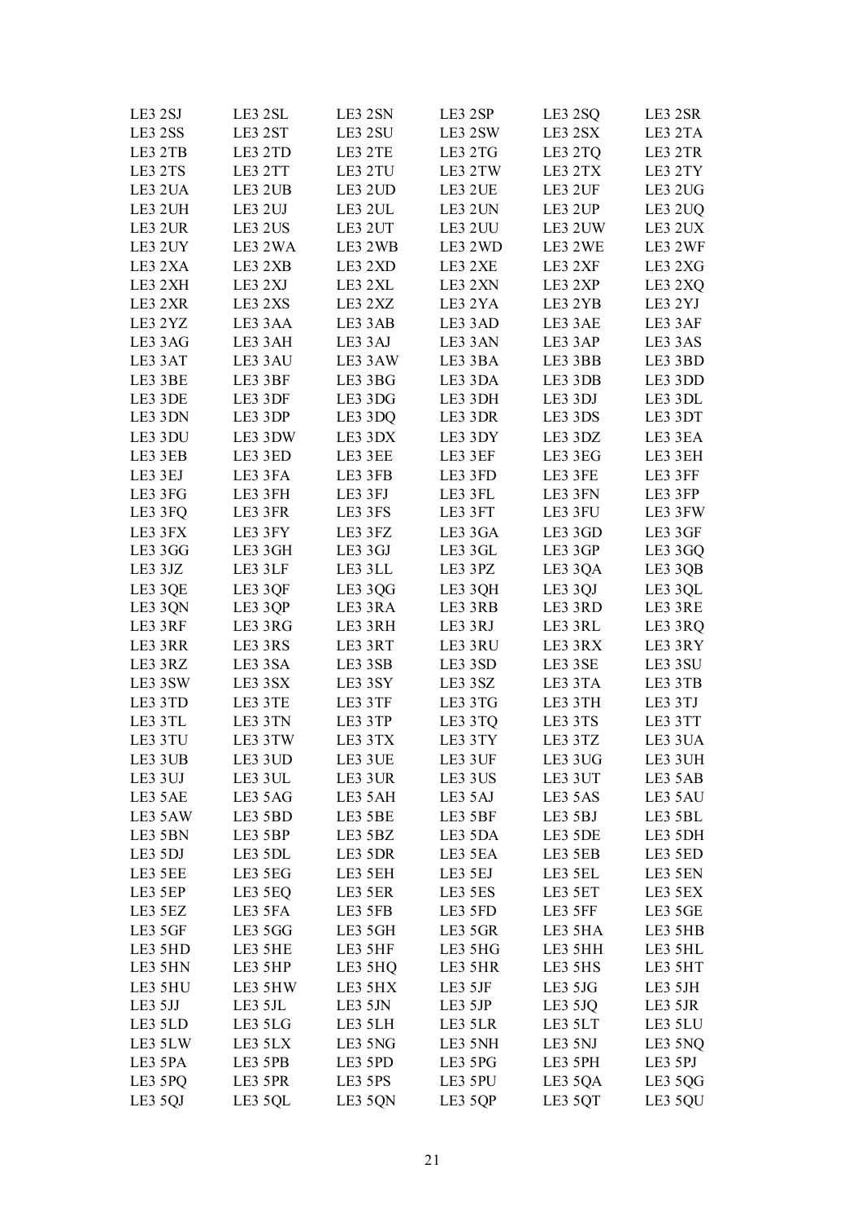| | | | | | |
|---|---|---|---|---|---|
| LE3 2SJ | LE3 2SL | LE3 2SN | LE3 2SP | LE3 2SQ | LE3 2SR |
| LE3 2SS | LE3 2ST | LE3 2SU | LE3 2SW | LE3 2SX | LE3 2TA |
| LE3 2TB | LE3 2TD | LE3 2TE | LE3 2TG | LE3 2TQ | LE3 2TR |
| LE3 2TS | LE3 2TT | LE3 2TU | LE3 2TW | LE3 2TX | LE3 2TY |
| LE3 2UA | LE3 2UB | LE3 2UD | LE3 2UE | LE3 2UF | LE3 2UG |
| LE3 2UH | LE3 2UJ | LE3 2UL | LE3 2UN | LE3 2UP | LE3 2UQ |
| LE3 2UR | LE3 2US | LE3 2UT | LE3 2UU | LE3 2UW | LE3 2UX |
| LE3 2UY | LE3 2WA | LE3 2WB | LE3 2WD | LE3 2WE | LE3 2WF |
| LE3 2XA | LE3 2XB | LE3 2XD | LE3 2XE | LE3 2XF | LE3 2XG |
| LE3 2XH | LE3 2XJ | LE3 2XL | LE3 2XN | LE3 2XP | LE3 2XQ |
| LE3 2XR | LE3 2XS | LE3 2XZ | LE3 2YA | LE3 2YB | LE3 2YJ |
| LE3 2YZ | LE3 3AA | LE3 3AB | LE3 3AD | LE3 3AE | LE3 3AF |
| LE3 3AG | LE3 3AH | LE3 3AJ | LE3 3AN | LE3 3AP | LE3 3AS |
| LE3 3AT | LE3 3AU | LE3 3AW | LE3 3BA | LE3 3BB | LE3 3BD |
| LE3 3BE | LE3 3BF | LE3 3BG | LE3 3DA | LE3 3DB | LE3 3DD |
| LE3 3DE | LE3 3DF | LE3 3DG | LE3 3DH | LE3 3DJ | LE3 3DL |
| LE3 3DN | LE3 3DP | LE3 3DQ | LE3 3DR | LE3 3DS | LE3 3DT |
| LE3 3DU | LE3 3DW | LE3 3DX | LE3 3DY | LE3 3DZ | LE3 3EA |
| LE3 3EB | LE3 3ED | LE3 3EE | LE3 3EF | LE3 3EG | LE3 3EH |
| LE3 3EJ | LE3 3FA | LE3 3FB | LE3 3FD | LE3 3FE | LE3 3FF |
| LE3 3FG | LE3 3FH | LE3 3FJ | LE3 3FL | LE3 3FN | LE3 3FP |
| LE3 3FQ | LE3 3FR | LE3 3FS | LE3 3FT | LE3 3FU | LE3 3FW |
| LE3 3FX | LE3 3FY | LE3 3FZ | LE3 3GA | LE3 3GD | LE3 3GF |
| LE3 3GG | LE3 3GH | LE3 3GJ | LE3 3GL | LE3 3GP | LE3 3GQ |
| LE3 3JZ | LE3 3LF | LE3 3LL | LE3 3PZ | LE3 3QA | LE3 3QB |
| LE3 3QE | LE3 3QF | LE3 3QG | LE3 3QH | LE3 3QJ | LE3 3QL |
| LE3 3QN | LE3 3QP | LE3 3RA | LE3 3RB | LE3 3RD | LE3 3RE |
| LE3 3RF | LE3 3RG | LE3 3RH | LE3 3RJ | LE3 3RL | LE3 3RQ |
| LE3 3RR | LE3 3RS | LE3 3RT | LE3 3RU | LE3 3RX | LE3 3RY |
| LE3 3RZ | LE3 3SA | LE3 3SB | LE3 3SD | LE3 3SE | LE3 3SU |
| LE3 3SW | LE3 3SX | LE3 3SY | LE3 3SZ | LE3 3TA | LE3 3TB |
| LE3 3TD | LE3 3TE | LE3 3TF | LE3 3TG | LE3 3TH | LE3 3TJ |
| LE3 3TL | LE3 3TN | LE3 3TP | LE3 3TQ | LE3 3TS | LE3 3TT |
| LE3 3TU | LE3 3TW | LE3 3TX | LE3 3TY | LE3 3TZ | LE3 3UA |
| LE3 3UB | LE3 3UD | LE3 3UE | LE3 3UF | LE3 3UG | LE3 3UH |
| LE3 3UJ | LE3 3UL | LE3 3UR | LE3 3US | LE3 3UT | LE3 5AB |
| LE3 5AE | LE3 5AG | LE3 5AH | LE3 5AJ | LE3 5AS | LE3 5AU |
| LE3 5AW | LE3 5BD | LE3 5BE | LE3 5BF | LE3 5BJ | LE3 5BL |
| LE3 5BN | LE3 5BP | LE3 5BZ | LE3 5DA | LE3 5DE | LE3 5DH |
| LE3 5DJ | LE3 5DL | LE3 5DR | LE3 5EA | LE3 5EB | LE3 5ED |
| LE3 5EE | LE3 5EG | LE3 5EH | LE3 5EJ | LE3 5EL | LE3 5EN |
| LE3 5EP | LE3 5EQ | LE3 5ER | LE3 5ES | LE3 5ET | LE3 5EX |
| LE3 5EZ | LE3 5FA | LE3 5FB | LE3 5FD | LE3 5FF | LE3 5GE |
| LE3 5GF | LE3 5GG | LE3 5GH | LE3 5GR | LE3 5HA | LE3 5HB |
| LE3 5HD | LE3 5HE | LE3 5HF | LE3 5HG | LE3 5HH | LE3 5HL |
| LE3 5HN | LE3 5HP | LE3 5HQ | LE3 5HR | LE3 5HS | LE3 5HT |
| LE3 5HU | LE3 5HW | LE3 5HX | LE3 5JF | LE3 5JG | LE3 5JH |
| LE3 5JJ | LE3 5JL | LE3 5JN | LE3 5JP | LE3 5JQ | LE3 5JR |
| LE3 5LD | LE3 5LG | LE3 5LH | LE3 5LR | LE3 5LT | LE3 5LU |
| LE3 5LW | LE3 5LX | LE3 5NG | LE3 5NH | LE3 5NJ | LE3 5NQ |
| LE3 5PA | LE3 5PB | LE3 5PD | LE3 5PG | LE3 5PH | LE3 5PJ |
| LE3 5PQ | LE3 5PR | LE3 5PS | LE3 5PU | LE3 5QA | LE3 5QG |
| LE3 5QJ | LE3 5QL | LE3 5QN | LE3 5QP | LE3 5QT | LE3 5QU |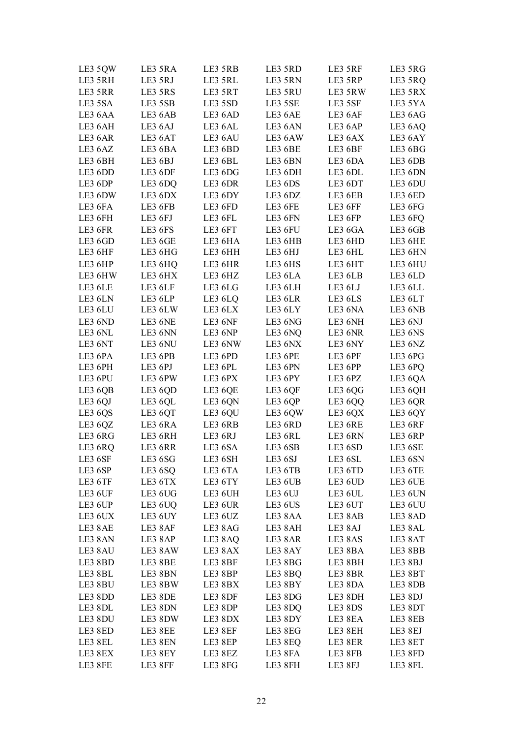| | | | | | |
|---|---|---|---|---|---|
| LE3 5QW | LE3 5RA | LE3 5RB | LE3 5RD | LE3 5RF | LE3 5RG |
| LE3 5RH | LE3 5RJ | LE3 5RL | LE3 5RN | LE3 5RP | LE3 5RQ |
| LE3 5RR | LE3 5RS | LE3 5RT | LE3 5RU | LE3 5RW | LE3 5RX |
| LE3 5SA | LE3 5SB | LE3 5SD | LE3 5SE | LE3 5SF | LE3 5YA |
| LE3 6AA | LE3 6AB | LE3 6AD | LE3 6AE | LE3 6AF | LE3 6AG |
| LE3 6AH | LE3 6AJ | LE3 6AL | LE3 6AN | LE3 6AP | LE3 6AQ |
| LE3 6AR | LE3 6AT | LE3 6AU | LE3 6AW | LE3 6AX | LE3 6AY |
| LE3 6AZ | LE3 6BA | LE3 6BD | LE3 6BE | LE3 6BF | LE3 6BG |
| LE3 6BH | LE3 6BJ | LE3 6BL | LE3 6BN | LE3 6DA | LE3 6DB |
| LE3 6DD | LE3 6DF | LE3 6DG | LE3 6DH | LE3 6DL | LE3 6DN |
| LE3 6DP | LE3 6DQ | LE3 6DR | LE3 6DS | LE3 6DT | LE3 6DU |
| LE3 6DW | LE3 6DX | LE3 6DY | LE3 6DZ | LE3 6EB | LE3 6ED |
| LE3 6FA | LE3 6FB | LE3 6FD | LE3 6FE | LE3 6FF | LE3 6FG |
| LE3 6FH | LE3 6FJ | LE3 6FL | LE3 6FN | LE3 6FP | LE3 6FQ |
| LE3 6FR | LE3 6FS | LE3 6FT | LE3 6FU | LE3 6GA | LE3 6GB |
| LE3 6GD | LE3 6GE | LE3 6HA | LE3 6HB | LE3 6HD | LE3 6HE |
| LE3 6HF | LE3 6HG | LE3 6HH | LE3 6HJ | LE3 6HL | LE3 6HN |
| LE3 6HP | LE3 6HQ | LE3 6HR | LE3 6HS | LE3 6HT | LE3 6HU |
| LE3 6HW | LE3 6HX | LE3 6HZ | LE3 6LA | LE3 6LB | LE3 6LD |
| LE3 6LE | LE3 6LF | LE3 6LG | LE3 6LH | LE3 6LJ | LE3 6LL |
| LE3 6LN | LE3 6LP | LE3 6LQ | LE3 6LR | LE3 6LS | LE3 6LT |
| LE3 6LU | LE3 6LW | LE3 6LX | LE3 6LY | LE3 6NA | LE3 6NB |
| LE3 6ND | LE3 6NE | LE3 6NF | LE3 6NG | LE3 6NH | LE3 6NJ |
| LE3 6NL | LE3 6NN | LE3 6NP | LE3 6NQ | LE3 6NR | LE3 6NS |
| LE3 6NT | LE3 6NU | LE3 6NW | LE3 6NX | LE3 6NY | LE3 6NZ |
| LE3 6PA | LE3 6PB | LE3 6PD | LE3 6PE | LE3 6PF | LE3 6PG |
| LE3 6PH | LE3 6PJ | LE3 6PL | LE3 6PN | LE3 6PP | LE3 6PQ |
| LE3 6PU | LE3 6PW | LE3 6PX | LE3 6PY | LE3 6PZ | LE3 6QA |
| LE3 6QB | LE3 6QD | LE3 6QE | LE3 6QF | LE3 6QG | LE3 6QH |
| LE3 6QJ | LE3 6QL | LE3 6QN | LE3 6QP | LE3 6QQ | LE3 6QR |
| LE3 6QS | LE3 6QT | LE3 6QU | LE3 6QW | LE3 6QX | LE3 6QY |
| LE3 6QZ | LE3 6RA | LE3 6RB | LE3 6RD | LE3 6RE | LE3 6RF |
| LE3 6RG | LE3 6RH | LE3 6RJ | LE3 6RL | LE3 6RN | LE3 6RP |
| LE3 6RQ | LE3 6RR | LE3 6SA | LE3 6SB | LE3 6SD | LE3 6SE |
| LE3 6SF | LE3 6SG | LE3 6SH | LE3 6SJ | LE3 6SL | LE3 6SN |
| LE3 6SP | LE3 6SQ | LE3 6TA | LE3 6TB | LE3 6TD | LE3 6TE |
| LE3 6TF | LE3 6TX | LE3 6TY | LE3 6UB | LE3 6UD | LE3 6UE |
| LE3 6UF | LE3 6UG | LE3 6UH | LE3 6UJ | LE3 6UL | LE3 6UN |
| LE3 6UP | LE3 6UQ | LE3 6UR | LE3 6US | LE3 6UT | LE3 6UU |
| LE3 6UX | LE3 6UY | LE3 6UZ | LE3 8AA | LE3 8AB | LE3 8AD |
| LE3 8AE | LE3 8AF | LE3 8AG | LE3 8AH | LE3 8AJ | LE3 8AL |
| LE3 8AN | LE3 8AP | LE3 8AQ | LE3 8AR | LE3 8AS | LE3 8AT |
| LE3 8AU | LE3 8AW | LE3 8AX | LE3 8AY | LE3 8BA | LE3 8BB |
| LE3 8BD | LE3 8BE | LE3 8BF | LE3 8BG | LE3 8BH | LE3 8BJ |
| LE3 8BL | LE3 8BN | LE3 8BP | LE3 8BQ | LE3 8BR | LE3 8BT |
| LE3 8BU | LE3 8BW | LE3 8BX | LE3 8BY | LE3 8DA | LE3 8DB |
| LE3 8DD | LE3 8DE | LE3 8DF | LE3 8DG | LE3 8DH | LE3 8DJ |
| LE3 8DL | LE3 8DN | LE3 8DP | LE3 8DQ | LE3 8DS | LE3 8DT |
| LE3 8DU | LE3 8DW | LE3 8DX | LE3 8DY | LE3 8EA | LE3 8EB |
| LE3 8ED | LE3 8EE | LE3 8EF | LE3 8EG | LE3 8EH | LE3 8EJ |
| LE3 8EL | LE3 8EN | LE3 8EP | LE3 8EQ | LE3 8ER | LE3 8ET |
| LE3 8EX | LE3 8EY | LE3 8EZ | LE3 8FA | LE3 8FB | LE3 8FD |
| LE3 8FE | LE3 8FF | LE3 8FG | LE3 8FH | LE3 8FJ | LE3 8FL |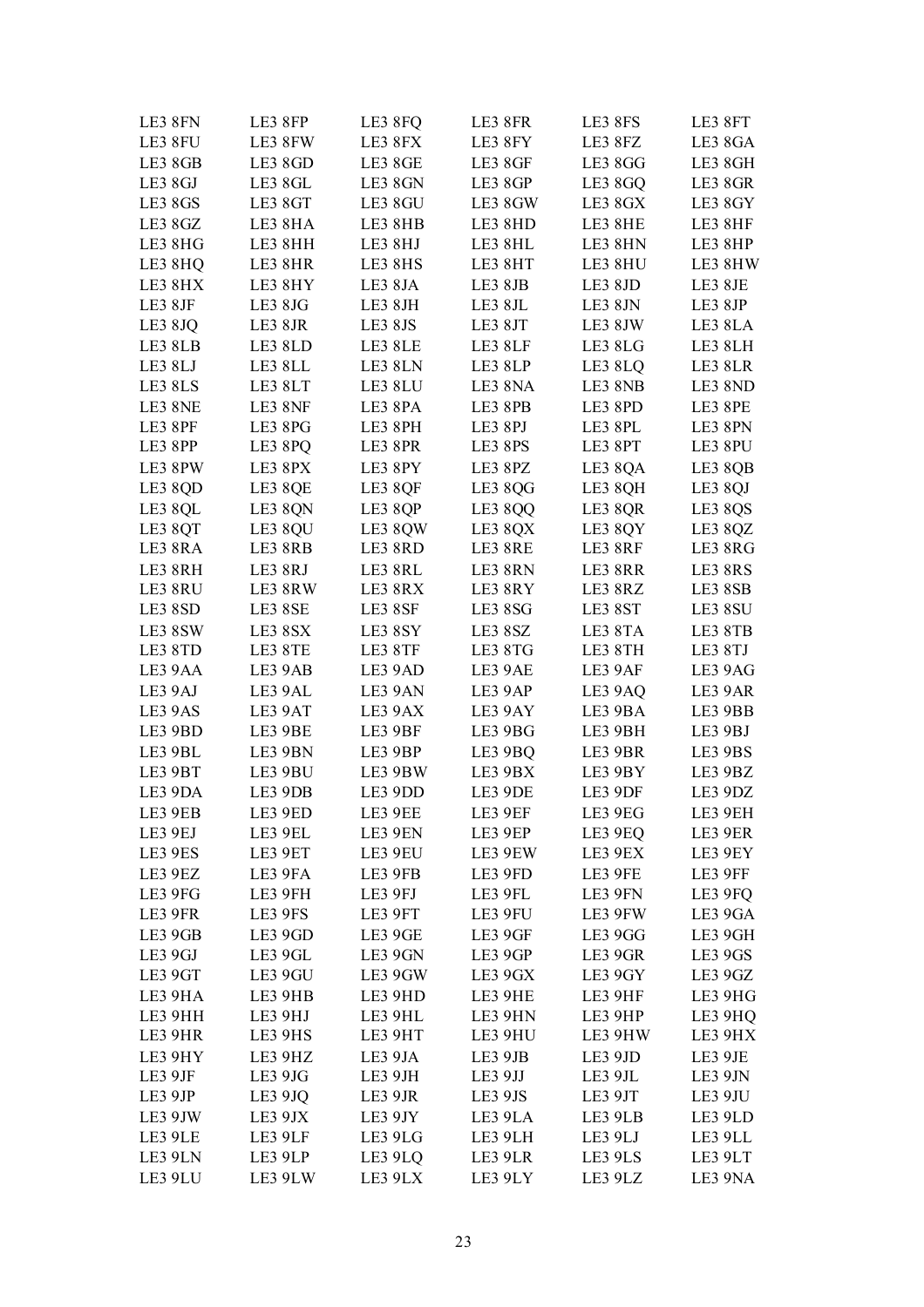| LE3 8FN | LE3 8FP | LE3 8FQ | LE3 8FR | LE3 8FS | LE3 8FT |
|---|---|---|---|---|---|
| LE3 8FU | LE3 8FW | LE3 8FX | LE3 8FY | LE3 8FZ | LE3 8GA |
| LE3 8GB | LE3 8GD | LE3 8GE | LE3 8GF | LE3 8GG | LE3 8GH |
| LE3 8GJ | LE3 8GL | LE3 8GN | LE3 8GP | LE3 8GQ | LE3 8GR |
| LE3 8GS | LE3 8GT | LE3 8GU | LE3 8GW | LE3 8GX | LE3 8GY |
| LE3 8GZ | LE3 8HA | LE3 8HB | LE3 8HD | LE3 8HE | LE3 8HF |
| LE3 8HG | LE3 8HH | LE3 8HJ | LE3 8HL | LE3 8HN | LE3 8HP |
| LE3 8HQ | LE3 8HR | LE3 8HS | LE3 8HT | LE3 8HU | LE3 8HW |
| LE3 8HX | LE3 8HY | LE3 8JA | LE3 8JB | LE3 8JD | LE3 8JE |
| LE3 8JF | LE3 8JG | LE3 8JH | LE3 8JL | LE3 8JN | LE3 8JP |
| LE3 8JQ | LE3 8JR | LE3 8JS | LE3 8JT | LE3 8JW | LE3 8LA |
| LE3 8LB | LE3 8LD | LE3 8LE | LE3 8LF | LE3 8LG | LE3 8LH |
| LE3 8LJ | LE3 8LL | LE3 8LN | LE3 8LP | LE3 8LQ | LE3 8LR |
| LE3 8LS | LE3 8LT | LE3 8LU | LE3 8NA | LE3 8NB | LE3 8ND |
| LE3 8NE | LE3 8NF | LE3 8PA | LE3 8PB | LE3 8PD | LE3 8PE |
| LE3 8PF | LE3 8PG | LE3 8PH | LE3 8PJ | LE3 8PL | LE3 8PN |
| LE3 8PP | LE3 8PQ | LE3 8PR | LE3 8PS | LE3 8PT | LE3 8PU |
| LE3 8PW | LE3 8PX | LE3 8PY | LE3 8PZ | LE3 8QA | LE3 8QB |
| LE3 8QD | LE3 8QE | LE3 8QF | LE3 8QG | LE3 8QH | LE3 8QJ |
| LE3 8QL | LE3 8QN | LE3 8QP | LE3 8QQ | LE3 8QR | LE3 8QS |
| LE3 8QT | LE3 8QU | LE3 8QW | LE3 8QX | LE3 8QY | LE3 8QZ |
| LE3 8RA | LE3 8RB | LE3 8RD | LE3 8RE | LE3 8RF | LE3 8RG |
| LE3 8RH | LE3 8RJ | LE3 8RL | LE3 8RN | LE3 8RR | LE3 8RS |
| LE3 8RU | LE3 8RW | LE3 8RX | LE3 8RY | LE3 8RZ | LE3 8SB |
| LE3 8SD | LE3 8SE | LE3 8SF | LE3 8SG | LE3 8ST | LE3 8SU |
| LE3 8SW | LE3 8SX | LE3 8SY | LE3 8SZ | LE3 8TA | LE3 8TB |
| LE3 8TD | LE3 8TE | LE3 8TF | LE3 8TG | LE3 8TH | LE3 8TJ |
| LE3 9AA | LE3 9AB | LE3 9AD | LE3 9AE | LE3 9AF | LE3 9AG |
| LE3 9AJ | LE3 9AL | LE3 9AN | LE3 9AP | LE3 9AQ | LE3 9AR |
| LE3 9AS | LE3 9AT | LE3 9AX | LE3 9AY | LE3 9BA | LE3 9BB |
| LE3 9BD | LE3 9BE | LE3 9BF | LE3 9BG | LE3 9BH | LE3 9BJ |
| LE3 9BL | LE3 9BN | LE3 9BP | LE3 9BQ | LE3 9BR | LE3 9BS |
| LE3 9BT | LE3 9BU | LE3 9BW | LE3 9BX | LE3 9BY | LE3 9BZ |
| LE3 9DA | LE3 9DB | LE3 9DD | LE3 9DE | LE3 9DF | LE3 9DZ |
| LE3 9EB | LE3 9ED | LE3 9EE | LE3 9EF | LE3 9EG | LE3 9EH |
| LE3 9EJ | LE3 9EL | LE3 9EN | LE3 9EP | LE3 9EQ | LE3 9ER |
| LE3 9ES | LE3 9ET | LE3 9EU | LE3 9EW | LE3 9EX | LE3 9EY |
| LE3 9EZ | LE3 9FA | LE3 9FB | LE3 9FD | LE3 9FE | LE3 9FF |
| LE3 9FG | LE3 9FH | LE3 9FJ | LE3 9FL | LE3 9FN | LE3 9FQ |
| LE3 9FR | LE3 9FS | LE3 9FT | LE3 9FU | LE3 9FW | LE3 9GA |
| LE3 9GB | LE3 9GD | LE3 9GE | LE3 9GF | LE3 9GG | LE3 9GH |
| LE3 9GJ | LE3 9GL | LE3 9GN | LE3 9GP | LE3 9GR | LE3 9GS |
| LE3 9GT | LE3 9GU | LE3 9GW | LE3 9GX | LE3 9GY | LE3 9GZ |
| LE3 9HA | LE3 9HB | LE3 9HD | LE3 9HE | LE3 9HF | LE3 9HG |
| LE3 9HH | LE3 9HJ | LE3 9HL | LE3 9HN | LE3 9HP | LE3 9HQ |
| LE3 9HR | LE3 9HS | LE3 9HT | LE3 9HU | LE3 9HW | LE3 9HX |
| LE3 9HY | LE3 9HZ | LE3 9JA | LE3 9JB | LE3 9JD | LE3 9JE |
| LE3 9JF | LE3 9JG | LE3 9JH | LE3 9JJ | LE3 9JL | LE3 9JN |
| LE3 9JP | LE3 9JQ | LE3 9JR | LE3 9JS | LE3 9JT | LE3 9JU |
| LE3 9JW | LE3 9JX | LE3 9JY | LE3 9LA | LE3 9LB | LE3 9LD |
| LE3 9LE | LE3 9LF | LE3 9LG | LE3 9LH | LE3 9LJ | LE3 9LL |
| LE3 9LN | LE3 9LP | LE3 9LQ | LE3 9LR | LE3 9LS | LE3 9LT |
| LE3 9LU | LE3 9LW | LE3 9LX | LE3 9LY | LE3 9LZ | LE3 9NA |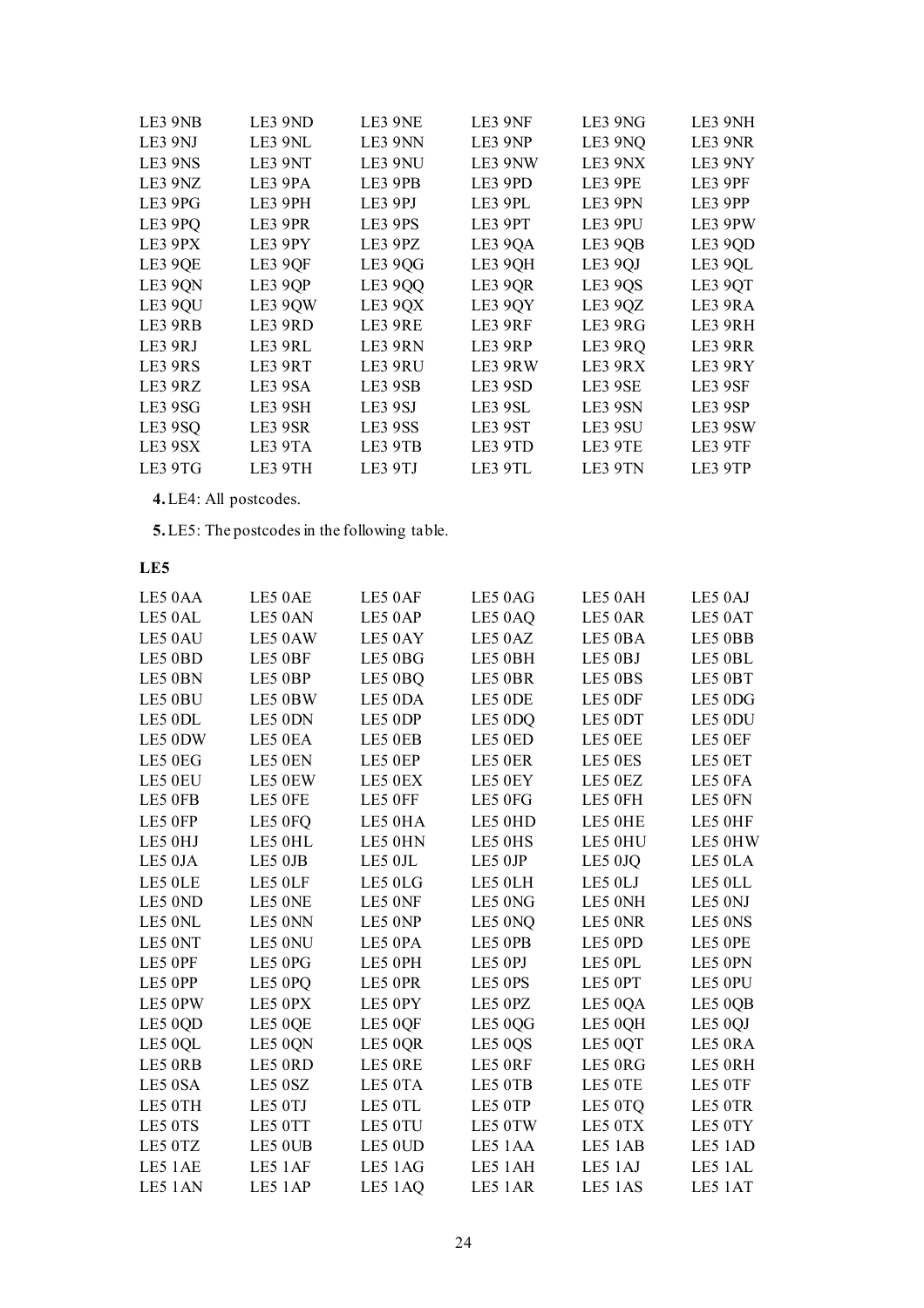| | | | | | |
|---|---|---|---|---|---|
| LE3 9NB | LE3 9ND | LE3 9NE | LE3 9NF | LE3 9NG | LE3 9NH |
| LE3 9NJ | LE3 9NL | LE3 9NN | LE3 9NP | LE3 9NQ | LE3 9NR |
| LE3 9NS | LE3 9NT | LE3 9NU | LE3 9NW | LE3 9NX | LE3 9NY |
| LE3 9NZ | LE3 9PA | LE3 9PB | LE3 9PD | LE3 9PE | LE3 9PF |
| LE3 9PG | LE3 9PH | LE3 9PJ | LE3 9PL | LE3 9PN | LE3 9PP |
| LE3 9PQ | LE3 9PR | LE3 9PS | LE3 9PT | LE3 9PU | LE3 9PW |
| LE3 9PX | LE3 9PY | LE3 9PZ | LE3 9QA | LE3 9QB | LE3 9QD |
| LE3 9QE | LE3 9QF | LE3 9QG | LE3 9QH | LE3 9QJ | LE3 9QL |
| LE3 9QN | LE3 9QP | LE3 9QQ | LE3 9QR | LE3 9QS | LE3 9QT |
| LE3 9QU | LE3 9QW | LE3 9QX | LE3 9QY | LE3 9QZ | LE3 9RA |
| LE3 9RB | LE3 9RD | LE3 9RE | LE3 9RF | LE3 9RG | LE3 9RH |
| LE3 9RJ | LE3 9RL | LE3 9RN | LE3 9RP | LE3 9RQ | LE3 9RR |
| LE3 9RS | LE3 9RT | LE3 9RU | LE3 9RW | LE3 9RX | LE3 9RY |
| LE3 9RZ | LE3 9SA | LE3 9SB | LE3 9SD | LE3 9SE | LE3 9SF |
| LE3 9SG | LE3 9SH | LE3 9SJ | LE3 9SL | LE3 9SN | LE3 9SP |
| LE3 9SQ | LE3 9SR | LE3 9SS | LE3 9ST | LE3 9SU | LE3 9SW |
| LE3 9SX | LE3 9TA | LE3 9TB | LE3 9TD | LE3 9TE | LE3 9TF |
| LE3 9TG | LE3 9TH | LE3 9TJ | LE3 9TL | LE3 9TN | LE3 9TP |

**4.** LE4: All postcodes.

**5.** LE5: The postcodes in the following table.

**LE5**

| | | | | | |
|---|---|---|---|---|---|
| LE5 0AA | LE5 0AE | LE5 0AF | LE5 0AG | LE5 0AH | LE5 0AJ |
| LE5 0AL | LE5 0AN | LE5 0AP | LE5 0AQ | LE5 0AR | LE5 0AT |
| LE5 0AU | LE5 0AW | LE5 0AY | LE5 0AZ | LE5 0BA | LE5 0BB |
| LE5 0BD | LE5 0BF | LE5 0BG | LE5 0BH | LE5 0BJ | LE5 0BL |
| LE5 0BN | LE5 0BP | LE5 0BQ | LE5 0BR | LE5 0BS | LE5 0BT |
| LE5 0BU | LE5 0BW | LE5 0DA | LE5 0DE | LE5 0DF | LE5 0DG |
| LE5 0DL | LE5 0DN | LE5 0DP | LE5 0DQ | LE5 0DT | LE5 0DU |
| LE5 0DW | LE5 0EA | LE5 0EB | LE5 0ED | LE5 0EE | LE5 0EF |
| LE5 0EG | LE5 0EN | LE5 0EP | LE5 0ER | LE5 0ES | LE5 0ET |
| LE5 0EU | LE5 0EW | LE5 0EX | LE5 0EY | LE5 0EZ | LE5 0FA |
| LE5 0FB | LE5 0FE | LE5 0FF | LE5 0FG | LE5 0FH | LE5 0FN |
| LE5 0FP | LE5 0FQ | LE5 0HA | LE5 0HD | LE5 0HE | LE5 0HF |
| LE5 0HJ | LE5 0HL | LE5 0HN | LE5 0HS | LE5 0HU | LE5 0HW |
| LE5 0JA | LE5 0JB | LE5 0JL | LE5 0JP | LE5 0JQ | LE5 0LA |
| LE5 0LE | LE5 0LF | LE5 0LG | LE5 0LH | LE5 0LJ | LE5 0LL |
| LE5 0ND | LE5 0NE | LE5 0NF | LE5 0NG | LE5 0NH | LE5 0NJ |
| LE5 0NL | LE5 0NN | LE5 0NP | LE5 0NQ | LE5 0NR | LE5 0NS |
| LE5 0NT | LE5 0NU | LE5 0PA | LE5 0PB | LE5 0PD | LE5 0PE |
| LE5 0PF | LE5 0PG | LE5 0PH | LE5 0PJ | LE5 0PL | LE5 0PN |
| LE5 0PP | LE5 0PQ | LE5 0PR | LE5 0PS | LE5 0PT | LE5 0PU |
| LE5 0PW | LE5 0PX | LE5 0PY | LE5 0PZ | LE5 0QA | LE5 0QB |
| LE5 0QD | LE5 0QE | LE5 0QF | LE5 0QG | LE5 0QH | LE5 0QJ |
| LE5 0QL | LE5 0QN | LE5 0QR | LE5 0QS | LE5 0QT | LE5 0RA |
| LE5 0RB | LE5 0RD | LE5 0RE | LE5 0RF | LE5 0RG | LE5 0RH |
| LE5 0SA | LE5 0SZ | LE5 0TA | LE5 0TB | LE5 0TE | LE5 0TF |
| LE5 0TH | LE5 0TJ | LE5 0TL | LE5 0TP | LE5 0TQ | LE5 0TR |
| LE5 0TS | LE5 0TT | LE5 0TU | LE5 0TW | LE5 0TX | LE5 0TY |
| LE5 0TZ | LE5 0UB | LE5 0UD | LE5 1AA | LE5 1AB | LE5 1AD |
| LE5 1AE | LE5 1AF | LE5 1AG | LE5 1AH | LE5 1AJ | LE5 1AL |
| LE5 1AN | LE5 1AP | LE5 1AQ | LE5 1AR | LE5 1AS | LE5 1AT |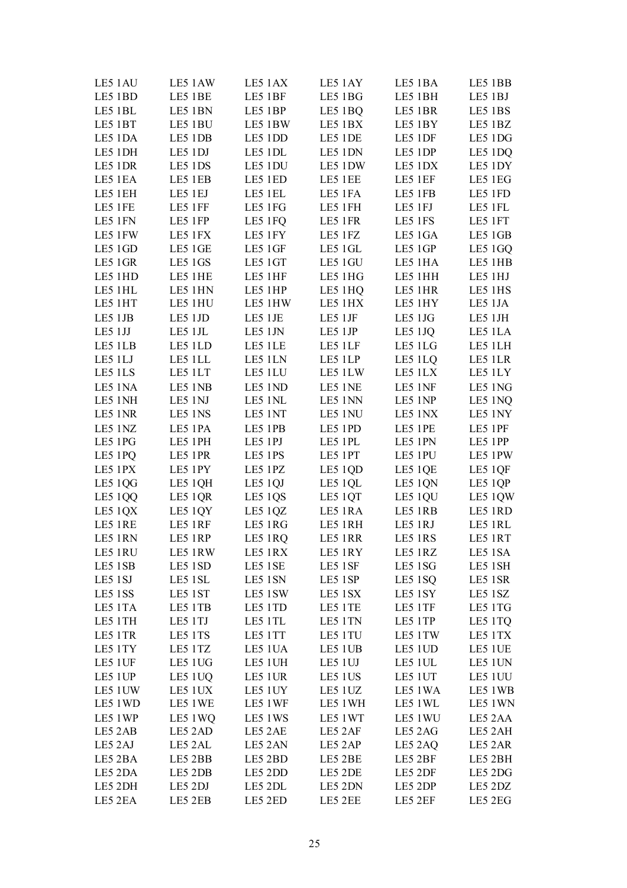| | | | | | |
|---|---|---|---|---|---|
| LE5 1AU | LE5 1AW | LE5 1AX | LE5 1AY | LE5 1BA | LE5 1BB |
| LE5 1BD | LE5 1BE | LE5 1BF | LE5 1BG | LE5 1BH | LE5 1BJ |
| LE5 1BL | LE5 1BN | LE5 1BP | LE5 1BQ | LE5 1BR | LE5 1BS |
| LE5 1BT | LE5 1BU | LE5 1BW | LE5 1BX | LE5 1BY | LE5 1BZ |
| LE5 1DA | LE5 1DB | LE5 1DD | LE5 1DE | LE5 1DF | LE5 1DG |
| LE5 1DH | LE5 1DJ | LE5 1DL | LE5 1DN | LE5 1DP | LE5 1DQ |
| LE5 1DR | LE5 1DS | LE5 1DU | LE5 1DW | LE5 1DX | LE5 1DY |
| LE5 1EA | LE5 1EB | LE5 1ED | LE5 1EE | LE5 1EF | LE5 1EG |
| LE5 1EH | LE5 1EJ | LE5 1EL | LE5 1FA | LE5 1FB | LE5 1FD |
| LE5 1FE | LE5 1FF | LE5 1FG | LE5 1FH | LE5 1FJ | LE5 1FL |
| LE5 1FN | LE5 1FP | LE5 1FQ | LE5 1FR | LE5 1FS | LE5 1FT |
| LE5 1FW | LE5 1FX | LE5 1FY | LE5 1FZ | LE5 1GA | LE5 1GB |
| LE5 1GD | LE5 1GE | LE5 1GF | LE5 1GL | LE5 1GP | LE5 1GQ |
| LE5 1GR | LE5 1GS | LE5 1GT | LE5 1GU | LE5 1HA | LE5 1HB |
| LE5 1HD | LE5 1HE | LE5 1HF | LE5 1HG | LE5 1HH | LE5 1HJ |
| LE5 1HL | LE5 1HN | LE5 1HP | LE5 1HQ | LE5 1HR | LE5 1HS |
| LE5 1HT | LE5 1HU | LE5 1HW | LE5 1HX | LE5 1HY | LE5 1JA |
| LE5 1JB | LE5 1JD | LE5 1JE | LE5 1JF | LE5 1JG | LE5 1JH |
| LE5 1JJ | LE5 1JL | LE5 1JN | LE5 1JP | LE5 1JQ | LE5 1LA |
| LE5 1LB | LE5 1LD | LE5 1LE | LE5 1LF | LE5 1LG | LE5 1LH |
| LE5 1LJ | LE5 1LL | LE5 1LN | LE5 1LP | LE5 1LQ | LE5 1LR |
| LE5 1LS | LE5 1LT | LE5 1LU | LE5 1LW | LE5 1LX | LE5 1LY |
| LE5 1NA | LE5 1NB | LE5 1ND | LE5 1NE | LE5 1NF | LE5 1NG |
| LE5 1NH | LE5 1NJ | LE5 1NL | LE5 1NN | LE5 1NP | LE5 1NQ |
| LE5 1NR | LE5 1NS | LE5 1NT | LE5 1NU | LE5 1NX | LE5 1NY |
| LE5 1NZ | LE5 1PA | LE5 1PB | LE5 1PD | LE5 1PE | LE5 1PF |
| LE5 1PG | LE5 1PH | LE5 1PJ | LE5 1PL | LE5 1PN | LE5 1PP |
| LE5 1PQ | LE5 1PR | LE5 1PS | LE5 1PT | LE5 1PU | LE5 1PW |
| LE5 1PX | LE5 1PY | LE5 1PZ | LE5 1QD | LE5 1QE | LE5 1QF |
| LE5 1QG | LE5 1QH | LE5 1QJ | LE5 1QL | LE5 1QN | LE5 1QP |
| LE5 1QQ | LE5 1QR | LE5 1QS | LE5 1QT | LE5 1QU | LE5 1QW |
| LE5 1QX | LE5 1QY | LE5 1QZ | LE5 1RA | LE5 1RB | LE5 1RD |
| LE5 1RE | LE5 1RF | LE5 1RG | LE5 1RH | LE5 1RJ | LE5 1RL |
| LE5 1RN | LE5 1RP | LE5 1RQ | LE5 1RR | LE5 1RS | LE5 1RT |
| LE5 1RU | LE5 1RW | LE5 1RX | LE5 1RY | LE5 1RZ | LE5 1SA |
| LE5 1SB | LE5 1SD | LE5 1SE | LE5 1SF | LE5 1SG | LE5 1SH |
| LE5 1SJ | LE5 1SL | LE5 1SN | LE5 1SP | LE5 1SQ | LE5 1SR |
| LE5 1SS | LE5 1ST | LE5 1SW | LE5 1SX | LE5 1SY | LE5 1SZ |
| LE5 1TA | LE5 1TB | LE5 1TD | LE5 1TE | LE5 1TF | LE5 1TG |
| LE5 1TH | LE5 1TJ | LE5 1TL | LE5 1TN | LE5 1TP | LE5 1TQ |
| LE5 1TR | LE5 1TS | LE5 1TT | LE5 1TU | LE5 1TW | LE5 1TX |
| LE5 1TY | LE5 1TZ | LE5 1UA | LE5 1UB | LE5 1UD | LE5 1UE |
| LE5 1UF | LE5 1UG | LE5 1UH | LE5 1UJ | LE5 1UL | LE5 1UN |
| LE5 1UP | LE5 1UQ | LE5 1UR | LE5 1US | LE5 1UT | LE5 1UU |
| LE5 1UW | LE5 1UX | LE5 1UY | LE5 1UZ | LE5 1WA | LE5 1WB |
| LE5 1WD | LE5 1WE | LE5 1WF | LE5 1WH | LE5 1WL | LE5 1WN |
| LE5 1WP | LE5 1WQ | LE5 1WS | LE5 1WT | LE5 1WU | LE5 2AA |
| LE5 2AB | LE5 2AD | LE5 2AE | LE5 2AF | LE5 2AG | LE5 2AH |
| LE5 2AJ | LE5 2AL | LE5 2AN | LE5 2AP | LE5 2AQ | LE5 2AR |
| LE5 2BA | LE5 2BB | LE5 2BD | LE5 2BE | LE5 2BF | LE5 2BH |
| LE5 2DA | LE5 2DB | LE5 2DD | LE5 2DE | LE5 2DF | LE5 2DG |
| LE5 2DH | LE5 2DJ | LE5 2DL | LE5 2DN | LE5 2DP | LE5 2DZ |
| LE5 2EA | LE5 2EB | LE5 2ED | LE5 2EE | LE5 2EF | LE5 2EG |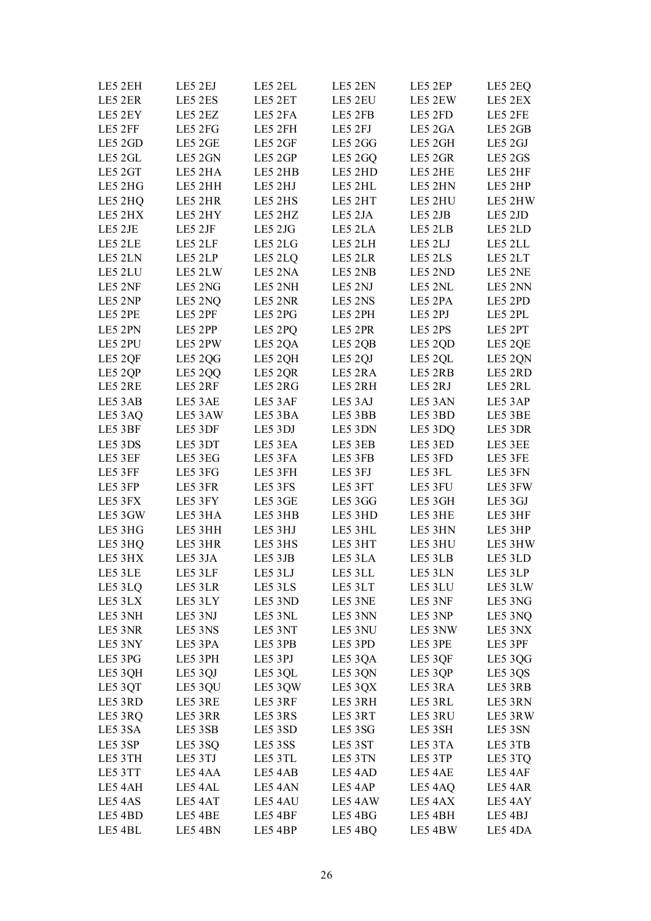| LE5 2EH | LE5 2EJ | LE5 2EL | LE5 2EN | LE5 2EP | LE5 2EQ |
|---|---|---|---|---|---|
| LE5 2ER | LE5 2ES | LE5 2ET | LE5 2EU | LE5 2EW | LE5 2EX |
| LE5 2EY | LE5 2EZ | LE5 2FA | LE5 2FB | LE5 2FD | LE5 2FE |
| LE5 2FF | LE5 2FG | LE5 2FH | LE5 2FJ | LE5 2GA | LE5 2GB |
| LE5 2GD | LE5 2GE | LE5 2GF | LE5 2GG | LE5 2GH | LE5 2GJ |
| LE5 2GL | LE5 2GN | LE5 2GP | LE5 2GQ | LE5 2GR | LE5 2GS |
| LE5 2GT | LE5 2HA | LE5 2HB | LE5 2HD | LE5 2HE | LE5 2HF |
| LE5 2HG | LE5 2HH | LE5 2HJ | LE5 2HL | LE5 2HN | LE5 2HP |
| LE5 2HQ | LE5 2HR | LE5 2HS | LE5 2HT | LE5 2HU | LE5 2HW |
| LE5 2HX | LE5 2HY | LE5 2HZ | LE5 2JA | LE5 2JB | LE5 2JD |
| LE5 2JE | LE5 2JF | LE5 2JG | LE5 2LA | LE5 2LB | LE5 2LD |
| LE5 2LE | LE5 2LF | LE5 2LG | LE5 2LH | LE5 2LJ | LE5 2LL |
| LE5 2LN | LE5 2LP | LE5 2LQ | LE5 2LR | LE5 2LS | LE5 2LT |
| LE5 2LU | LE5 2LW | LE5 2NA | LE5 2NB | LE5 2ND | LE5 2NE |
| LE5 2NF | LE5 2NG | LE5 2NH | LE5 2NJ | LE5 2NL | LE5 2NN |
| LE5 2NP | LE5 2NQ | LE5 2NR | LE5 2NS | LE5 2PA | LE5 2PD |
| LE5 2PE | LE5 2PF | LE5 2PG | LE5 2PH | LE5 2PJ | LE5 2PL |
| LE5 2PN | LE5 2PP | LE5 2PQ | LE5 2PR | LE5 2PS | LE5 2PT |
| LE5 2PU | LE5 2PW | LE5 2QA | LE5 2QB | LE5 2QD | LE5 2QE |
| LE5 2QF | LE5 2QG | LE5 2QH | LE5 2QJ | LE5 2QL | LE5 2QN |
| LE5 2QP | LE5 2QQ | LE5 2QR | LE5 2RA | LE5 2RB | LE5 2RD |
| LE5 2RE | LE5 2RF | LE5 2RG | LE5 2RH | LE5 2RJ | LE5 2RL |
| LE5 3AB | LE5 3AE | LE5 3AF | LE5 3AJ | LE5 3AN | LE5 3AP |
| LE5 3AQ | LE5 3AW | LE5 3BA | LE5 3BB | LE5 3BD | LE5 3BE |
| LE5 3BF | LE5 3DF | LE5 3DJ | LE5 3DN | LE5 3DQ | LE5 3DR |
| LE5 3DS | LE5 3DT | LE5 3EA | LE5 3EB | LE5 3ED | LE5 3EE |
| LE5 3EF | LE5 3EG | LE5 3FA | LE5 3FB | LE5 3FD | LE5 3FE |
| LE5 3FF | LE5 3FG | LE5 3FH | LE5 3FJ | LE5 3FL | LE5 3FN |
| LE5 3FP | LE5 3FR | LE5 3FS | LE5 3FT | LE5 3FU | LE5 3FW |
| LE5 3FX | LE5 3FY | LE5 3GE | LE5 3GG | LE5 3GH | LE5 3GJ |
| LE5 3GW | LE5 3HA | LE5 3HB | LE5 3HD | LE5 3HE | LE5 3HF |
| LE5 3HG | LE5 3HH | LE5 3HJ | LE5 3HL | LE5 3HN | LE5 3HP |
| LE5 3HQ | LE5 3HR | LE5 3HS | LE5 3HT | LE5 3HU | LE5 3HW |
| LE5 3HX | LE5 3JA | LE5 3JB | LE5 3LA | LE5 3LB | LE5 3LD |
| LE5 3LE | LE5 3LF | LE5 3LJ | LE5 3LL | LE5 3LN | LE5 3LP |
| LE5 3LQ | LE5 3LR | LE5 3LS | LE5 3LT | LE5 3LU | LE5 3LW |
| LE5 3LX | LE5 3LY | LE5 3ND | LE5 3NE | LE5 3NF | LE5 3NG |
| LE5 3NH | LE5 3NJ | LE5 3NL | LE5 3NN | LE5 3NP | LE5 3NQ |
| LE5 3NR | LE5 3NS | LE5 3NT | LE5 3NU | LE5 3NW | LE5 3NX |
| LE5 3NY | LE5 3PA | LE5 3PB | LE5 3PD | LE5 3PE | LE5 3PF |
| LE5 3PG | LE5 3PH | LE5 3PJ | LE5 3QA | LE5 3QF | LE5 3QG |
| LE5 3QH | LE5 3QJ | LE5 3QL | LE5 3QN | LE5 3QP | LE5 3QS |
| LE5 3QT | LE5 3QU | LE5 3QW | LE5 3QX | LE5 3RA | LE5 3RB |
| LE5 3RD | LE5 3RE | LE5 3RF | LE5 3RH | LE5 3RL | LE5 3RN |
| LE5 3RQ | LE5 3RR | LE5 3RS | LE5 3RT | LE5 3RU | LE5 3RW |
| LE5 3SA | LE5 3SB | LE5 3SD | LE5 3SG | LE5 3SH | LE5 3SN |
| LE5 3SP | LE5 3SQ | LE5 3SS | LE5 3ST | LE5 3TA | LE5 3TB |
| LE5 3TH | LE5 3TJ | LE5 3TL | LE5 3TN | LE5 3TP | LE5 3TQ |
| LE5 3TT | LE5 4AA | LE5 4AB | LE5 4AD | LE5 4AE | LE5 4AF |
| LE5 4AH | LE5 4AL | LE5 4AN | LE5 4AP | LE5 4AQ | LE5 4AR |
| LE5 4AS | LE5 4AT | LE5 4AU | LE5 4AW | LE5 4AX | LE5 4AY |
| LE5 4BD | LE5 4BE | LE5 4BF | LE5 4BG | LE5 4BH | LE5 4BJ |
| LE5 4BL | LE5 4BN | LE5 4BP | LE5 4BQ | LE5 4BW | LE5 4DA |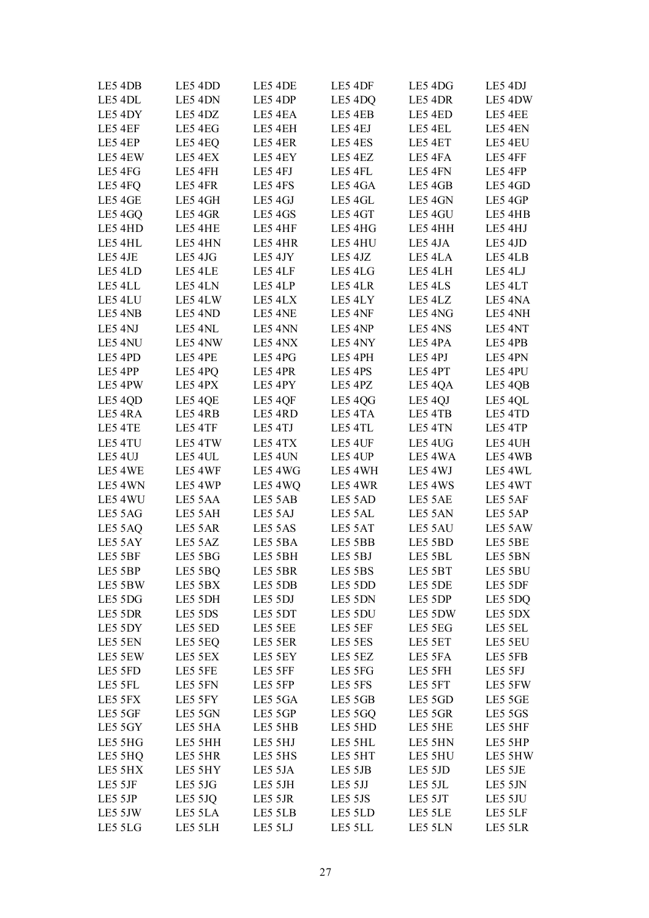| | | | | | |
|---|---|---|---|---|---|
| LE5 4DB | LE5 4DD | LE5 4DE | LE5 4DF | LE5 4DG | LE5 4DJ |
| LE5 4DL | LE5 4DN | LE5 4DP | LE5 4DQ | LE5 4DR | LE5 4DW |
| LE5 4DY | LE5 4DZ | LE5 4EA | LE5 4EB | LE5 4ED | LE5 4EE |
| LE5 4EF | LE5 4EG | LE5 4EH | LE5 4EJ | LE5 4EL | LE5 4EN |
| LE5 4EP | LE5 4EQ | LE5 4ER | LE5 4ES | LE5 4ET | LE5 4EU |
| LE5 4EW | LE5 4EX | LE5 4EY | LE5 4EZ | LE5 4FA | LE5 4FF |
| LE5 4FG | LE5 4FH | LE5 4FJ | LE5 4FL | LE5 4FN | LE5 4FP |
| LE5 4FQ | LE5 4FR | LE5 4FS | LE5 4GA | LE5 4GB | LE5 4GD |
| LE5 4GE | LE5 4GH | LE5 4GJ | LE5 4GL | LE5 4GN | LE5 4GP |
| LE5 4GQ | LE5 4GR | LE5 4GS | LE5 4GT | LE5 4GU | LE5 4HB |
| LE5 4HD | LE5 4HE | LE5 4HF | LE5 4HG | LE5 4HH | LE5 4HJ |
| LE5 4HL | LE5 4HN | LE5 4HR | LE5 4HU | LE5 4JA | LE5 4JD |
| LE5 4JE | LE5 4JG | LE5 4JY | LE5 4JZ | LE5 4LA | LE5 4LB |
| LE5 4LD | LE5 4LE | LE5 4LF | LE5 4LG | LE5 4LH | LE5 4LJ |
| LE5 4LL | LE5 4LN | LE5 4LP | LE5 4LR | LE5 4LS | LE5 4LT |
| LE5 4LU | LE5 4LW | LE5 4LX | LE5 4LY | LE5 4LZ | LE5 4NA |
| LE5 4NB | LE5 4ND | LE5 4NE | LE5 4NF | LE5 4NG | LE5 4NH |
| LE5 4NJ | LE5 4NL | LE5 4NN | LE5 4NP | LE5 4NS | LE5 4NT |
| LE5 4NU | LE5 4NW | LE5 4NX | LE5 4NY | LE5 4PA | LE5 4PB |
| LE5 4PD | LE5 4PE | LE5 4PG | LE5 4PH | LE5 4PJ | LE5 4PN |
| LE5 4PP | LE5 4PQ | LE5 4PR | LE5 4PS | LE5 4PT | LE5 4PU |
| LE5 4PW | LE5 4PX | LE5 4PY | LE5 4PZ | LE5 4QA | LE5 4QB |
| LE5 4QD | LE5 4QE | LE5 4QF | LE5 4QG | LE5 4QJ | LE5 4QL |
| LE5 4RA | LE5 4RB | LE5 4RD | LE5 4TA | LE5 4TB | LE5 4TD |
| LE5 4TE | LE5 4TF | LE5 4TJ | LE5 4TL | LE5 4TN | LE5 4TP |
| LE5 4TU | LE5 4TW | LE5 4TX | LE5 4UF | LE5 4UG | LE5 4UH |
| LE5 4UJ | LE5 4UL | LE5 4UN | LE5 4UP | LE5 4WA | LE5 4WB |
| LE5 4WE | LE5 4WF | LE5 4WG | LE5 4WH | LE5 4WJ | LE5 4WL |
| LE5 4WN | LE5 4WP | LE5 4WQ | LE5 4WR | LE5 4WS | LE5 4WT |
| LE5 4WU | LE5 5AA | LE5 5AB | LE5 5AD | LE5 5AE | LE5 5AF |
| LE5 5AG | LE5 5AH | LE5 5AJ | LE5 5AL | LE5 5AN | LE5 5AP |
| LE5 5AQ | LE5 5AR | LE5 5AS | LE5 5AT | LE5 5AU | LE5 5AW |
| LE5 5AY | LE5 5AZ | LE5 5BA | LE5 5BB | LE5 5BD | LE5 5BE |
| LE5 5BF | LE5 5BG | LE5 5BH | LE5 5BJ | LE5 5BL | LE5 5BN |
| LE5 5BP | LE5 5BQ | LE5 5BR | LE5 5BS | LE5 5BT | LE5 5BU |
| LE5 5BW | LE5 5BX | LE5 5DB | LE5 5DD | LE5 5DE | LE5 5DF |
| LE5 5DG | LE5 5DH | LE5 5DJ | LE5 5DN | LE5 5DP | LE5 5DQ |
| LE5 5DR | LE5 5DS | LE5 5DT | LE5 5DU | LE5 5DW | LE5 5DX |
| LE5 5DY | LE5 5ED | LE5 5EE | LE5 5EF | LE5 5EG | LE5 5EL |
| LE5 5EN | LE5 5EQ | LE5 5ER | LE5 5ES | LE5 5ET | LE5 5EU |
| LE5 5EW | LE5 5EX | LE5 5EY | LE5 5EZ | LE5 5FA | LE5 5FB |
| LE5 5FD | LE5 5FE | LE5 5FF | LE5 5FG | LE5 5FH | LE5 5FJ |
| LE5 5FL | LE5 5FN | LE5 5FP | LE5 5FS | LE5 5FT | LE5 5FW |
| LE5 5FX | LE5 5FY | LE5 5GA | LE5 5GB | LE5 5GD | LE5 5GE |
| LE5 5GF | LE5 5GN | LE5 5GP | LE5 5GQ | LE5 5GR | LE5 5GS |
| LE5 5GY | LE5 5HA | LE5 5HB | LE5 5HD | LE5 5HE | LE5 5HF |
| LE5 5HG | LE5 5HH | LE5 5HJ | LE5 5HL | LE5 5HN | LE5 5HP |
| LE5 5HQ | LE5 5HR | LE5 5HS | LE5 5HT | LE5 5HU | LE5 5HW |
| LE5 5HX | LE5 5HY | LE5 5JA | LE5 5JB | LE5 5JD | LE5 5JE |
| LE5 5JF | LE5 5JG | LE5 5JH | LE5 5JJ | LE5 5JL | LE5 5JN |
| LE5 5JP | LE5 5JQ | LE5 5JR | LE5 5JS | LE5 5JT | LE5 5JU |
| LE5 5JW | LE5 5LA | LE5 5LB | LE5 5LD | LE5 5LE | LE5 5LF |
| LE5 5LG | LE5 5LH | LE5 5LJ | LE5 5LL | LE5 5LN | LE5 5LR |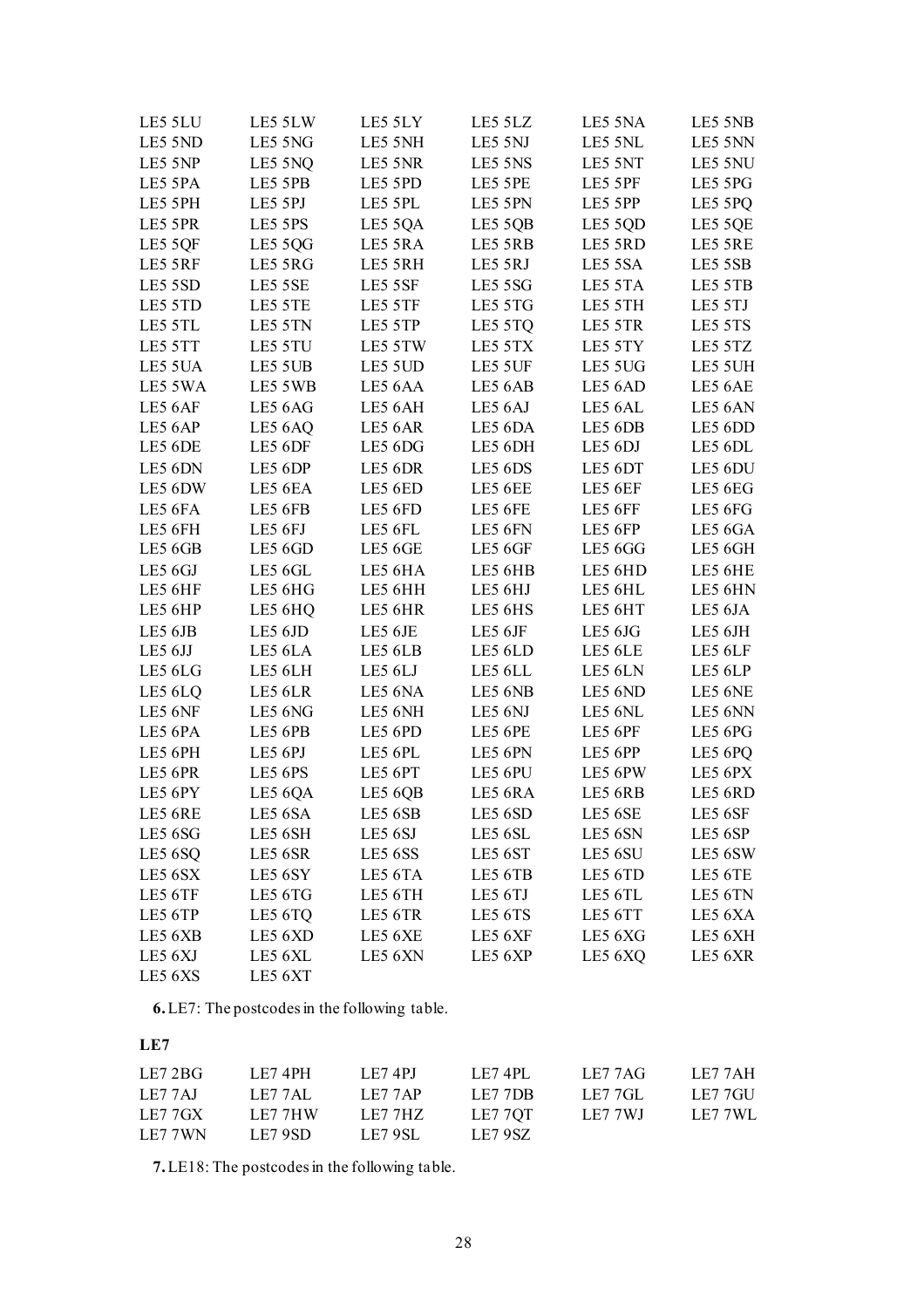| | | | | | |
|---|---|---|---|---|---|
| LE5 5LU | LE5 5LW | LE5 5LY | LE5 5LZ | LE5 5NA | LE5 5NB |
| LE5 5ND | LE5 5NG | LE5 5NH | LE5 5NJ | LE5 5NL | LE5 5NN |
| LE5 5NP | LE5 5NQ | LE5 5NR | LE5 5NS | LE5 5NT | LE5 5NU |
| LE5 5PA | LE5 5PB | LE5 5PD | LE5 5PE | LE5 5PF | LE5 5PG |
| LE5 5PH | LE5 5PJ | LE5 5PL | LE5 5PN | LE5 5PP | LE5 5PQ |
| LE5 5PR | LE5 5PS | LE5 5QA | LE5 5QB | LE5 5QD | LE5 5QE |
| LE5 5QF | LE5 5QG | LE5 5RA | LE5 5RB | LE5 5RD | LE5 5RE |
| LE5 5RF | LE5 5RG | LE5 5RH | LE5 5RJ | LE5 5SA | LE5 5SB |
| LE5 5SD | LE5 5SE | LE5 5SF | LE5 5SG | LE5 5TA | LE5 5TB |
| LE5 5TD | LE5 5TE | LE5 5TF | LE5 5TG | LE5 5TH | LE5 5TJ |
| LE5 5TL | LE5 5TN | LE5 5TP | LE5 5TQ | LE5 5TR | LE5 5TS |
| LE5 5TT | LE5 5TU | LE5 5TW | LE5 5TX | LE5 5TY | LE5 5TZ |
| LE5 5UA | LE5 5UB | LE5 5UD | LE5 5UF | LE5 5UG | LE5 5UH |
| LE5 5WA | LE5 5WB | LE5 6AA | LE5 6AB | LE5 6AD | LE5 6AE |
| LE5 6AF | LE5 6AG | LE5 6AH | LE5 6AJ | LE5 6AL | LE5 6AN |
| LE5 6AP | LE5 6AQ | LE5 6AR | LE5 6DA | LE5 6DB | LE5 6DD |
| LE5 6DE | LE5 6DF | LE5 6DG | LE5 6DH | LE5 6DJ | LE5 6DL |
| LE5 6DN | LE5 6DP | LE5 6DR | LE5 6DS | LE5 6DT | LE5 6DU |
| LE5 6DW | LE5 6EA | LE5 6ED | LE5 6EE | LE5 6EF | LE5 6EG |
| LE5 6FA | LE5 6FB | LE5 6FD | LE5 6FE | LE5 6FF | LE5 6FG |
| LE5 6FH | LE5 6FJ | LE5 6FL | LE5 6FN | LE5 6FP | LE5 6GA |
| LE5 6GB | LE5 6GD | LE5 6GE | LE5 6GF | LE5 6GG | LE5 6GH |
| LE5 6GJ | LE5 6GL | LE5 6HA | LE5 6HB | LE5 6HD | LE5 6HE |
| LE5 6HF | LE5 6HG | LE5 6HH | LE5 6HJ | LE5 6HL | LE5 6HN |
| LE5 6HP | LE5 6HQ | LE5 6HR | LE5 6HS | LE5 6HT | LE5 6JA |
| LE5 6JB | LE5 6JD | LE5 6JE | LE5 6JF | LE5 6JG | LE5 6JH |
| LE5 6JJ | LE5 6LA | LE5 6LB | LE5 6LD | LE5 6LE | LE5 6LF |
| LE5 6LG | LE5 6LH | LE5 6LJ | LE5 6LL | LE5 6LN | LE5 6LP |
| LE5 6LQ | LE5 6LR | LE5 6NA | LE5 6NB | LE5 6ND | LE5 6NE |
| LE5 6NF | LE5 6NG | LE5 6NH | LE5 6NJ | LE5 6NL | LE5 6NN |
| LE5 6PA | LE5 6PB | LE5 6PD | LE5 6PE | LE5 6PF | LE5 6PG |
| LE5 6PH | LE5 6PJ | LE5 6PL | LE5 6PN | LE5 6PP | LE5 6PQ |
| LE5 6PR | LE5 6PS | LE5 6PT | LE5 6PU | LE5 6PW | LE5 6PX |
| LE5 6PY | LE5 6QA | LE5 6QB | LE5 6RA | LE5 6RB | LE5 6RD |
| LE5 6RE | LE5 6SA | LE5 6SB | LE5 6SD | LE5 6SE | LE5 6SF |
| LE5 6SG | LE5 6SH | LE5 6SJ | LE5 6SL | LE5 6SN | LE5 6SP |
| LE5 6SQ | LE5 6SR | LE5 6SS | LE5 6ST | LE5 6SU | LE5 6SW |
| LE5 6SX | LE5 6SY | LE5 6TA | LE5 6TB | LE5 6TD | LE5 6TE |
| LE5 6TF | LE5 6TG | LE5 6TH | LE5 6TJ | LE5 6TL | LE5 6TN |
| LE5 6TP | LE5 6TQ | LE5 6TR | LE5 6TS | LE5 6TT | LE5 6XA |
| LE5 6XB | LE5 6XD | LE5 6XE | LE5 6XF | LE5 6XG | LE5 6XH |
| LE5 6XJ | LE5 6XL | LE5 6XN | LE5 6XP | LE5 6XQ | LE5 6XR |
| LE5 6XS | LE5 6XT | | | | |

**6.** LE7: The postcodes in the following table.

**LE7**

| | | | | | |
|---|---|---|---|---|---|
| LE7 2BG | LE7 4PH | LE7 4PJ | LE7 4PL | LE7 7AG | LE7 7AH |
| LE7 7AJ | LE7 7AL | LE7 7AP | LE7 7DB | LE7 7GL | LE7 7GU |
| LE7 7GX | LE7 7HW | LE7 7HZ | LE7 7QT | LE7 7WJ | LE7 7WL |
| LE7 7WN | LE7 9SD | LE7 9SL | LE7 9SZ | | |

**7.** LE18: The postcodes in the following table.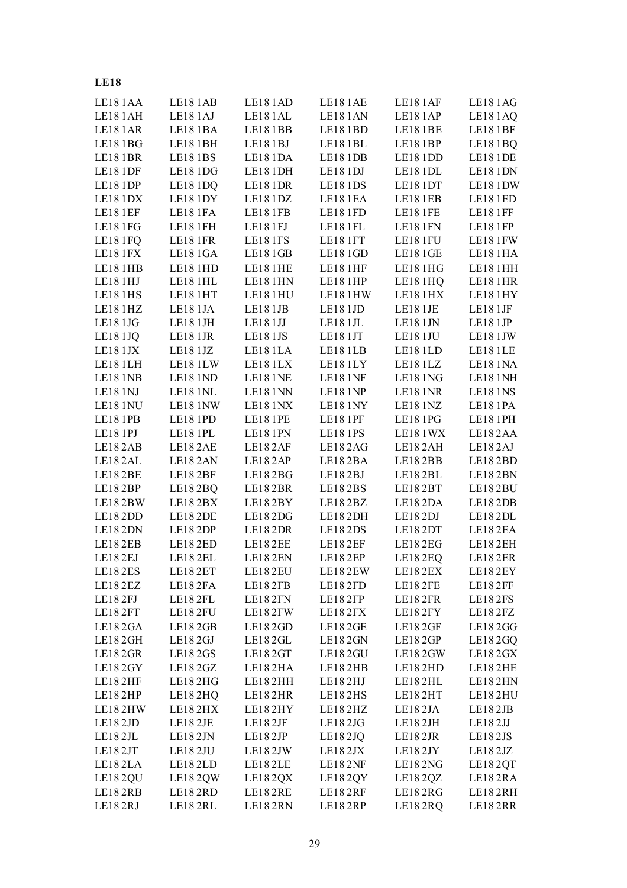**LE18**

| | | | | | |
|---|---|---|---|---|---|
| LE18 1AA | LE18 1AB | LE18 1AD | LE18 1AE | LE18 1AF | LE18 1AG |
| LE18 1AH | LE18 1AJ | LE18 1AL | LE18 1AN | LE18 1AP | LE18 1AQ |
| LE18 1AR | LE18 1BA | LE18 1BB | LE18 1BD | LE18 1BE | LE18 1BF |
| LE18 1BG | LE18 1BH | LE18 1BJ | LE18 1BL | LE18 1BP | LE18 1BQ |
| LE18 1BR | LE18 1BS | LE18 1DA | LE18 1DB | LE18 1DD | LE18 1DE |
| LE18 1DF | LE18 1DG | LE18 1DH | LE18 1DJ | LE18 1DL | LE18 1DN |
| LE18 1DP | LE18 1DQ | LE18 1DR | LE18 1DS | LE18 1DT | LE18 1DW |
| LE18 1DX | LE18 1DY | LE18 1DZ | LE18 1EA | LE18 1EB | LE18 1ED |
| LE18 1EF | LE18 1FA | LE18 1FB | LE18 1FD | LE18 1FE | LE18 1FF |
| LE18 1FG | LE18 1FH | LE18 1FJ | LE18 1FL | LE18 1FN | LE18 1FP |
| LE18 1FQ | LE18 1FR | LE18 1FS | LE18 1FT | LE18 1FU | LE18 1FW |
| LE18 1FX | LE18 1GA | LE18 1GB | LE18 1GD | LE18 1GE | LE18 1HA |
| LE18 1HB | LE18 1HD | LE18 1HE | LE18 1HF | LE18 1HG | LE18 1HH |
| LE18 1HJ | LE18 1HL | LE18 1HN | LE18 1HP | LE18 1HQ | LE18 1HR |
| LE18 1HS | LE18 1HT | LE18 1HU | LE18 1HW | LE18 1HX | LE18 1HY |
| LE18 1HZ | LE18 1JA | LE18 1JB | LE18 1JD | LE18 1JE | LE18 1JF |
| LE18 1JG | LE18 1JH | LE18 1JJ | LE18 1JL | LE18 1JN | LE18 1JP |
| LE18 1JQ | LE18 1JR | LE18 1JS | LE18 1JT | LE18 1JU | LE18 1JW |
| LE18 1JX | LE18 1JZ | LE18 1LA | LE18 1LB | LE18 1LD | LE18 1LE |
| LE18 1LH | LE18 1LW | LE18 1LX | LE18 1LY | LE18 1LZ | LE18 1NA |
| LE18 1NB | LE18 1ND | LE18 1NE | LE18 1NF | LE18 1NG | LE18 1NH |
| LE18 1NJ | LE18 1NL | LE18 1NN | LE18 1NP | LE18 1NR | LE18 1NS |
| LE18 1NU | LE18 1NW | LE18 1NX | LE18 1NY | LE18 1NZ | LE18 1PA |
| LE18 1PB | LE18 1PD | LE18 1PE | LE18 1PF | LE18 1PG | LE18 1PH |
| LE18 1PJ | LE18 1PL | LE18 1PN | LE18 1PS | LE18 1WX | LE18 2AA |
| LE18 2AB | LE18 2AE | LE18 2AF | LE18 2AG | LE18 2AH | LE18 2AJ |
| LE18 2AL | LE18 2AN | LE18 2AP | LE18 2BA | LE18 2BB | LE18 2BD |
| LE18 2BE | LE18 2BF | LE18 2BG | LE18 2BJ | LE18 2BL | LE18 2BN |
| LE18 2BP | LE18 2BQ | LE18 2BR | LE18 2BS | LE18 2BT | LE18 2BU |
| LE18 2BW | LE18 2BX | LE18 2BY | LE18 2BZ | LE18 2DA | LE18 2DB |
| LE18 2DD | LE18 2DE | LE18 2DG | LE18 2DH | LE18 2DJ | LE18 2DL |
| LE18 2DN | LE18 2DP | LE18 2DR | LE18 2DS | LE18 2DT | LE18 2EA |
| LE18 2EB | LE18 2ED | LE18 2EE | LE18 2EF | LE18 2EG | LE18 2EH |
| LE18 2EJ | LE18 2EL | LE18 2EN | LE18 2EP | LE18 2EQ | LE18 2ER |
| LE18 2ES | LE18 2ET | LE18 2EU | LE18 2EW | LE18 2EX | LE18 2EY |
| LE18 2EZ | LE18 2FA | LE18 2FB | LE18 2FD | LE18 2FE | LE18 2FF |
| LE18 2FJ | LE18 2FL | LE18 2FN | LE18 2FP | LE18 2FR | LE18 2FS |
| LE18 2FT | LE18 2FU | LE18 2FW | LE18 2FX | LE18 2FY | LE18 2FZ |
| LE18 2GA | LE18 2GB | LE18 2GD | LE18 2GE | LE18 2GF | LE18 2GG |
| LE18 2GH | LE18 2GJ | LE18 2GL | LE18 2GN | LE18 2GP | LE18 2GQ |
| LE18 2GR | LE18 2GS | LE18 2GT | LE18 2GU | LE18 2GW | LE18 2GX |
| LE18 2GY | LE18 2GZ | LE18 2HA | LE18 2HB | LE18 2HD | LE18 2HE |
| LE18 2HF | LE18 2HG | LE18 2HH | LE18 2HJ | LE18 2HL | LE18 2HN |
| LE18 2HP | LE18 2HQ | LE18 2HR | LE18 2HS | LE18 2HT | LE18 2HU |
| LE18 2HW | LE18 2HX | LE18 2HY | LE18 2HZ | LE18 2JA | LE18 2JB |
| LE18 2JD | LE18 2JE | LE18 2JF | LE18 2JG | LE18 2JH | LE18 2JJ |
| LE18 2JL | LE18 2JN | LE18 2JP | LE18 2JQ | LE18 2JR | LE18 2JS |
| LE18 2JT | LE18 2JU | LE18 2JW | LE18 2JX | LE18 2JY | LE18 2JZ |
| LE18 2LA | LE18 2LD | LE18 2LE | LE18 2NF | LE18 2NG | LE18 2QT |
| LE18 2QU | LE18 2QW | LE18 2QX | LE18 2QY | LE18 2QZ | LE18 2RA |
| LE18 2RB | LE18 2RD | LE18 2RE | LE18 2RF | LE18 2RG | LE18 2RH |
| LE18 2RJ | LE18 2RL | LE18 2RN | LE18 2RP | LE18 2RQ | LE18 2RR |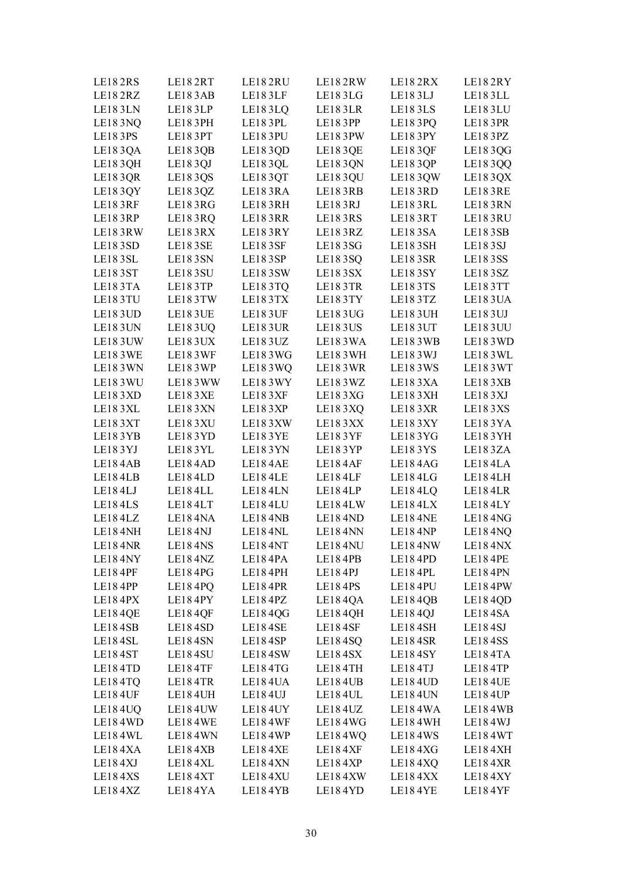| LE18 2RS | LE18 2RT | LE18 2RU | LE18 2RW | LE18 2RX | LE18 2RY |
|---|---|---|---|---|---|
| LE18 2RZ | LE18 3AB | LE18 3LF | LE18 3LG | LE18 3LJ | LE18 3LL |
| LE18 3LN | LE18 3LP | LE18 3LQ | LE18 3LR | LE18 3LS | LE18 3LU |
| LE18 3NQ | LE18 3PH | LE18 3PL | LE18 3PP | LE18 3PQ | LE18 3PR |
| LE18 3PS | LE18 3PT | LE18 3PU | LE18 3PW | LE18 3PY | LE18 3PZ |
| LE18 3QA | LE18 3QB | LE18 3QD | LE18 3QE | LE18 3QF | LE18 3QG |
| LE18 3QH | LE18 3QJ | LE18 3QL | LE18 3QN | LE18 3QP | LE18 3QQ |
| LE18 3QR | LE18 3QS | LE18 3QT | LE18 3QU | LE18 3QW | LE18 3QX |
| LE18 3QY | LE18 3QZ | LE18 3RA | LE18 3RB | LE18 3RD | LE18 3RE |
| LE18 3RF | LE18 3RG | LE18 3RH | LE18 3RJ | LE18 3RL | LE18 3RN |
| LE18 3RP | LE18 3RQ | LE18 3RR | LE18 3RS | LE18 3RT | LE18 3RU |
| LE18 3RW | LE18 3RX | LE18 3RY | LE18 3RZ | LE18 3SA | LE18 3SB |
| LE18 3SD | LE18 3SE | LE18 3SF | LE18 3SG | LE18 3SH | LE18 3SJ |
| LE18 3SL | LE18 3SN | LE18 3SP | LE18 3SQ | LE18 3SR | LE18 3SS |
| LE18 3ST | LE18 3SU | LE18 3SW | LE18 3SX | LE18 3SY | LE18 3SZ |
| LE18 3TA | LE18 3TP | LE18 3TQ | LE18 3TR | LE18 3TS | LE18 3TT |
| LE18 3TU | LE18 3TW | LE18 3TX | LE18 3TY | LE18 3TZ | LE18 3UA |
| LE18 3UD | LE18 3UE | LE18 3UF | LE18 3UG | LE18 3UH | LE18 3UJ |
| LE18 3UN | LE18 3UQ | LE18 3UR | LE18 3US | LE18 3UT | LE18 3UU |
| LE18 3UW | LE18 3UX | LE18 3UZ | LE18 3WA | LE18 3WB | LE18 3WD |
| LE18 3WE | LE18 3WF | LE18 3WG | LE18 3WH | LE18 3WJ | LE18 3WL |
| LE18 3WN | LE18 3WP | LE18 3WQ | LE18 3WR | LE18 3WS | LE18 3WT |
| LE18 3WU | LE18 3WW | LE18 3WY | LE18 3WZ | LE18 3XA | LE18 3XB |
| LE18 3XD | LE18 3XE | LE18 3XF | LE18 3XG | LE18 3XH | LE18 3XJ |
| LE18 3XL | LE18 3XN | LE18 3XP | LE18 3XQ | LE18 3XR | LE18 3XS |
| LE18 3XT | LE18 3XU | LE18 3XW | LE18 3XX | LE18 3XY | LE18 3YA |
| LE18 3YB | LE18 3YD | LE18 3YE | LE18 3YF | LE18 3YG | LE18 3YH |
| LE18 3YJ | LE18 3YL | LE18 3YN | LE18 3YP | LE18 3YS | LE18 3ZA |
| LE18 4AB | LE18 4AD | LE18 4AE | LE18 4AF | LE18 4AG | LE18 4LA |
| LE18 4LB | LE18 4LD | LE18 4LE | LE18 4LF | LE18 4LG | LE18 4LH |
| LE18 4LJ | LE18 4LL | LE18 4LN | LE18 4LP | LE18 4LQ | LE18 4LR |
| LE18 4LS | LE18 4LT | LE18 4LU | LE18 4LW | LE18 4LX | LE18 4LY |
| LE18 4LZ | LE18 4NA | LE18 4NB | LE18 4ND | LE18 4NE | LE18 4NG |
| LE18 4NH | LE18 4NJ | LE18 4NL | LE18 4NN | LE18 4NP | LE18 4NQ |
| LE18 4NR | LE18 4NS | LE18 4NT | LE18 4NU | LE18 4NW | LE18 4NX |
| LE18 4NY | LE18 4NZ | LE18 4PA | LE18 4PB | LE18 4PD | LE18 4PE |
| LE18 4PF | LE18 4PG | LE18 4PH | LE18 4PJ | LE18 4PL | LE18 4PN |
| LE18 4PP | LE18 4PQ | LE18 4PR | LE18 4PS | LE18 4PU | LE18 4PW |
| LE18 4PX | LE18 4PY | LE18 4PZ | LE18 4QA | LE18 4QB | LE18 4QD |
| LE18 4QE | LE18 4QF | LE18 4QG | LE18 4QH | LE18 4QJ | LE18 4SA |
| LE18 4SB | LE18 4SD | LE18 4SE | LE18 4SF | LE18 4SH | LE18 4SJ |
| LE18 4SL | LE18 4SN | LE18 4SP | LE18 4SQ | LE18 4SR | LE18 4SS |
| LE18 4ST | LE18 4SU | LE18 4SW | LE18 4SX | LE18 4SY | LE18 4TA |
| LE18 4TD | LE18 4TF | LE18 4TG | LE18 4TH | LE18 4TJ | LE18 4TP |
| LE18 4TQ | LE18 4TR | LE18 4UA | LE18 4UB | LE18 4UD | LE18 4UE |
| LE18 4UF | LE18 4UH | LE18 4UJ | LE18 4UL | LE18 4UN | LE18 4UP |
| LE18 4UQ | LE18 4UW | LE18 4UY | LE18 4UZ | LE18 4WA | LE18 4WB |
| LE18 4WD | LE18 4WE | LE18 4WF | LE18 4WG | LE18 4WH | LE18 4WJ |
| LE18 4WL | LE18 4WN | LE18 4WP | LE18 4WQ | LE18 4WS | LE18 4WT |
| LE18 4XA | LE18 4XB | LE18 4XE | LE18 4XF | LE18 4XG | LE18 4XH |
| LE18 4XJ | LE18 4XL | LE18 4XN | LE18 4XP | LE18 4XQ | LE18 4XR |
| LE18 4XS | LE18 4XT | LE18 4XU | LE18 4XW | LE18 4XX | LE18 4XY |
| LE18 4XZ | LE18 4YA | LE18 4YB | LE18 4YD | LE18 4YE | LE18 4YF |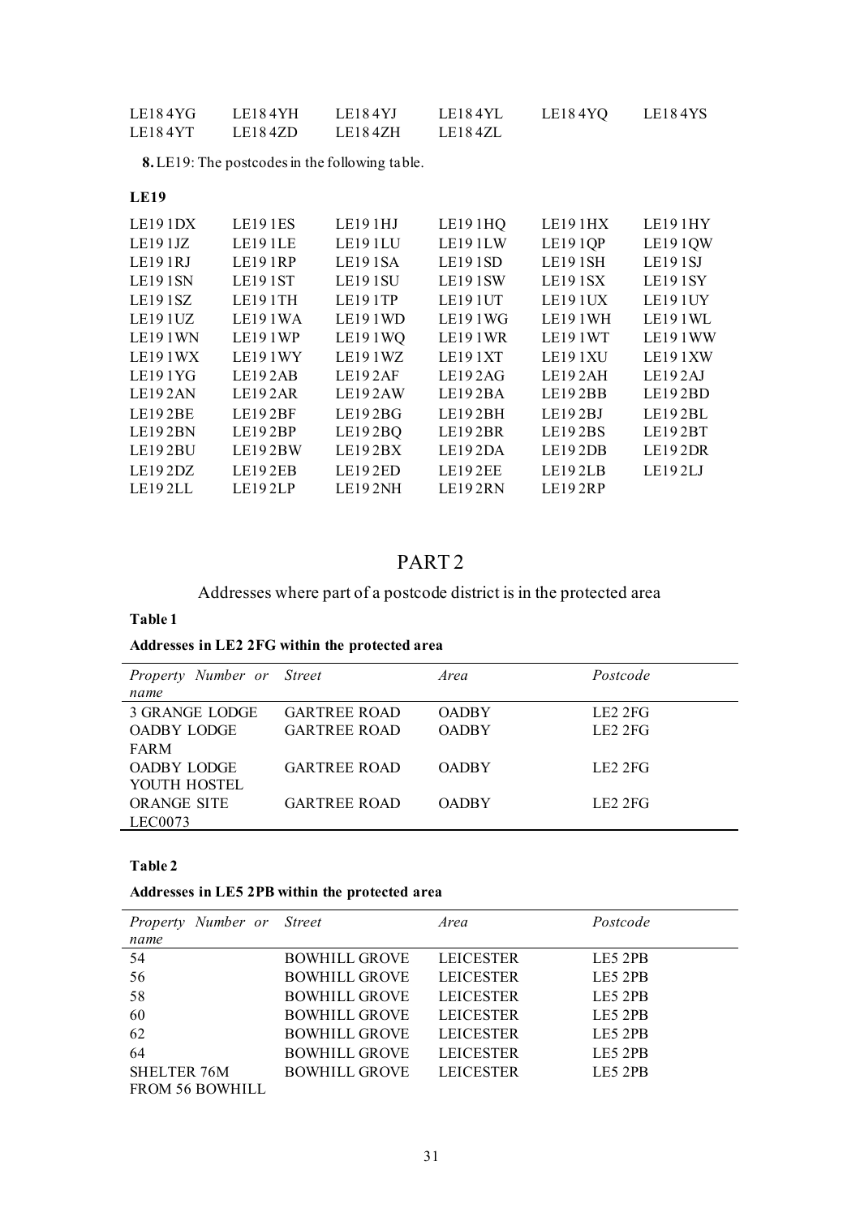| | | | | | |
|---|---|---|---|---|---|
| LE18 4YG | LE18 4YH | LE18 4YJ | LE18 4YL | LE18 4YQ | LE18 4YS |
| LE18 4YT | LE18 4ZD | LE18 4ZH | LE18 4ZL | | |

**8.** LE19: The postcodes in the following table.

**LE19**

| | | | | | |
|---|---|---|---|---|---|
| LE19 1DX | LE19 1ES | LE19 1HJ | LE19 1HQ | LE19 1HX | LE19 1HY |
| LE19 1JZ | LE19 1LE | LE19 1LU | LE19 1LW | LE19 1QP | LE19 1QW |
| LE19 1RJ | LE19 1RP | LE19 1SA | LE19 1SD | LE19 1SH | LE19 1SJ |
| LE19 1SN | LE19 1ST | LE19 1SU | LE19 1SW | LE19 1SX | LE19 1SY |
| LE19 1SZ | LE19 1TH | LE19 1TP | LE19 1UT | LE19 1UX | LE19 1UY |
| LE19 1UZ | LE19 1WA | LE19 1WD | LE19 1WG | LE19 1WH | LE19 1WL |
| LE19 1WN | LE19 1WP | LE19 1WQ | LE19 1WR | LE19 1WT | LE19 1WW |
| LE19 1WX | LE19 1WY | LE19 1WZ | LE19 1XT | LE19 1XU | LE19 1XW |
| LE19 1YG | LE19 2AB | LE19 2AF | LE19 2AG | LE19 2AH | LE19 2AJ |
| LE19 2AN | LE19 2AR | LE19 2AW | LE19 2BA | LE19 2BB | LE19 2BD |
| LE19 2BE | LE19 2BF | LE19 2BG | LE19 2BH | LE19 2BJ | LE19 2BL |
| LE19 2BN | LE19 2BP | LE19 2BQ | LE19 2BR | LE19 2BS | LE19 2BT |
| LE19 2BU | LE19 2BW | LE19 2BX | LE19 2DA | LE19 2DB | LE19 2DR |
| LE19 2DZ | LE19 2EB | LE19 2ED | LE19 2EE | LE19 2LB | LE19 2LJ |
| LE19 2LL | LE19 2LP | LE19 2NH | LE19 2RN | LE19 2RP | |

# PART 2

## Addresses where part of a postcode district is in the protected area

**Table 1**

**Addresses in LE2 2FG within the protected area**

| *Property Number or name* | *Street* | *Area* | *Postcode* |
|---|---|---|---|
| 3 GRANGE LODGE | GARTREE ROAD | OADBY | LE2 2FG |
| OADBY LODGE FARM | GARTREE ROAD | OADBY | LE2 2FG |
| OADBY LODGE YOUTH HOSTEL | GARTREE ROAD | OADBY | LE2 2FG |
| ORANGE SITE LEC0073 | GARTREE ROAD | OADBY | LE2 2FG |

**Table 2**

**Addresses in LE5 2PB within the protected area**

| *Property Number or name* | *Street* | *Area* | *Postcode* |
|---|---|---|---|
| 54 | BOWHILL GROVE | LEICESTER | LE5 2PB |
| 56 | BOWHILL GROVE | LEICESTER | LE5 2PB |
| 58 | BOWHILL GROVE | LEICESTER | LE5 2PB |
| 60 | BOWHILL GROVE | LEICESTER | LE5 2PB |
| 62 | BOWHILL GROVE | LEICESTER | LE5 2PB |
| 64 | BOWHILL GROVE | LEICESTER | LE5 2PB |
| SHELTER 76M FROM 56 BOWHILL | BOWHILL GROVE | LEICESTER | LE5 2PB |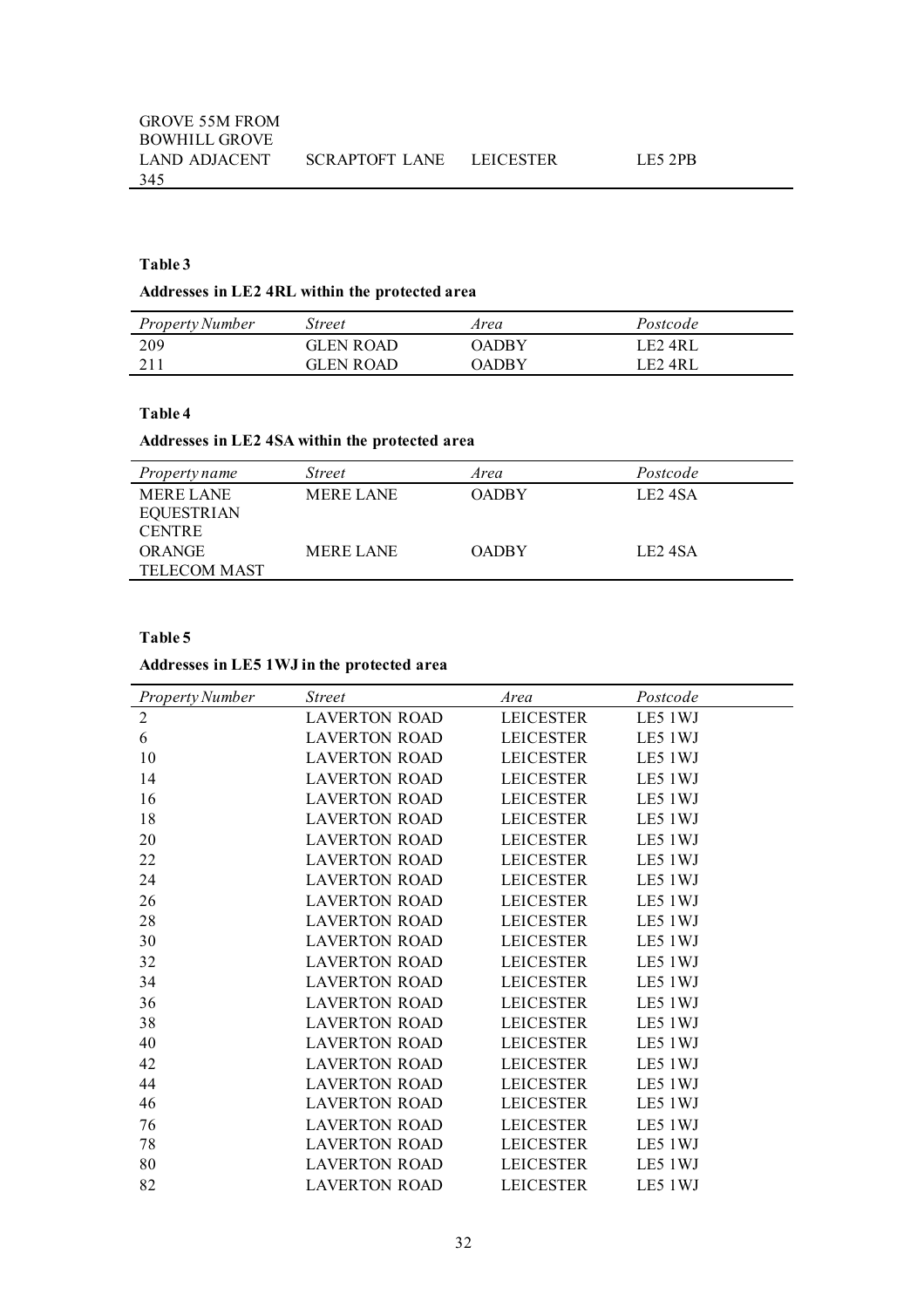| | | | |
|---|---|---|---|
| GROVE 55M FROM BOWHILL GROVE LAND ADJACENT 345 | SCRAPTOFT LANE | LEICESTER | LE5 2PB |

**Table 3**

**Addresses in LE2 4RL within the protected area**

| *Property Number* | *Street* | *Area* | *Postcode* |
|---|---|---|---|
| 209 | GLEN ROAD | OADBY | LE2 4RL |
| 211 | GLEN ROAD | OADBY | LE2 4RL |

**Table 4**

**Addresses in LE2 4SA within the protected area**

| *Property name* | *Street* | *Area* | *Postcode* |
|---|---|---|---|
| MERE LANE EQUESTRIAN CENTRE | MERE LANE | OADBY | LE2 4SA |
| ORANGE TELECOM MAST | MERE LANE | OADBY | LE2 4SA |

**Table 5**

**Addresses in LE5 1WJ in the protected area**

| *Property Number* | *Street* | *Area* | *Postcode* |
|---|---|---|---|
| 2 | LAVERTON ROAD | LEICESTER | LE5 1WJ |
| 6 | LAVERTON ROAD | LEICESTER | LE5 1WJ |
| 10 | LAVERTON ROAD | LEICESTER | LE5 1WJ |
| 14 | LAVERTON ROAD | LEICESTER | LE5 1WJ |
| 16 | LAVERTON ROAD | LEICESTER | LE5 1WJ |
| 18 | LAVERTON ROAD | LEICESTER | LE5 1WJ |
| 20 | LAVERTON ROAD | LEICESTER | LE5 1WJ |
| 22 | LAVERTON ROAD | LEICESTER | LE5 1WJ |
| 24 | LAVERTON ROAD | LEICESTER | LE5 1WJ |
| 26 | LAVERTON ROAD | LEICESTER | LE5 1WJ |
| 28 | LAVERTON ROAD | LEICESTER | LE5 1WJ |
| 30 | LAVERTON ROAD | LEICESTER | LE5 1WJ |
| 32 | LAVERTON ROAD | LEICESTER | LE5 1WJ |
| 34 | LAVERTON ROAD | LEICESTER | LE5 1WJ |
| 36 | LAVERTON ROAD | LEICESTER | LE5 1WJ |
| 38 | LAVERTON ROAD | LEICESTER | LE5 1WJ |
| 40 | LAVERTON ROAD | LEICESTER | LE5 1WJ |
| 42 | LAVERTON ROAD | LEICESTER | LE5 1WJ |
| 44 | LAVERTON ROAD | LEICESTER | LE5 1WJ |
| 46 | LAVERTON ROAD | LEICESTER | LE5 1WJ |
| 76 | LAVERTON ROAD | LEICESTER | LE5 1WJ |
| 78 | LAVERTON ROAD | LEICESTER | LE5 1WJ |
| 80 | LAVERTON ROAD | LEICESTER | LE5 1WJ |
| 82 | LAVERTON ROAD | LEICESTER | LE5 1WJ |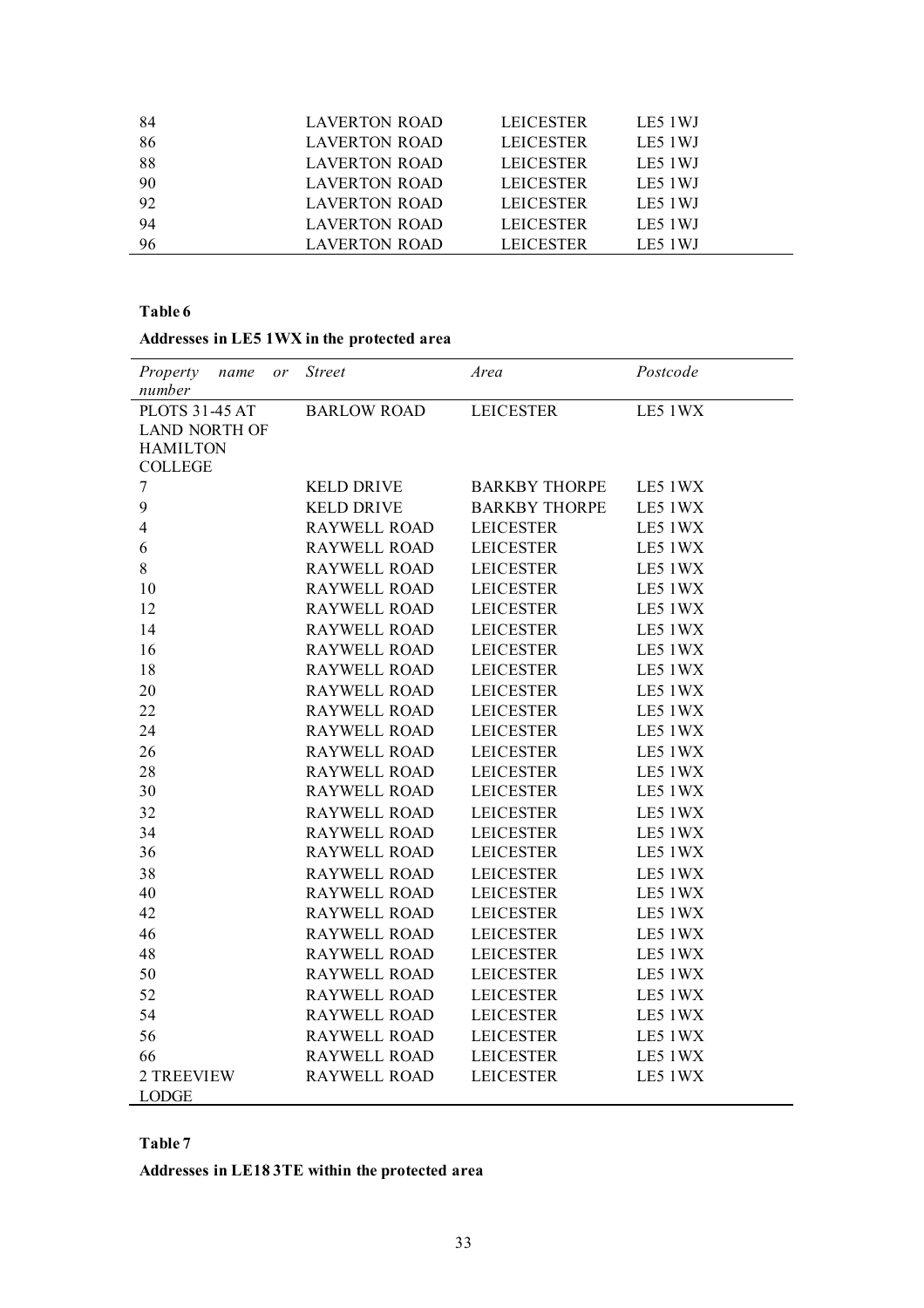| | | | |
|---|---|---|---|
| 84 | LAVERTON ROAD | LEICESTER | LE5 1WJ |
| 86 | LAVERTON ROAD | LEICESTER | LE5 1WJ |
| 88 | LAVERTON ROAD | LEICESTER | LE5 1WJ |
| 90 | LAVERTON ROAD | LEICESTER | LE5 1WJ |
| 92 | LAVERTON ROAD | LEICESTER | LE5 1WJ |
| 94 | LAVERTON ROAD | LEICESTER | LE5 1WJ |
| 96 | LAVERTON ROAD | LEICESTER | LE5 1WJ |

**Table 6**

**Addresses in LE5 1WX in the protected area**

| *Property name or number* | *Street* | *Area* | *Postcode* |
|---|---|---|---|
| PLOTS 31-45 AT LAND NORTH OF HAMILTON COLLEGE | BARLOW ROAD | LEICESTER | LE5 1WX |
| 7 | KELD DRIVE | BARKBY THORPE | LE5 1WX |
| 9 | KELD DRIVE | BARKBY THORPE | LE5 1WX |
| 4 | RAYWELL ROAD | LEICESTER | LE5 1WX |
| 6 | RAYWELL ROAD | LEICESTER | LE5 1WX |
| 8 | RAYWELL ROAD | LEICESTER | LE5 1WX |
| 10 | RAYWELL ROAD | LEICESTER | LE5 1WX |
| 12 | RAYWELL ROAD | LEICESTER | LE5 1WX |
| 14 | RAYWELL ROAD | LEICESTER | LE5 1WX |
| 16 | RAYWELL ROAD | LEICESTER | LE5 1WX |
| 18 | RAYWELL ROAD | LEICESTER | LE5 1WX |
| 20 | RAYWELL ROAD | LEICESTER | LE5 1WX |
| 22 | RAYWELL ROAD | LEICESTER | LE5 1WX |
| 24 | RAYWELL ROAD | LEICESTER | LE5 1WX |
| 26 | RAYWELL ROAD | LEICESTER | LE5 1WX |
| 28 | RAYWELL ROAD | LEICESTER | LE5 1WX |
| 30 | RAYWELL ROAD | LEICESTER | LE5 1WX |
| 32 | RAYWELL ROAD | LEICESTER | LE5 1WX |
| 34 | RAYWELL ROAD | LEICESTER | LE5 1WX |
| 36 | RAYWELL ROAD | LEICESTER | LE5 1WX |
| 38 | RAYWELL ROAD | LEICESTER | LE5 1WX |
| 40 | RAYWELL ROAD | LEICESTER | LE5 1WX |
| 42 | RAYWELL ROAD | LEICESTER | LE5 1WX |
| 46 | RAYWELL ROAD | LEICESTER | LE5 1WX |
| 48 | RAYWELL ROAD | LEICESTER | LE5 1WX |
| 50 | RAYWELL ROAD | LEICESTER | LE5 1WX |
| 52 | RAYWELL ROAD | LEICESTER | LE5 1WX |
| 54 | RAYWELL ROAD | LEICESTER | LE5 1WX |
| 56 | RAYWELL ROAD | LEICESTER | LE5 1WX |
| 66 | RAYWELL ROAD | LEICESTER | LE5 1WX |
| 2 TREEVIEW LODGE | RAYWELL ROAD | LEICESTER | LE5 1WX |

**Table 7**

**Addresses in LE18 3TE within the protected area**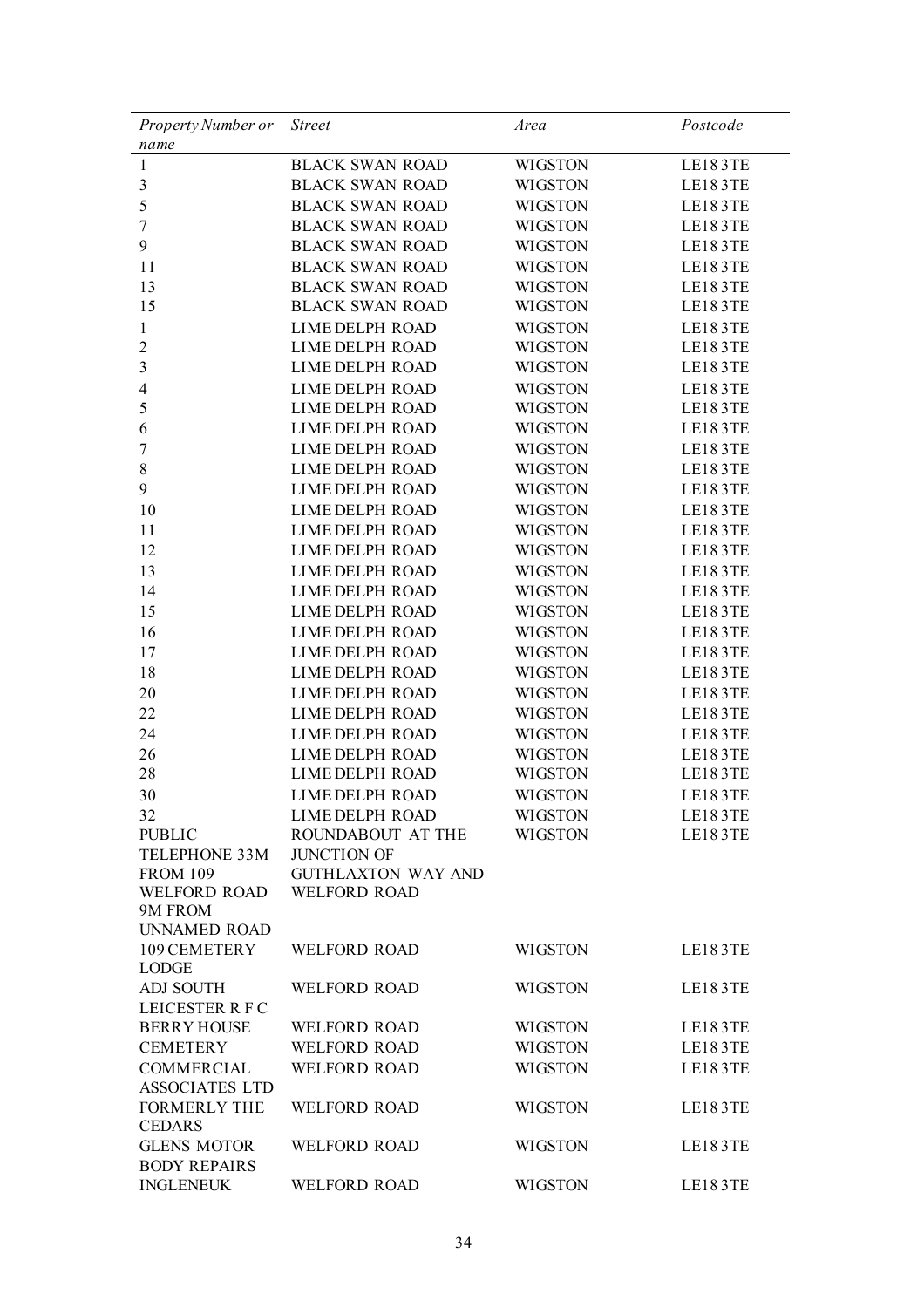| *Property Number or name* | *Street* | *Area* | *Postcode* |
|---|---|---|---|
| 1 | BLACK SWAN ROAD | WIGSTON | LE18 3TE |
| 3 | BLACK SWAN ROAD | WIGSTON | LE18 3TE |
| 5 | BLACK SWAN ROAD | WIGSTON | LE18 3TE |
| 7 | BLACK SWAN ROAD | WIGSTON | LE18 3TE |
| 9 | BLACK SWAN ROAD | WIGSTON | LE18 3TE |
| 11 | BLACK SWAN ROAD | WIGSTON | LE18 3TE |
| 13 | BLACK SWAN ROAD | WIGSTON | LE18 3TE |
| 15 | BLACK SWAN ROAD | WIGSTON | LE18 3TE |
| 1 | LIME DELPH ROAD | WIGSTON | LE18 3TE |
| 2 | LIME DELPH ROAD | WIGSTON | LE18 3TE |
| 3 | LIME DELPH ROAD | WIGSTON | LE18 3TE |
| 4 | LIME DELPH ROAD | WIGSTON | LE18 3TE |
| 5 | LIME DELPH ROAD | WIGSTON | LE18 3TE |
| 6 | LIME DELPH ROAD | WIGSTON | LE18 3TE |
| 7 | LIME DELPH ROAD | WIGSTON | LE18 3TE |
| 8 | LIME DELPH ROAD | WIGSTON | LE18 3TE |
| 9 | LIME DELPH ROAD | WIGSTON | LE18 3TE |
| 10 | LIME DELPH ROAD | WIGSTON | LE18 3TE |
| 11 | LIME DELPH ROAD | WIGSTON | LE18 3TE |
| 12 | LIME DELPH ROAD | WIGSTON | LE18 3TE |
| 13 | LIME DELPH ROAD | WIGSTON | LE18 3TE |
| 14 | LIME DELPH ROAD | WIGSTON | LE18 3TE |
| 15 | LIME DELPH ROAD | WIGSTON | LE18 3TE |
| 16 | LIME DELPH ROAD | WIGSTON | LE18 3TE |
| 17 | LIME DELPH ROAD | WIGSTON | LE18 3TE |
| 18 | LIME DELPH ROAD | WIGSTON | LE18 3TE |
| 20 | LIME DELPH ROAD | WIGSTON | LE18 3TE |
| 22 | LIME DELPH ROAD | WIGSTON | LE18 3TE |
| 24 | LIME DELPH ROAD | WIGSTON | LE18 3TE |
| 26 | LIME DELPH ROAD | WIGSTON | LE18 3TE |
| 28 | LIME DELPH ROAD | WIGSTON | LE18 3TE |
| 30 | LIME DELPH ROAD | WIGSTON | LE18 3TE |
| 32 | LIME DELPH ROAD | WIGSTON | LE18 3TE |
| PUBLIC TELEPHONE 33M FROM 109 WELFORD ROAD 9M FROM UNNAMED ROAD | ROUNDABOUT AT THE JUNCTION OF GUTHLAXTON WAY AND WELFORD ROAD | WIGSTON | LE18 3TE |
| 109 CEMETERY LODGE | WELFORD ROAD | WIGSTON | LE18 3TE |
| ADJ SOUTH LEICESTER R F C | WELFORD ROAD | WIGSTON | LE18 3TE |
| BERRY HOUSE | WELFORD ROAD | WIGSTON | LE18 3TE |
| CEMETERY | WELFORD ROAD | WIGSTON | LE18 3TE |
| COMMERCIAL ASSOCIATES LTD | WELFORD ROAD | WIGSTON | LE18 3TE |
| FORMERLY THE CEDARS | WELFORD ROAD | WIGSTON | LE18 3TE |
| GLENS MOTOR BODY REPAIRS | WELFORD ROAD | WIGSTON | LE18 3TE |
| INGLENEUK | WELFORD ROAD | WIGSTON | LE18 3TE |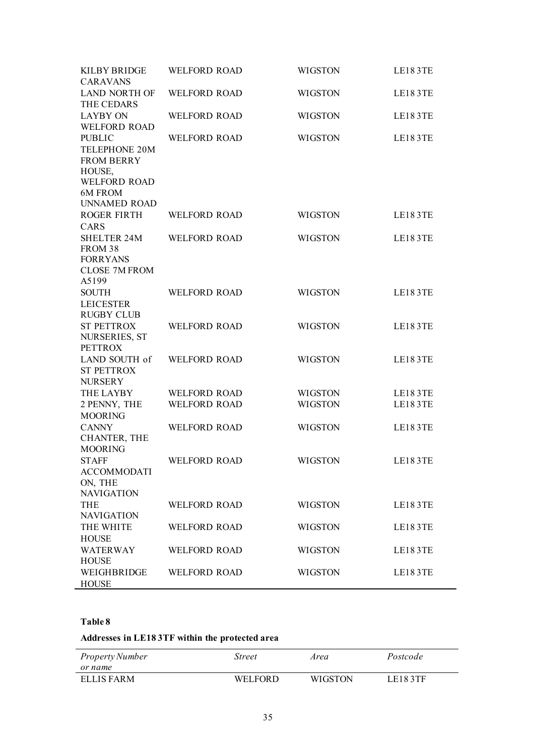| | | | |
|---|---|---|---|
| KILBY BRIDGE CARAVANS | WELFORD ROAD | WIGSTON | LE18 3TE |
| LAND NORTH OF THE CEDARS | WELFORD ROAD | WIGSTON | LE18 3TE |
| LAYBY ON WELFORD ROAD | WELFORD ROAD | WIGSTON | LE18 3TE |
| PUBLIC TELEPHONE 20M FROM BERRY HOUSE, WELFORD ROAD 6M FROM UNNAMED ROAD | WELFORD ROAD | WIGSTON | LE18 3TE |
| ROGER FIRTH CARS | WELFORD ROAD | WIGSTON | LE18 3TE |
| SHELTER 24M FROM 38 FORRYANS CLOSE 7M FROM A5199 | WELFORD ROAD | WIGSTON | LE18 3TE |
| SOUTH LEICESTER RUGBY CLUB | WELFORD ROAD | WIGSTON | LE18 3TE |
| ST PETTROX NURSERIES, ST PETTROX | WELFORD ROAD | WIGSTON | LE18 3TE |
| LAND SOUTH of ST PETTROX NURSERY | WELFORD ROAD | WIGSTON | LE18 3TE |
| THE LAYBY | WELFORD ROAD | WIGSTON | LE18 3TE |
| 2 PENNY, THE MOORING | WELFORD ROAD | WIGSTON | LE18 3TE |
| CANNY CHANTER, THE MOORING | WELFORD ROAD | WIGSTON | LE18 3TE |
| STAFF ACCOMMODATION, THE NAVIGATION | WELFORD ROAD | WIGSTON | LE18 3TE |
| THE NAVIGATION | WELFORD ROAD | WIGSTON | LE18 3TE |
| THE WHITE HOUSE | WELFORD ROAD | WIGSTON | LE18 3TE |
| WATERWAY HOUSE | WELFORD ROAD | WIGSTON | LE18 3TE |
| WEIGHBRIDGE HOUSE | WELFORD ROAD | WIGSTON | LE18 3TE |

**Table 8**

**Addresses in LE18 3TF within the protected area**

| *Property Number or name* | *Street* | *Area* | *Postcode* |
|---|---|---|---|
| ELLIS FARM | WELFORD | WIGSTON | LE18 3TF |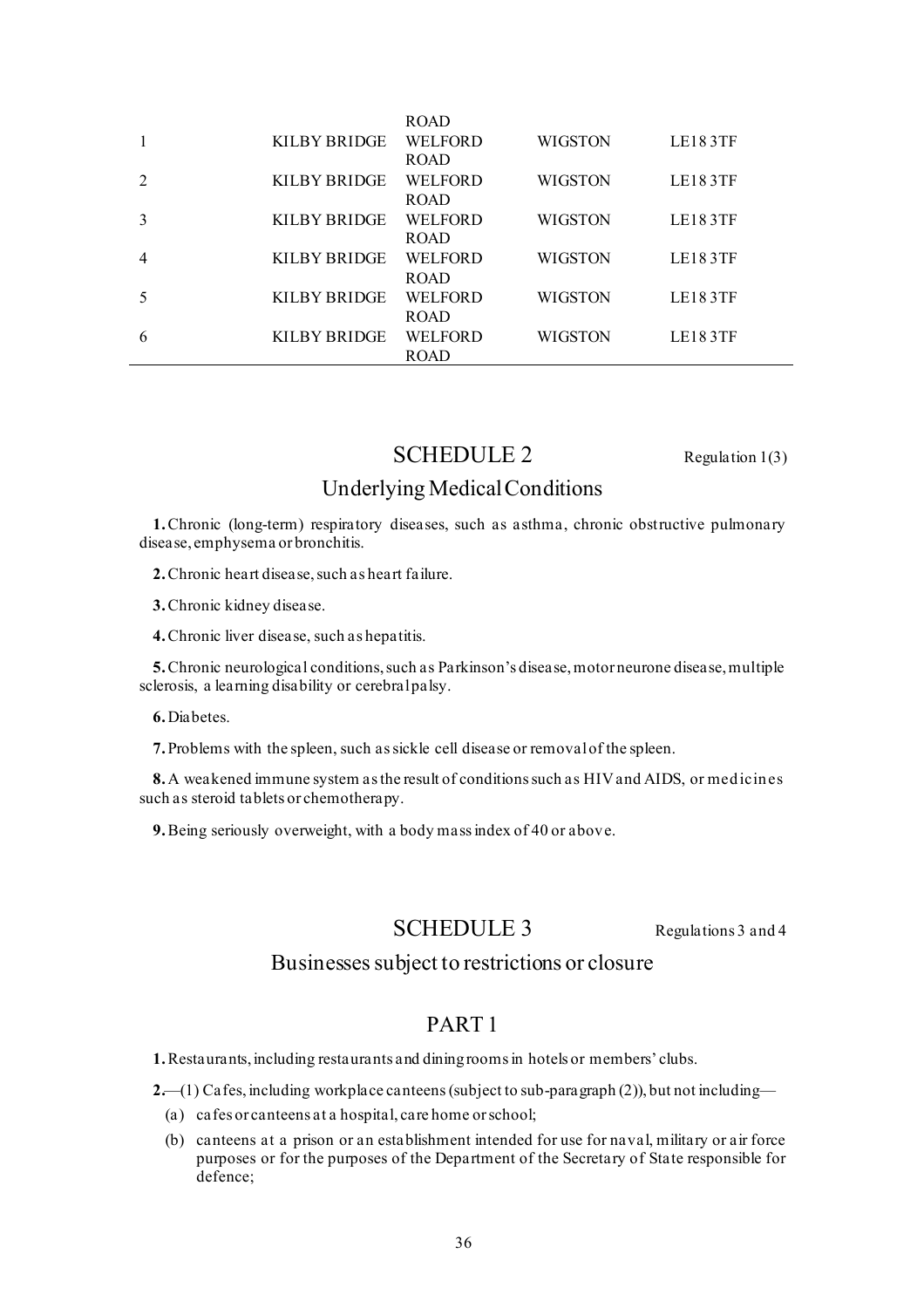| | | ROAD | | |
|---|---|---|---|---|
| 1 | KILBY BRIDGE | WELFORD ROAD | WIGSTON | LE18 3TF |
| 2 | KILBY BRIDGE | WELFORD ROAD | WIGSTON | LE18 3TF |
| 3 | KILBY BRIDGE | WELFORD ROAD | WIGSTON | LE18 3TF |
| 4 | KILBY BRIDGE | WELFORD ROAD | WIGSTON | LE18 3TF |
| 5 | KILBY BRIDGE | WELFORD ROAD | WIGSTON | LE18 3TF |
| 6 | KILBY BRIDGE | WELFORD ROAD | WIGSTON | LE18 3TF |

## SCHEDULE 2

Regulation 1(3)

### Underlying Medical Conditions

**1.** Chronic (long-term) respiratory diseases, such as asthma, chronic obstructive pulmonary disease, emphysema or bronchitis.

**2.** Chronic heart disease, such as heart failure.

**3.** Chronic kidney disease.

**4.** Chronic liver disease, such as hepatitis.

**5.** Chronic neurological conditions, such as Parkinson's disease, motor neurone disease, multiple sclerosis, a learning disability or cerebral palsy.

**6.** Diabetes.

**7.** Problems with the spleen, such as sickle cell disease or removal of the spleen.

**8.** A weakened immune system as the result of conditions such as HIV and AIDS, or medicines such as steroid tablets or chemotherapy.

**9.** Being seriously overweight, with a body mass index of 40 or above.

## SCHEDULE 3

Regulations 3 and 4

### Businesses subject to restrictions or closure

### PART 1

**1.** Restaurants, including restaurants and dining rooms in hotels or members' clubs.

**2.**—(1) Cafes, including workplace canteens (subject to sub-paragraph (2)), but not including—

(a) cafes or canteens at a hospital, care home or school;

(b) canteens at a prison or an establishment intended for use for naval, military or air force purposes or for the purposes of the Department of the Secretary of State responsible for defence;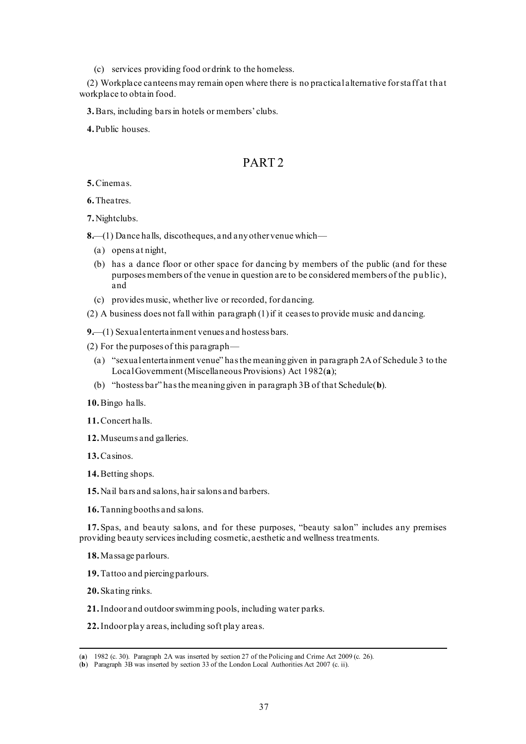(c) services providing food or drink to the homeless.

(2) Workplace canteens may remain open where there is no practical alternative for staff at that workplace to obtain food.

**3.** Bars, including bars in hotels or members' clubs.

**4.** Public houses.

## PART 2

**5.** Cinemas.

**6.** Theatres.

**7.** Nightclubs.

**8.**—(1) Dance halls, discotheques, and any other venue which—

(a) opens at night,

(b) has a dance floor or other space for dancing by members of the public (and for these purposes members of the venue in question are to be considered members of the public), and

(c) provides music, whether live or recorded, for dancing.

(2) A business does not fall within paragraph (1) if it ceases to provide music and dancing.

**9.**—(1) Sexual entertainment venues and hostess bars.

(2) For the purposes of this paragraph—

(a) "sexual entertainment venue" has the meaning given in paragraph 2A of Schedule 3 to the Local Government (Miscellaneous Provisions) Act 1982(**a**);

(b) "hostess bar" has the meaning given in paragraph 3B of that Schedule(**b**).

**10.** Bingo halls.

**11.** Concert halls.

**12.** Museums and galleries.

**13.** Casinos.

**14.** Betting shops.

**15.** Nail bars and salons, hair salons and barbers.

**16.** Tanning booths and salons.

**17.** Spas, and beauty salons, and for these purposes, "beauty salon" includes any premises providing beauty services including cosmetic, aesthetic and wellness treatments.

**18.** Massage parlours.

**19.** Tattoo and piercing parlours.

**20.** Skating rinks.

**21.** Indoor and outdoor swimming pools, including water parks.

**22.** Indoor play areas, including soft play areas.

---

(**a**) 1982 (c. 30). Paragraph 2A was inserted by section 27 of the Policing and Crime Act 2009 (c. 26).

(**b**) Paragraph 3B was inserted by section 33 of the London Local Authorities Act 2007 (c. ii).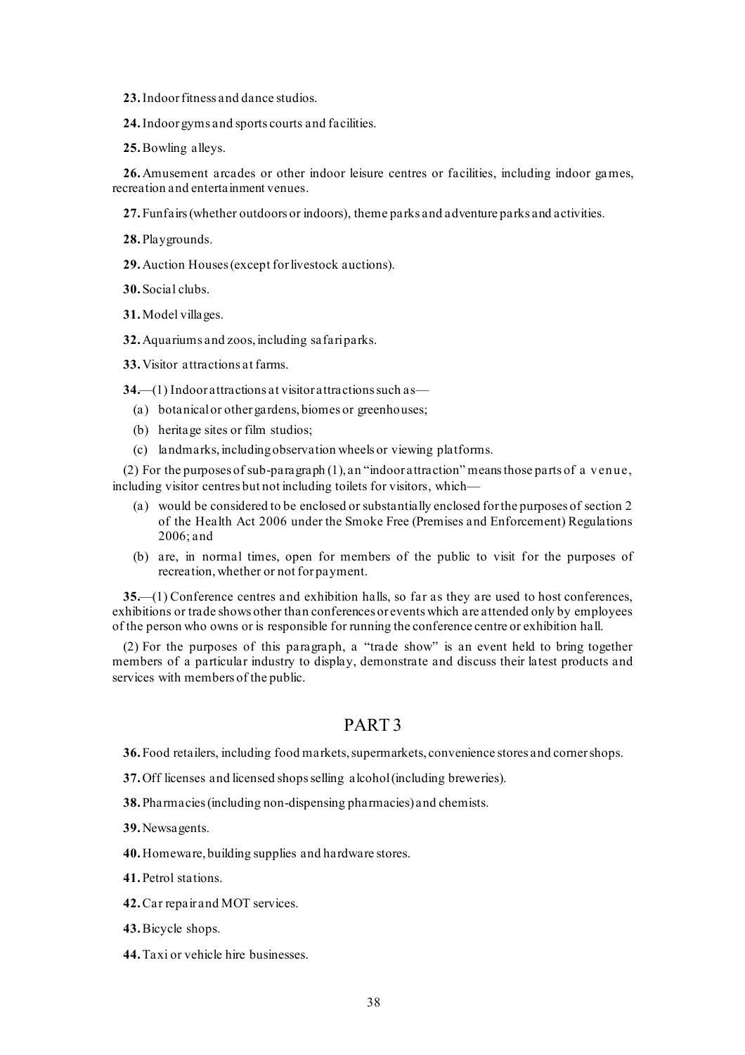**23.** Indoor fitness and dance studios.

**24.** Indoor gyms and sports courts and facilities.

**25.** Bowling alleys.

**26.** Amusement arcades or other indoor leisure centres or facilities, including indoor games, recreation and entertainment venues.

**27.** Funfairs (whether outdoors or indoors), theme parks and adventure parks and activities.

**28.** Playgrounds.

**29.** Auction Houses (except for livestock auctions).

**30.** Social clubs.

**31.** Model villages.

**32.** Aquariums and zoos, including safari parks.

**33.** Visitor attractions at farms.

**34.**—(1) Indoor attractions at visitor attractions such as—

(a) botanical or other gardens, biomes or greenhouses;

(b) heritage sites or film studios;

(c) landmarks, including observation wheels or viewing platforms.

(2) For the purposes of sub-paragraph (1), an "indoor attraction" means those parts of a venue, including visitor centres but not including toilets for visitors, which—

(a) would be considered to be enclosed or substantially enclosed for the purposes of section 2 of the Health Act 2006 under the Smoke Free (Premises and Enforcement) Regulations 2006; and

(b) are, in normal times, open for members of the public to visit for the purposes of recreation, whether or not for payment.

**35.**—(1) Conference centres and exhibition halls, so far as they are used to host conferences, exhibitions or trade shows other than conferences or events which are attended only by employees of the person who owns or is responsible for running the conference centre or exhibition hall.

(2) For the purposes of this paragraph, a "trade show" is an event held to bring together members of a particular industry to display, demonstrate and discuss their latest products and services with members of the public.

## PART 3

**36.** Food retailers, including food markets, supermarkets, convenience stores and corner shops.

**37.** Off licenses and licensed shops selling alcohol (including breweries).

**38.** Pharmacies (including non-dispensing pharmacies) and chemists.

**39.** Newsagents.

**40.** Homeware, building supplies and hardware stores.

**41.** Petrol stations.

**42.** Car repair and MOT services.

**43.** Bicycle shops.

**44.** Taxi or vehicle hire businesses.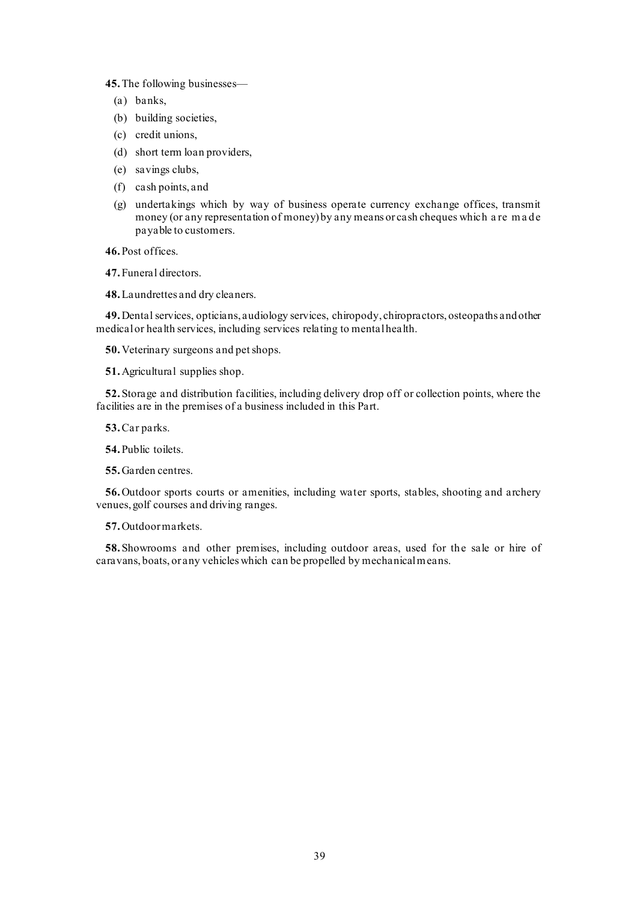**45.** The following businesses—

(a) banks,

(b) building societies,

(c) credit unions,

(d) short term loan providers,

(e) savings clubs,

(f) cash points, and

(g) undertakings which by way of business operate currency exchange offices, transmit money (or any representation of money) by any means or cash cheques which are made payable to customers.

**46.** Post offices.

**47.** Funeral directors.

**48.** Laundrettes and dry cleaners.

**49.** Dental services, opticians, audiology services, chiropody, chiropractors, osteopaths and other medical or health services, including services relating to mental health.

**50.** Veterinary surgeons and pet shops.

**51.** Agricultural supplies shop.

**52.** Storage and distribution facilities, including delivery drop off or collection points, where the facilities are in the premises of a business included in this Part.

**53.** Car parks.

**54.** Public toilets.

**55.** Garden centres.

**56.** Outdoor sports courts or amenities, including water sports, stables, shooting and archery venues, golf courses and driving ranges.

**57.** Outdoor markets.

**58.** Showrooms and other premises, including outdoor areas, used for the sale or hire of caravans, boats, or any vehicles which can be propelled by mechanical means.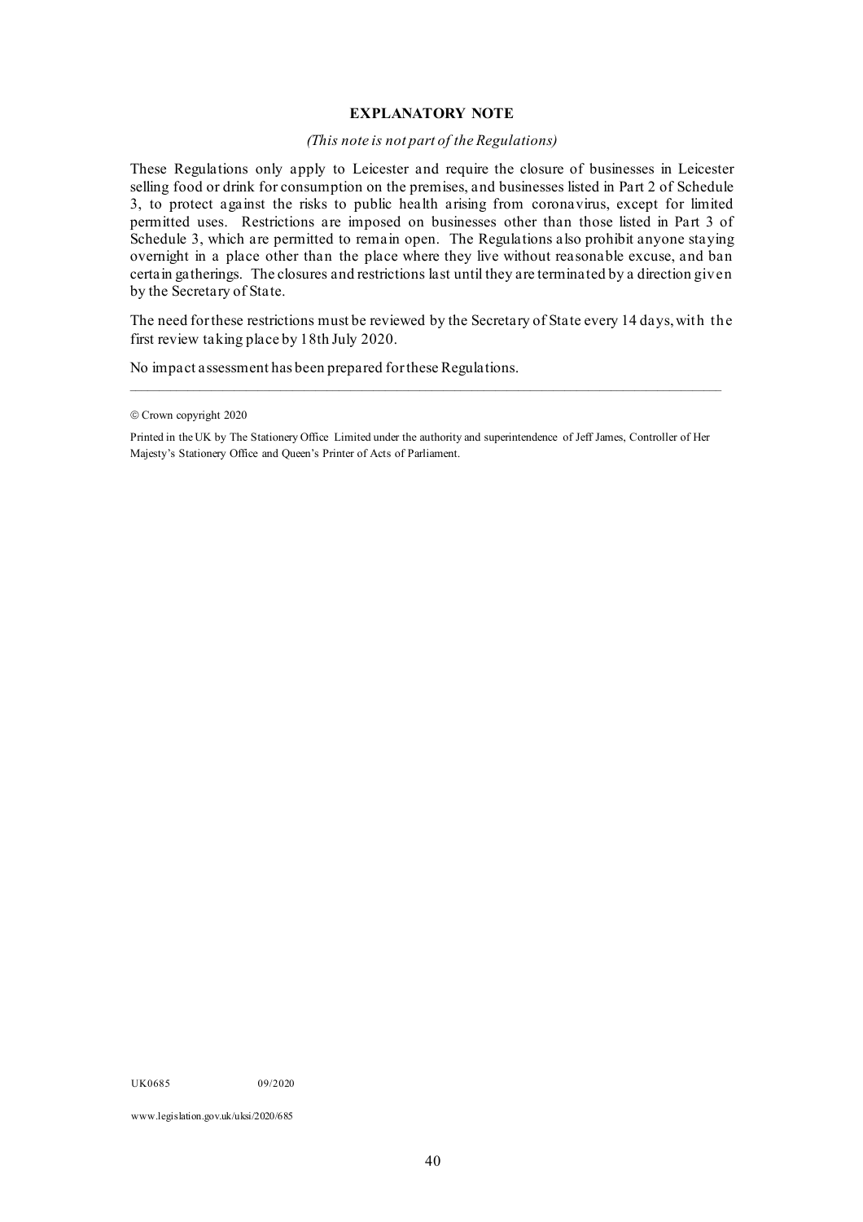## EXPLANATORY NOTE

*(This note is not part of the Regulations)*

These Regulations only apply to Leicester and require the closure of businesses in Leicester selling food or drink for consumption on the premises, and businesses listed in Part 2 of Schedule 3, to protect against the risks to public health arising from coronavirus, except for limited permitted uses. Restrictions are imposed on businesses other than those listed in Part 3 of Schedule 3, which are permitted to remain open. The Regulations also prohibit anyone staying overnight in a place other than the place where they live without reasonable excuse, and ban certain gatherings. The closures and restrictions last until they are terminated by a direction given by the Secretary of State.

The need for these restrictions must be reviewed by the Secretary of State every 14 days, with the first review taking place by 18th July 2020.

No impact assessment has been prepared for these Regulations.

---

© Crown copyright 2020

Printed in the UK by The Stationery Office Limited under the authority and superintendence of Jeff James, Controller of Her Majesty's Stationery Office and Queen's Printer of Acts of Parliament.

UK0685 09/2020

www.legislation.gov.uk/uksi/2020/685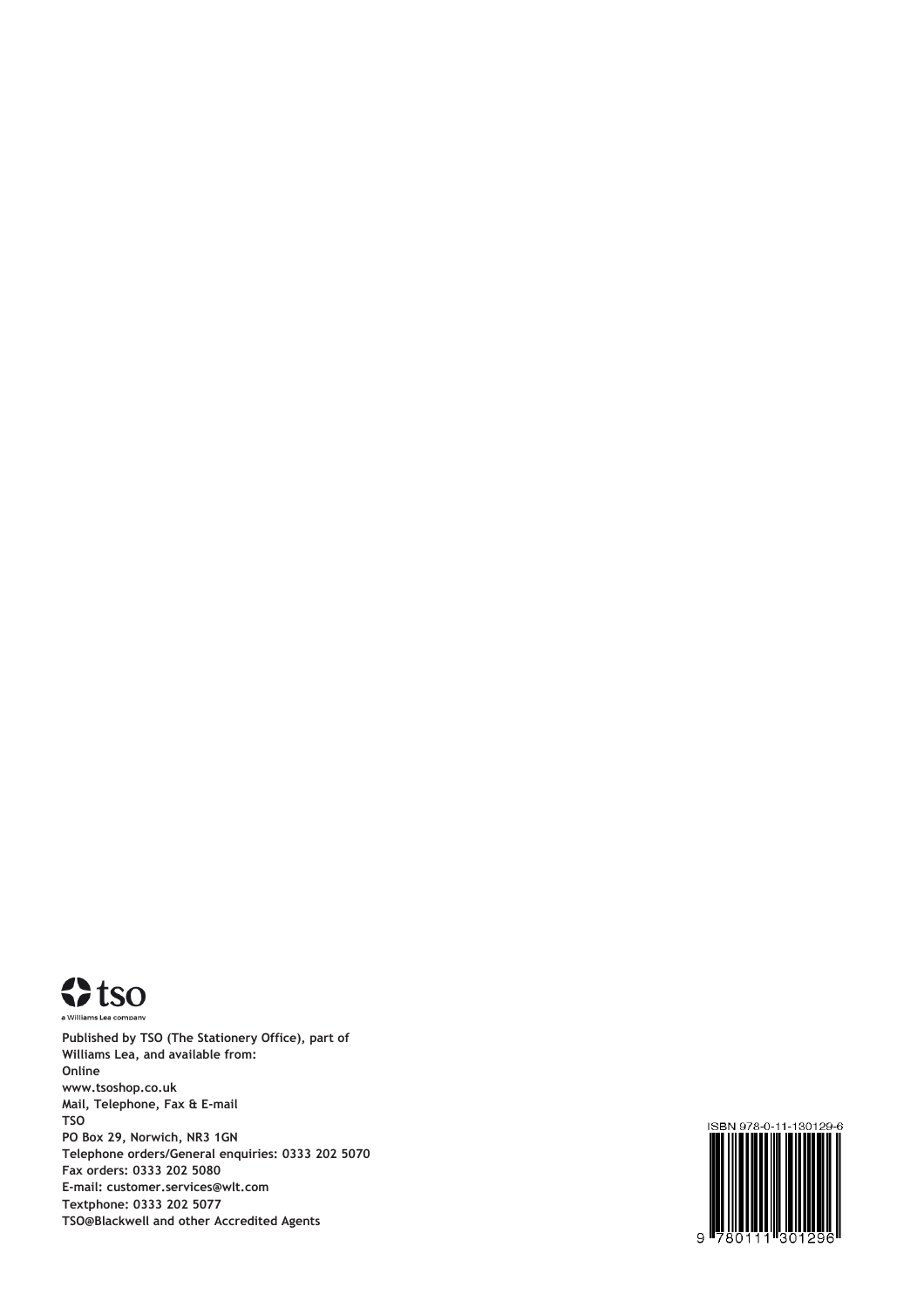tso

a Williams Lea company

**Published by TSO (The Stationery Office), part of Williams Lea, and available from:**

**Online**

**www.tsoshop.co.uk**

**Mail, Telephone, Fax & E-mail**

**TSO**

**PO Box 29, Norwich, NR3 1GN**

**Telephone orders/General enquiries: 0333 202 5070**

**Fax orders: 0333 202 5080**

**E-mail: customer.services@wlt.com**

**Textphone: 0333 202 5077**

**TSO@Blackwell and other Accredited Agents**

ISBN 978-0-11-130129-6

9 780111 301296